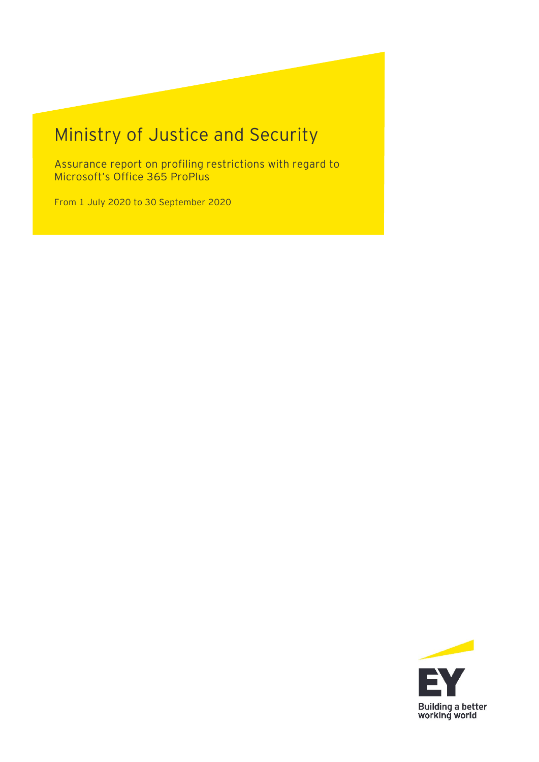# Ministry of Justice and Security

Assurance report on profiling restrictions with regard to Microsoft's Office 365 ProPlus

From 1 July 2020 to 30 September 2020

Building a better working world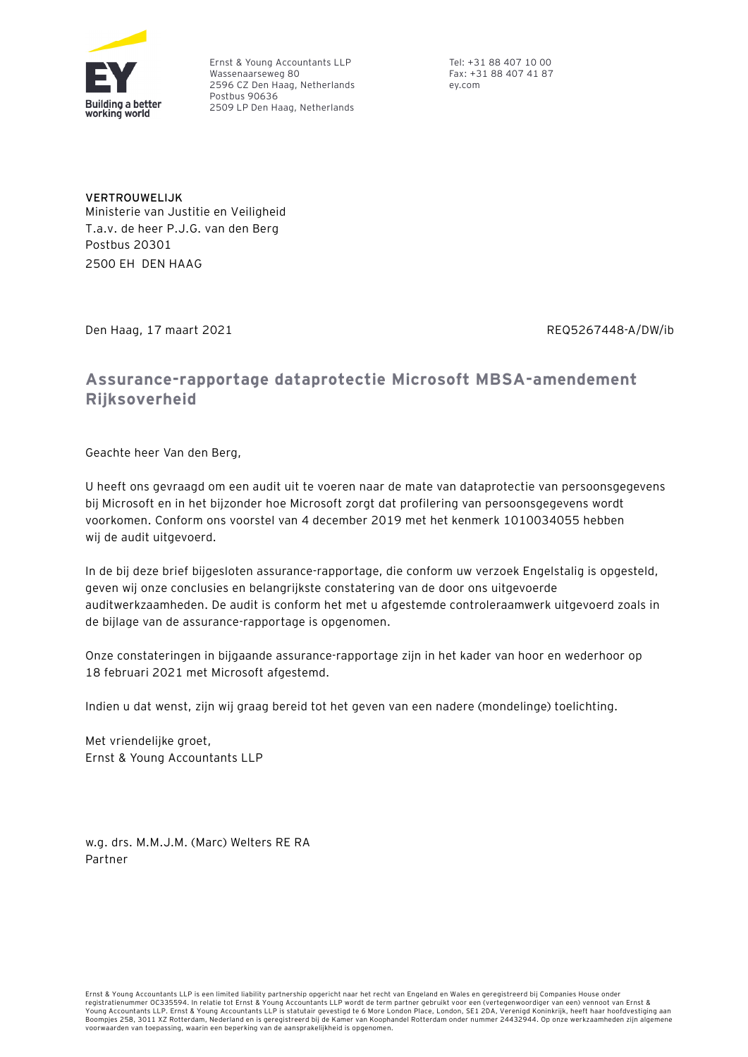Ernst & Young Accountants LLP
Wassenaarseweg 80
2596 CZ Den Haag, Netherlands
Postbus 90636
2509 LP Den Haag, Netherlands

Tel: +31 88 407 10 00
Fax: +31 88 407 41 87
ey.com

**VERTROUWELIJK**
Ministerie van Justitie en Veiligheid
T.a.v. de heer P.J.G. van den Berg
Postbus 20301
2500 EH DEN HAAG

Den Haag, 17 maart 2021

REQ5267448-A/DW/ib

## Assurance-rapportage dataprotectie Microsoft MBSA-amendement Rijksoverheid

Geachte heer Van den Berg,

U heeft ons gevraagd om een audit uit te voeren naar de mate van dataprotectie van persoonsgegevens bij Microsoft en in het bijzonder hoe Microsoft zorgt dat profilering van persoonsgegevens wordt voorkomen. Conform ons voorstel van 4 december 2019 met het kenmerk 1010034055 hebben wij de audit uitgevoerd.

In de bij deze brief bijgesloten assurance-rapportage, die conform uw verzoek Engelstalig is opgesteld, geven wij onze conclusies en belangrijkste constatering van de door ons uitgevoerde auditwerkzaamheden. De audit is conform het met u afgestemde controleraamwerk uitgevoerd zoals in de bijlage van de assurance-rapportage is opgenomen.

Onze constateringen in bijgaande assurance-rapportage zijn in het kader van hoor en wederhoor op 18 februari 2021 met Microsoft afgestemd.

Indien u dat wenst, zijn wij graag bereid tot het geven van een nadere (mondelinge) toelichting.

Met vriendelijke groet,
Ernst & Young Accountants LLP

w.g. drs. M.M.J.M. (Marc) Welters RE RA
Partner

Ernst & Young Accountants LLP is een limited liability partnership opgericht naar het recht van Engeland en Wales en geregistreerd bij Companies House onder registratienummer OC335594. In relatie tot Ernst & Young Accountants LLP wordt de term partner gebruikt voor een (vertegenwoordiger van een) vennoot van Ernst & Young Accountants LLP. Ernst & Young Accountants LLP is statutair gevestigd te 6 More London Place, London, SE1 2DA, Verenigd Koninkrijk, heeft haar hoofdvestiging aan Boompjes 258, 3011 XZ Rotterdam, Nederland en is geregistreerd bij de Kamer van Koophandel Rotterdam onder nummer 24432944. Op onze werkzaamheden zijn algemene voorwaarden van toepassing, waarin een beperking van de aansprakelijkheid is opgenomen.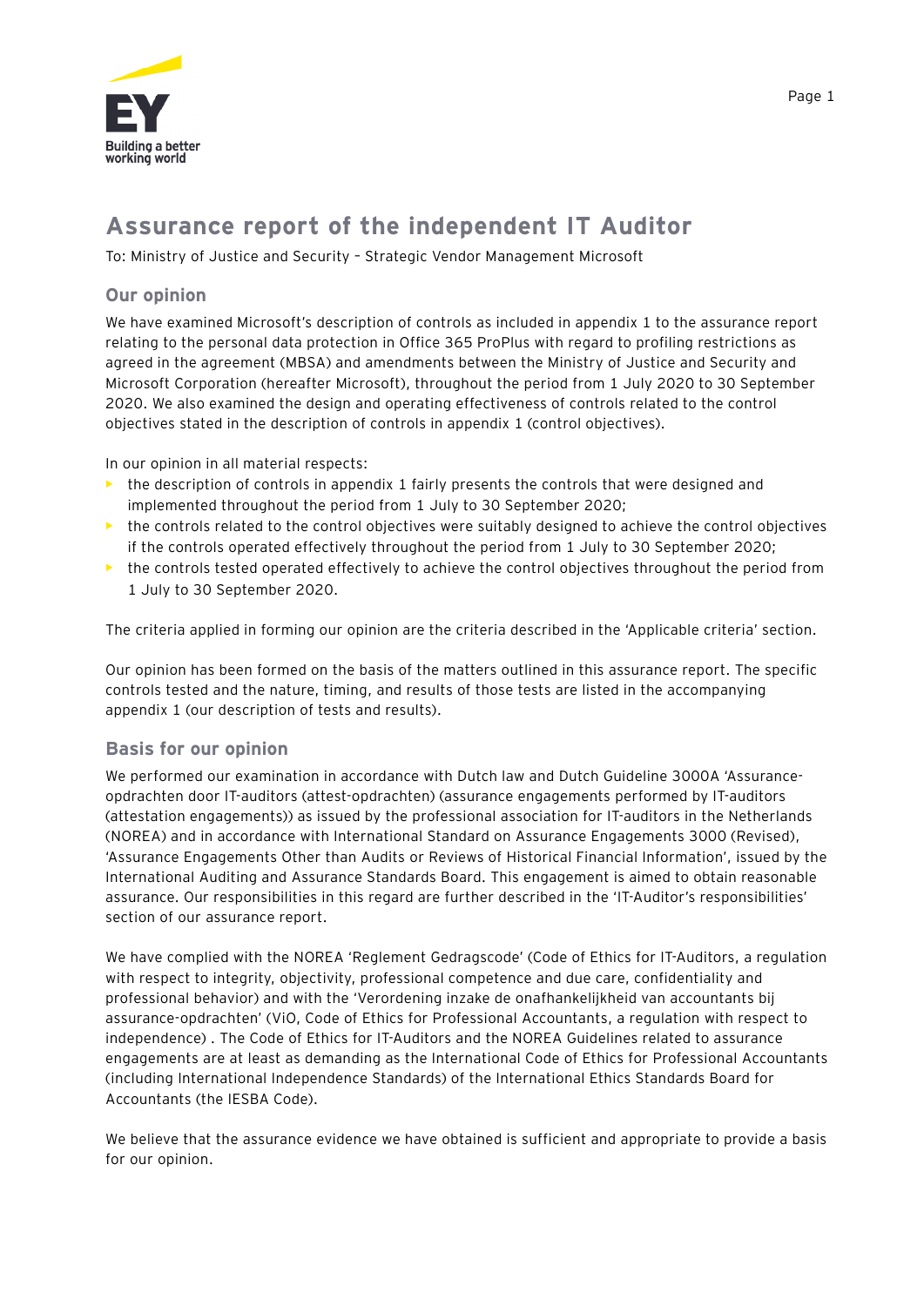# Assurance report of the independent IT Auditor

To: Ministry of Justice and Security – Strategic Vendor Management Microsoft

## Our opinion

We have examined Microsoft's description of controls as included in appendix 1 to the assurance report relating to the personal data protection in Office 365 ProPlus with regard to profiling restrictions as agreed in the agreement (MBSA) and amendments between the Ministry of Justice and Security and Microsoft Corporation (hereafter Microsoft), throughout the period from 1 July 2020 to 30 September 2020. We also examined the design and operating effectiveness of controls related to the control objectives stated in the description of controls in appendix 1 (control objectives).

In our opinion in all material respects:

- the description of controls in appendix 1 fairly presents the controls that were designed and implemented throughout the period from 1 July to 30 September 2020;
- the controls related to the control objectives were suitably designed to achieve the control objectives if the controls operated effectively throughout the period from 1 July to 30 September 2020;
- the controls tested operated effectively to achieve the control objectives throughout the period from 1 July to 30 September 2020.

The criteria applied in forming our opinion are the criteria described in the 'Applicable criteria' section.

Our opinion has been formed on the basis of the matters outlined in this assurance report. The specific controls tested and the nature, timing, and results of those tests are listed in the accompanying appendix 1 (our description of tests and results).

## Basis for our opinion

We performed our examination in accordance with Dutch law and Dutch Guideline 3000A 'Assurance-opdrachten door IT-auditors (attest-opdrachten) (assurance engagements performed by IT-auditors (attestation engagements)) as issued by the professional association for IT-auditors in the Netherlands (NOREA) and in accordance with International Standard on Assurance Engagements 3000 (Revised), 'Assurance Engagements Other than Audits or Reviews of Historical Financial Information', issued by the International Auditing and Assurance Standards Board. This engagement is aimed to obtain reasonable assurance. Our responsibilities in this regard are further described in the 'IT-Auditor's responsibilities' section of our assurance report.

We have complied with the NOREA 'Reglement Gedragscode' (Code of Ethics for IT-Auditors, a regulation with respect to integrity, objectivity, professional competence and due care, confidentiality and professional behavior) and with the 'Verordening inzake de onafhankelijkheid van accountants bij assurance-opdrachten' (ViO, Code of Ethics for Professional Accountants, a regulation with respect to independence) . The Code of Ethics for IT-Auditors and the NOREA Guidelines related to assurance engagements are at least as demanding as the International Code of Ethics for Professional Accountants (including International Independence Standards) of the International Ethics Standards Board for Accountants (the IESBA Code).

We believe that the assurance evidence we have obtained is sufficient and appropriate to provide a basis for our opinion.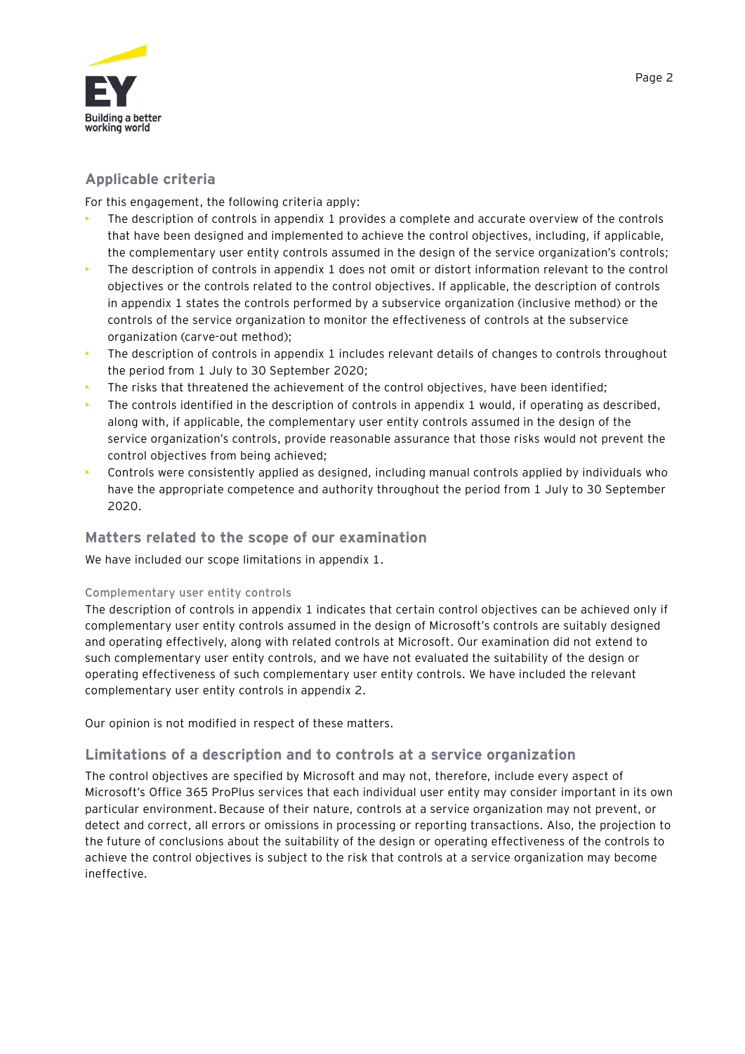## Applicable criteria

For this engagement, the following criteria apply:

- The description of controls in appendix 1 provides a complete and accurate overview of the controls that have been designed and implemented to achieve the control objectives, including, if applicable, the complementary user entity controls assumed in the design of the service organization's controls;
- The description of controls in appendix 1 does not omit or distort information relevant to the control objectives or the controls related to the control objectives. If applicable, the description of controls in appendix 1 states the controls performed by a subservice organization (inclusive method) or the controls of the service organization to monitor the effectiveness of controls at the subservice organization (carve-out method);
- The description of controls in appendix 1 includes relevant details of changes to controls throughout the period from 1 July to 30 September 2020;
- The risks that threatened the achievement of the control objectives, have been identified;
- The controls identified in the description of controls in appendix 1 would, if operating as described, along with, if applicable, the complementary user entity controls assumed in the design of the service organization's controls, provide reasonable assurance that those risks would not prevent the control objectives from being achieved;
- Controls were consistently applied as designed, including manual controls applied by individuals who have the appropriate competence and authority throughout the period from 1 July to 30 September 2020.

## Matters related to the scope of our examination

We have included our scope limitations in appendix 1.

### Complementary user entity controls

The description of controls in appendix 1 indicates that certain control objectives can be achieved only if complementary user entity controls assumed in the design of Microsoft's controls are suitably designed and operating effectively, along with related controls at Microsoft. Our examination did not extend to such complementary user entity controls, and we have not evaluated the suitability of the design or operating effectiveness of such complementary user entity controls. We have included the relevant complementary user entity controls in appendix 2.

Our opinion is not modified in respect of these matters.

## Limitations of a description and to controls at a service organization

The control objectives are specified by Microsoft and may not, therefore, include every aspect of Microsoft's Office 365 ProPlus services that each individual user entity may consider important in its own particular environment. Because of their nature, controls at a service organization may not prevent, or detect and correct, all errors or omissions in processing or reporting transactions. Also, the projection to the future of conclusions about the suitability of the design or operating effectiveness of the controls to achieve the control objectives is subject to the risk that controls at a service organization may become ineffective.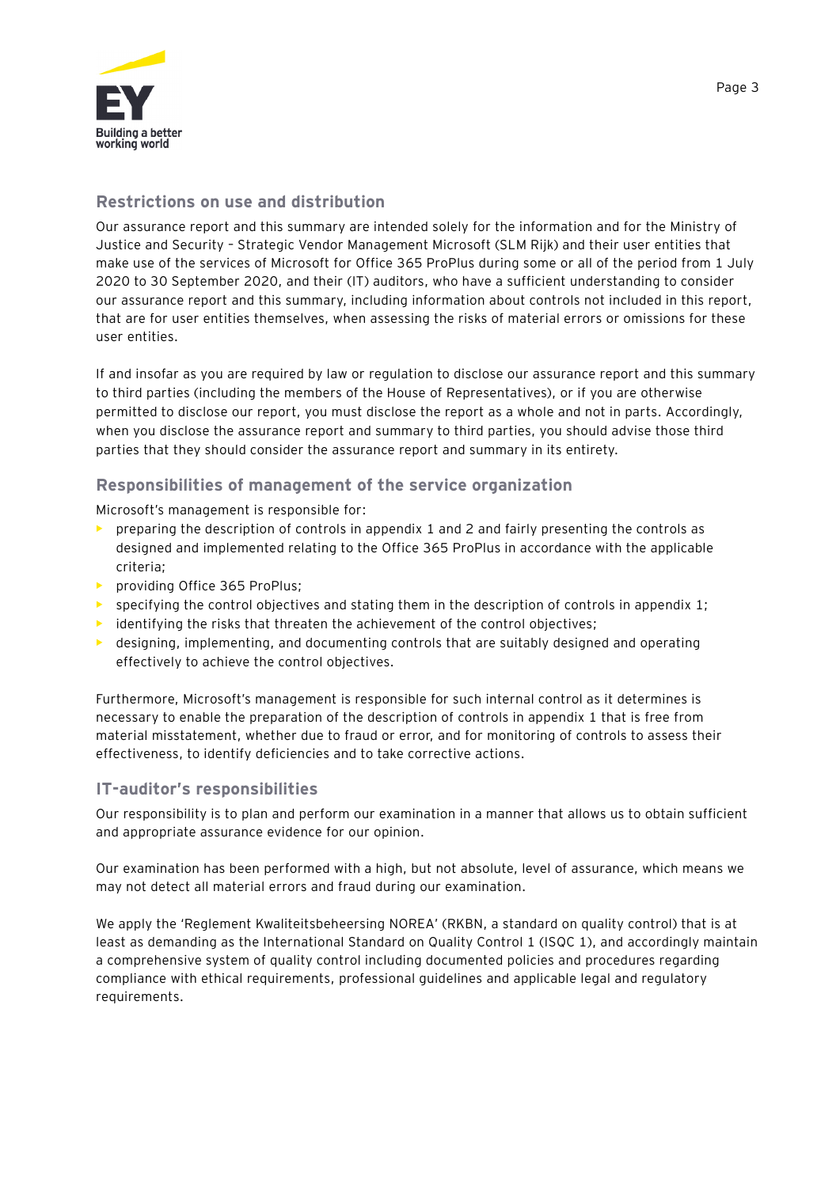## Restrictions on use and distribution

Our assurance report and this summary are intended solely for the information and for the Ministry of Justice and Security – Strategic Vendor Management Microsoft (SLM Rijk) and their user entities that make use of the services of Microsoft for Office 365 ProPlus during some or all of the period from 1 July 2020 to 30 September 2020, and their (IT) auditors, who have a sufficient understanding to consider our assurance report and this summary, including information about controls not included in this report, that are for user entities themselves, when assessing the risks of material errors or omissions for these user entities.

If and insofar as you are required by law or regulation to disclose our assurance report and this summary to third parties (including the members of the House of Representatives), or if you are otherwise permitted to disclose our report, you must disclose the report as a whole and not in parts. Accordingly, when you disclose the assurance report and summary to third parties, you should advise those third parties that they should consider the assurance report and summary in its entirety.

## Responsibilities of management of the service organization

Microsoft's management is responsible for:

- preparing the description of controls in appendix 1 and 2 and fairly presenting the controls as designed and implemented relating to the Office 365 ProPlus in accordance with the applicable criteria;
- providing Office 365 ProPlus;
- specifying the control objectives and stating them in the description of controls in appendix 1;
- identifying the risks that threaten the achievement of the control objectives;
- designing, implementing, and documenting controls that are suitably designed and operating effectively to achieve the control objectives.

Furthermore, Microsoft's management is responsible for such internal control as it determines is necessary to enable the preparation of the description of controls in appendix 1 that is free from material misstatement, whether due to fraud or error, and for monitoring of controls to assess their effectiveness, to identify deficiencies and to take corrective actions.

## IT-auditor's responsibilities

Our responsibility is to plan and perform our examination in a manner that allows us to obtain sufficient and appropriate assurance evidence for our opinion.

Our examination has been performed with a high, but not absolute, level of assurance, which means we may not detect all material errors and fraud during our examination.

We apply the 'Reglement Kwaliteitsbeheersing NOREA' (RKBN, a standard on quality control) that is at least as demanding as the International Standard on Quality Control 1 (ISQC 1), and accordingly maintain a comprehensive system of quality control including documented policies and procedures regarding compliance with ethical requirements, professional guidelines and applicable legal and regulatory requirements.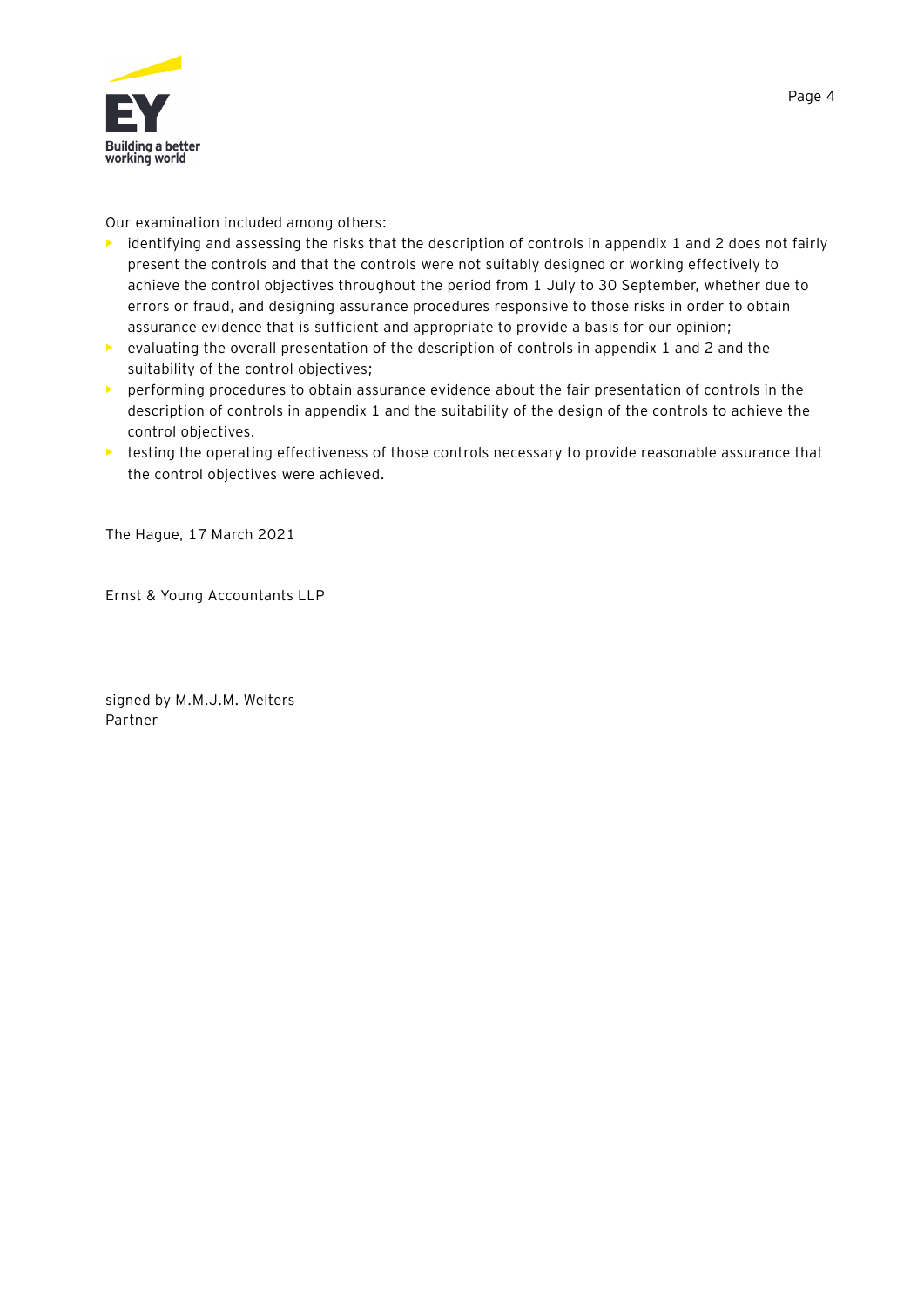Our examination included among others:

- identifying and assessing the risks that the description of controls in appendix 1 and 2 does not fairly present the controls and that the controls were not suitably designed or working effectively to achieve the control objectives throughout the period from 1 July to 30 September, whether due to errors or fraud, and designing assurance procedures responsive to those risks in order to obtain assurance evidence that is sufficient and appropriate to provide a basis for our opinion;
- evaluating the overall presentation of the description of controls in appendix 1 and 2 and the suitability of the control objectives;
- performing procedures to obtain assurance evidence about the fair presentation of controls in the description of controls in appendix 1 and the suitability of the design of the controls to achieve the control objectives.
- testing the operating effectiveness of those controls necessary to provide reasonable assurance that the control objectives were achieved.

The Hague, 17 March 2021

Ernst & Young Accountants LLP

signed by M.M.J.M. Welters
Partner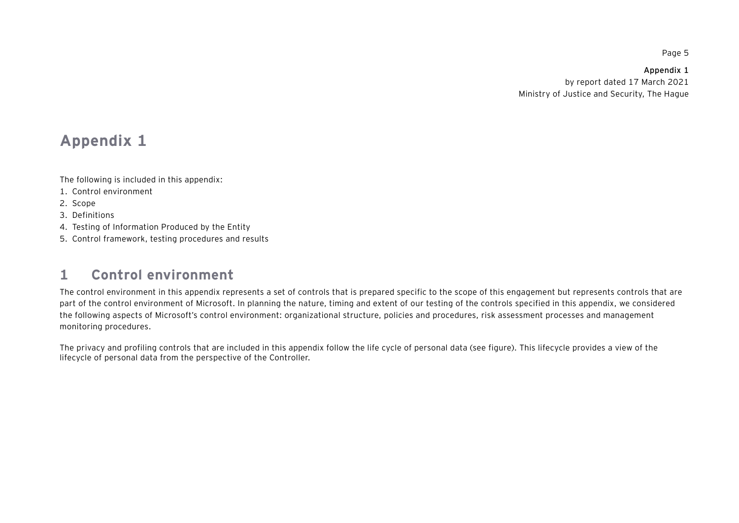# Appendix 1

The following is included in this appendix:

1. Control environment
2. Scope
3. Definitions
4. Testing of Information Produced by the Entity
5. Control framework, testing procedures and results

## 1 Control environment

The control environment in this appendix represents a set of controls that is prepared specific to the scope of this engagement but represents controls that are part of the control environment of Microsoft. In planning the nature, timing and extent of our testing of the controls specified in this appendix, we considered the following aspects of Microsoft's control environment: organizational structure, policies and procedures, risk assessment processes and management monitoring procedures.

The privacy and profiling controls that are included in this appendix follow the life cycle of personal data (see figure). This lifecycle provides a view of the lifecycle of personal data from the perspective of the Controller.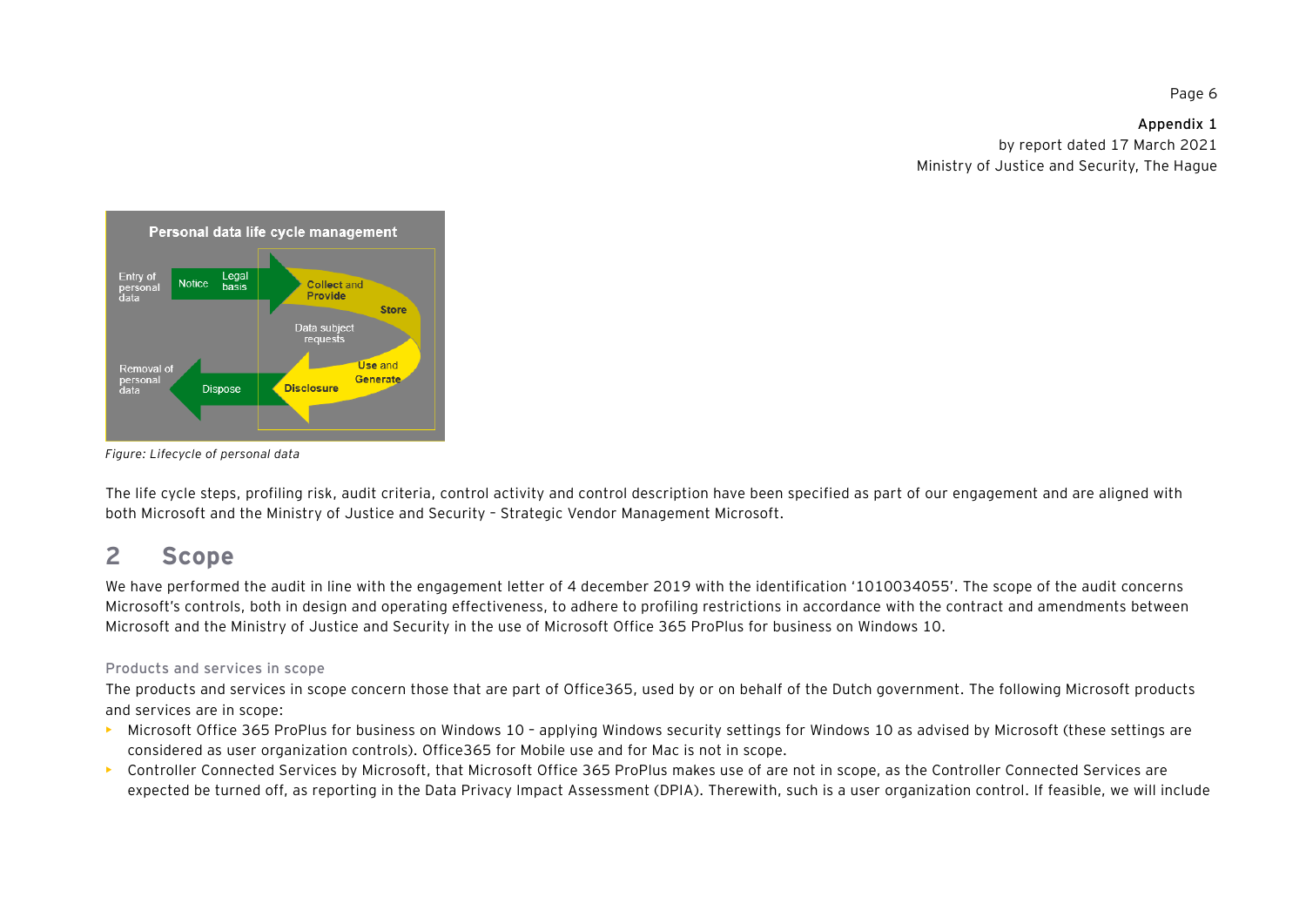Figure: Lifecycle of personal data

The life cycle steps, profiling risk, audit criteria, control activity and control description have been specified as part of our engagement and are aligned with both Microsoft and the Ministry of Justice and Security – Strategic Vendor Management Microsoft.

## 2 Scope

We have performed the audit in line with the engagement letter of 4 december 2019 with the identification '1010034055'. The scope of the audit concerns Microsoft's controls, both in design and operating effectiveness, to adhere to profiling restrictions in accordance with the contract and amendments between Microsoft and the Ministry of Justice and Security in the use of Microsoft Office 365 ProPlus for business on Windows 10.

### Products and services in scope

The products and services in scope concern those that are part of Office365, used by or on behalf of the Dutch government. The following Microsoft products and services are in scope:

- Microsoft Office 365 ProPlus for business on Windows 10 – applying Windows security settings for Windows 10 as advised by Microsoft (these settings are considered as user organization controls). Office365 for Mobile use and for Mac is not in scope.
- Controller Connected Services by Microsoft, that Microsoft Office 365 ProPlus makes use of are not in scope, as the Controller Connected Services are expected be turned off, as reporting in the Data Privacy Impact Assessment (DPIA). Therewith, such is a user organization control. If feasible, we will include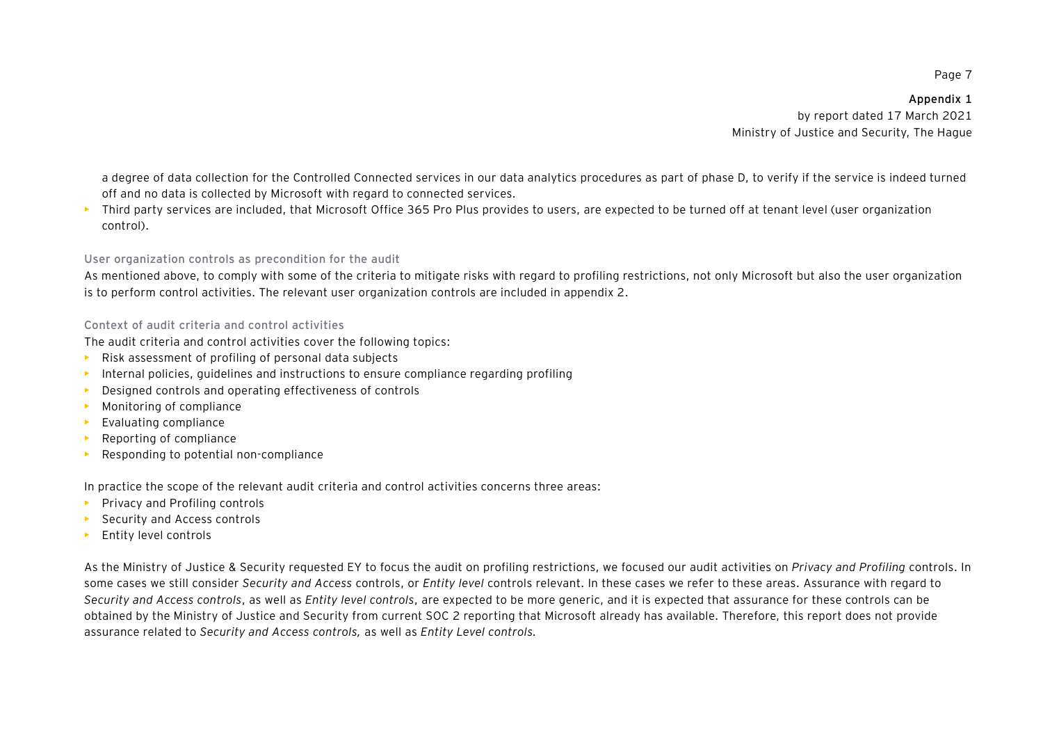a degree of data collection for the Controlled Connected services in our data analytics procedures as part of phase D, to verify if the service is indeed turned off and no data is collected by Microsoft with regard to connected services.

- Third party services are included, that Microsoft Office 365 Pro Plus provides to users, are expected to be turned off at tenant level (user organization control).

### User organization controls as precondition for the audit

As mentioned above, to comply with some of the criteria to mitigate risks with regard to profiling restrictions, not only Microsoft but also the user organization is to perform control activities. The relevant user organization controls are included in appendix 2.

### Context of audit criteria and control activities

The audit criteria and control activities cover the following topics:

- Risk assessment of profiling of personal data subjects
- Internal policies, guidelines and instructions to ensure compliance regarding profiling
- Designed controls and operating effectiveness of controls
- Monitoring of compliance
- Evaluating compliance
- Reporting of compliance
- Responding to potential non-compliance

In practice the scope of the relevant audit criteria and control activities concerns three areas:

- Privacy and Profiling controls
- Security and Access controls
- Entity level controls

As the Ministry of Justice & Security requested EY to focus the audit on profiling restrictions, we focused our audit activities on *Privacy and Profiling* controls. In some cases we still consider *Security and Access* controls, or *Entity level* controls relevant. In these cases we refer to these areas. Assurance with regard to *Security and Access controls*, as well as *Entity level controls*, are expected to be more generic, and it is expected that assurance for these controls can be obtained by the Ministry of Justice and Security from current SOC 2 reporting that Microsoft already has available. Therefore, this report does not provide assurance related to *Security and Access controls,* as well as *Entity Level controls.*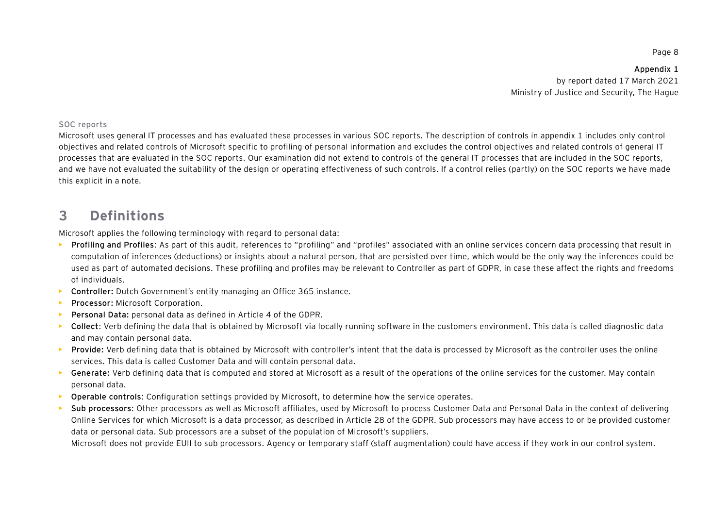SOC reports

Microsoft uses general IT processes and has evaluated these processes in various SOC reports. The description of controls in appendix 1 includes only control objectives and related controls of Microsoft specific to profiling of personal information and excludes the control objectives and related controls of general IT processes that are evaluated in the SOC reports. Our examination did not extend to controls of the general IT processes that are included in the SOC reports, and we have not evaluated the suitability of the design or operating effectiveness of such controls. If a control relies (partly) on the SOC reports we have made this explicit in a note.

## 3 Definitions

Microsoft applies the following terminology with regard to personal data:

- **Profiling and Profiles**: As part of this audit, references to "profiling" and "profiles" associated with an online services concern data processing that result in computation of inferences (deductions) or insights about a natural person, that are persisted over time, which would be the only way the inferences could be used as part of automated decisions. These profiling and profiles may be relevant to Controller as part of GDPR, in case these affect the rights and freedoms of individuals.
- **Controller:** Dutch Government's entity managing an Office 365 instance.
- **Processor:** Microsoft Corporation.
- **Personal Data:** personal data as defined in Article 4 of the GDPR.
- **Collect**: Verb defining the data that is obtained by Microsoft via locally running software in the customers environment. This data is called diagnostic data and may contain personal data.
- **Provide:** Verb defining data that is obtained by Microsoft with controller's intent that the data is processed by Microsoft as the controller uses the online services. This data is called Customer Data and will contain personal data.
- **Generate:** Verb defining data that is computed and stored at Microsoft as a result of the operations of the online services for the customer. May contain personal data.
- **Operable controls**: Configuration settings provided by Microsoft, to determine how the service operates.
- **Sub processors**: Other processors as well as Microsoft affiliates, used by Microsoft to process Customer Data and Personal Data in the context of delivering Online Services for which Microsoft is a data processor, as described in Article 28 of the GDPR. Sub processors may have access to or be provided customer data or personal data. Sub processors are a subset of the population of Microsoft's suppliers.
  Microsoft does not provide EUII to sub processors. Agency or temporary staff (staff augmentation) could have access if they work in our control system.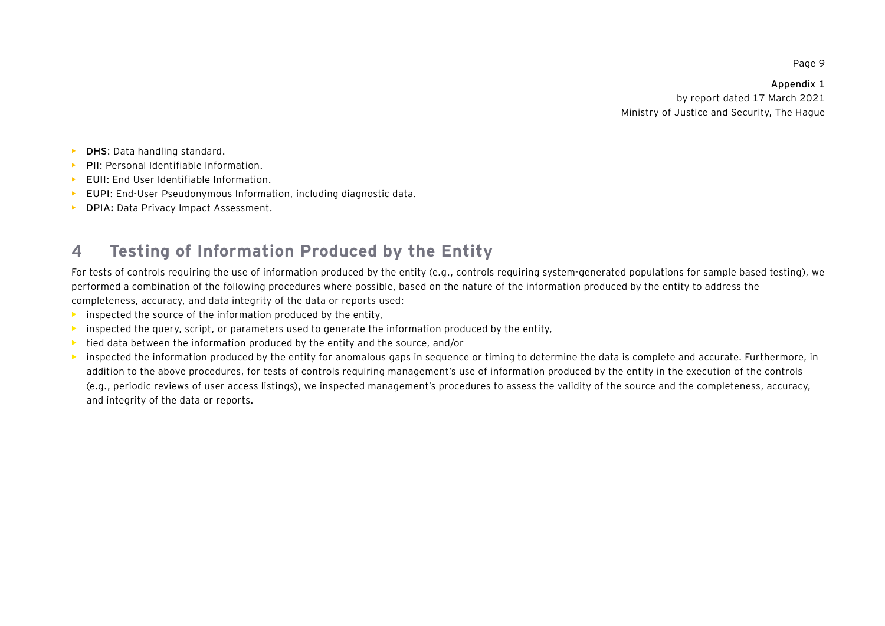- **DHS**: Data handling standard.
- **PII**: Personal Identifiable Information.
- **EUII**: End User Identifiable Information.
- **EUPI**: End-User Pseudonymous Information, including diagnostic data.
- **DPIA:** Data Privacy Impact Assessment.

## 4 Testing of Information Produced by the Entity

For tests of controls requiring the use of information produced by the entity (e.g., controls requiring system-generated populations for sample based testing), we performed a combination of the following procedures where possible, based on the nature of the information produced by the entity to address the completeness, accuracy, and data integrity of the data or reports used:

- inspected the source of the information produced by the entity,
- inspected the query, script, or parameters used to generate the information produced by the entity,
- tied data between the information produced by the entity and the source, and/or
- inspected the information produced by the entity for anomalous gaps in sequence or timing to determine the data is complete and accurate. Furthermore, in addition to the above procedures, for tests of controls requiring management's use of information produced by the entity in the execution of the controls (e.g., periodic reviews of user access listings), we inspected management's procedures to assess the validity of the source and the completeness, accuracy, and integrity of the data or reports.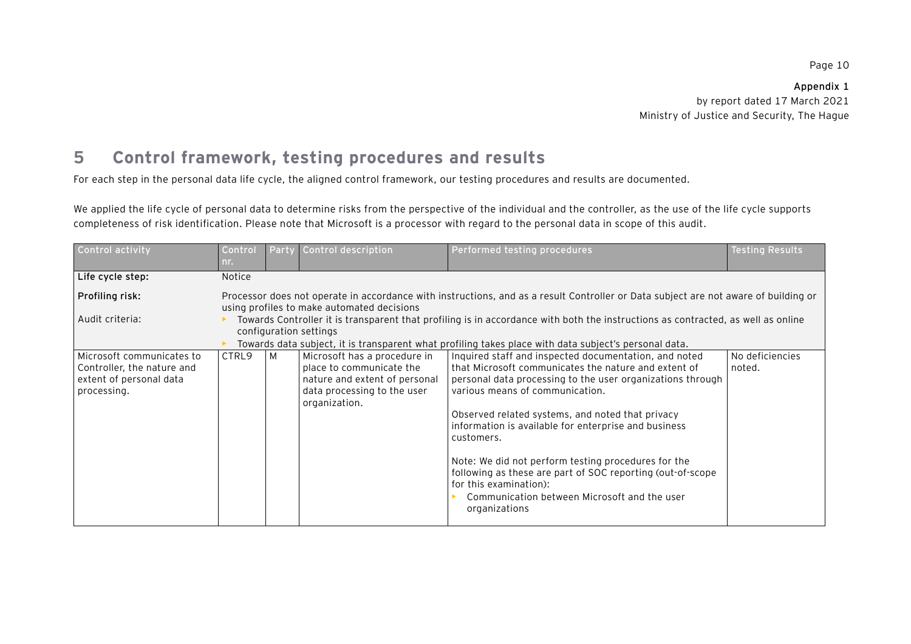Appendix 1
by report dated 17 March 2021
Ministry of Justice and Security, The Hague

## 5 Control framework, testing procedures and results

For each step in the personal data life cycle, the aligned control framework, our testing procedures and results are documented.

We applied the life cycle of personal data to determine risks from the perspective of the individual and the controller, as the use of the life cycle supports completeness of risk identification. Please note that Microsoft is a processor with regard to the personal data in scope of this audit.

| Control activity | Control nr. | Party | Control description | Performed testing procedures | Testing Results |
|---|---|---|---|---|---|
| **Life cycle step:** | Notice | | | | |
| **Profiling risk:** | Processor does not operate in accordance with instructions, and as a result Controller or Data subject are not aware of building or using profiles to make automated decisions | | | | |
| Audit criteria: | ▸ Towards Controller it is transparent that profiling is in accordance with both the instructions as contracted, as well as online configuration settings<br>▸ Towards data subject, it is transparent what profiling takes place with data subject's personal data. | | | | |
| Microsoft communicates to Controller, the nature and extent of personal data processing. | CTRL9 | M | Microsoft has a procedure in place to communicate the nature and extent of personal data processing to the user organization. | Inquired staff and inspected documentation, and noted that Microsoft communicates the nature and extent of personal data processing to the user organizations through various means of communication.<br><br>Observed related systems, and noted that privacy information is available for enterprise and business customers.<br><br>Note: We did not perform testing procedures for the following as these are part of SOC reporting (out-of-scope for this examination):<br>▸ Communication between Microsoft and the user organizations | No deficiencies noted. |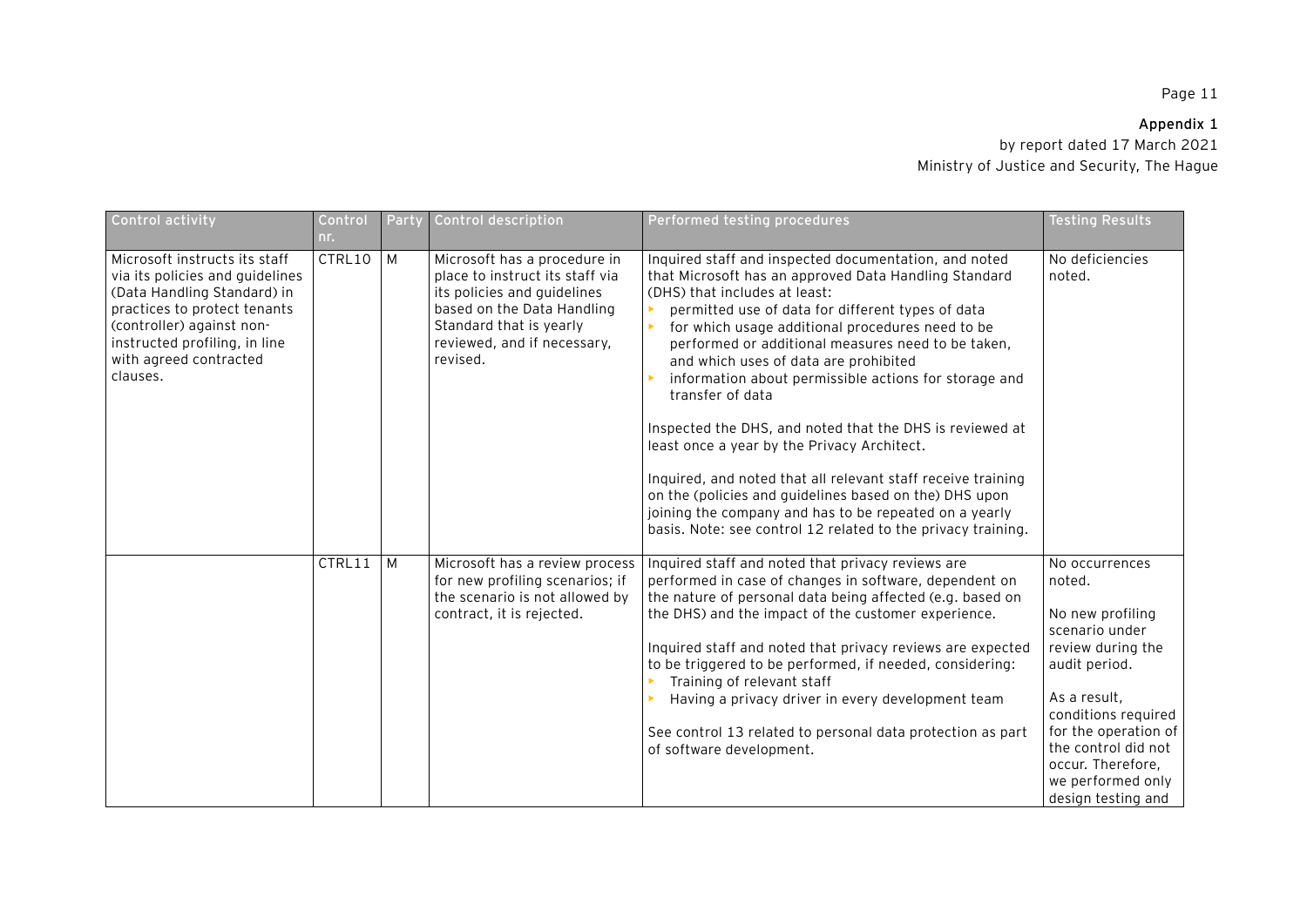**Appendix 1**

by report dated 17 March 2021

Ministry of Justice and Security, The Hague

| Control activity | Control nr. | Party | Control description | Performed testing procedures | Testing Results |
|---|---|---|---|---|---|
| Microsoft instructs its staff via its policies and guidelines (Data Handling Standard) in practices to protect tenants (controller) against non-instructed profiling, in line with agreed contracted clauses. | CTRL10 | M | Microsoft has a procedure in place to instruct its staff via its policies and guidelines based on the Data Handling Standard that is yearly reviewed, and if necessary, revised. | Inquired staff and inspected documentation, and noted that Microsoft has an approved Data Handling Standard (DHS) that includes at least:<br>▸ permitted use of data for different types of data<br>▸ for which usage additional procedures need to be performed or additional measures need to be taken, and which uses of data are prohibited<br>▸ information about permissible actions for storage and transfer of data<br><br>Inspected the DHS, and noted that the DHS is reviewed at least once a year by the Privacy Architect.<br><br>Inquired, and noted that all relevant staff receive training on the (policies and guidelines based on the) DHS upon joining the company and has to be repeated on a yearly basis. Note: see control 12 related to the privacy training. | No deficiencies noted. |
| | CTRL11 | M | Microsoft has a review process for new profiling scenarios; if the scenario is not allowed by contract, it is rejected. | Inquired staff and noted that privacy reviews are performed in case of changes in software, dependent on the nature of personal data being affected (e.g. based on the DHS) and the impact of the customer experience.<br><br>Inquired staff and noted that privacy reviews are expected to be triggered to be performed, if needed, considering:<br>▸ Training of relevant staff<br>▸ Having a privacy driver in every development team<br><br>See control 13 related to personal data protection as part of software development. | No occurrences noted.<br><br>No new profiling scenario under review during the audit period.<br><br>As a result, conditions required for the operation of the control did not occur. Therefore, we performed only design testing and |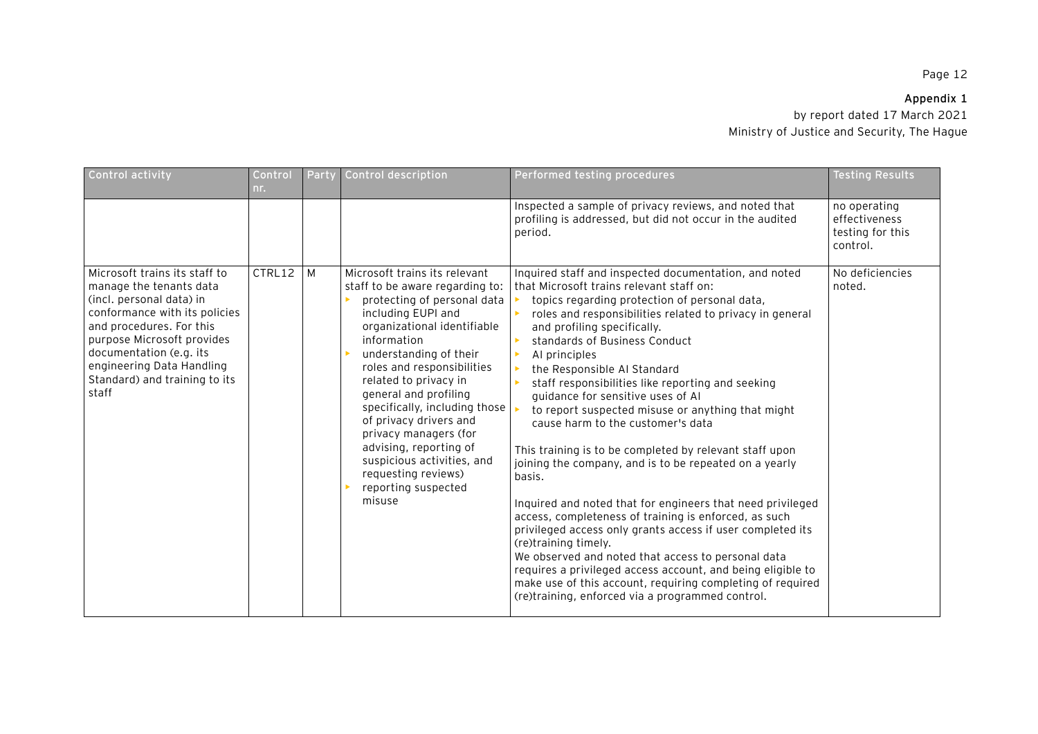**Appendix 1**

by report dated 17 March 2021

Ministry of Justice and Security, The Hague

| Control activity | Control nr. | Party | Control description | Performed testing procedures | Testing Results |
|---|---|---|---|---|---|
| | | | | Inspected a sample of privacy reviews, and noted that profiling is addressed, but did not occur in the audited period. | no operating effectiveness testing for this control. |
| Microsoft trains its staff to manage the tenants data (incl. personal data) in conformance with its policies and procedures. For this purpose Microsoft provides documentation (e.g. its engineering Data Handling Standard) and training to its staff | CTRL12 | M | Microsoft trains its relevant staff to be aware regarding to:<br>▸ protecting of personal data including EUPI and organizational identifiable information<br>▸ understanding of their roles and responsibilities related to privacy in general and profiling specifically, including those of privacy drivers and privacy managers (for advising, reporting of suspicious activities, and requesting reviews)<br>▸ reporting suspected misuse | Inquired staff and inspected documentation, and noted that Microsoft trains relevant staff on:<br>▸ topics regarding protection of personal data,<br>▸ roles and responsibilities related to privacy in general and profiling specifically.<br>▸ standards of Business Conduct<br>▸ AI principles<br>▸ the Responsible AI Standard<br>▸ staff responsibilities like reporting and seeking guidance for sensitive uses of AI<br>▸ to report suspected misuse or anything that might cause harm to the customer's data<br><br>This training is to be completed by relevant staff upon joining the company, and is to be repeated on a yearly basis.<br><br>Inquired and noted that for engineers that need privileged access, completeness of training is enforced, as such privileged access only grants access if user completed its (re)training timely.<br>We observed and noted that access to personal data requires a privileged access account, and being eligible to make use of this account, requiring completing of required (re)training, enforced via a programmed control. | No deficiencies noted. |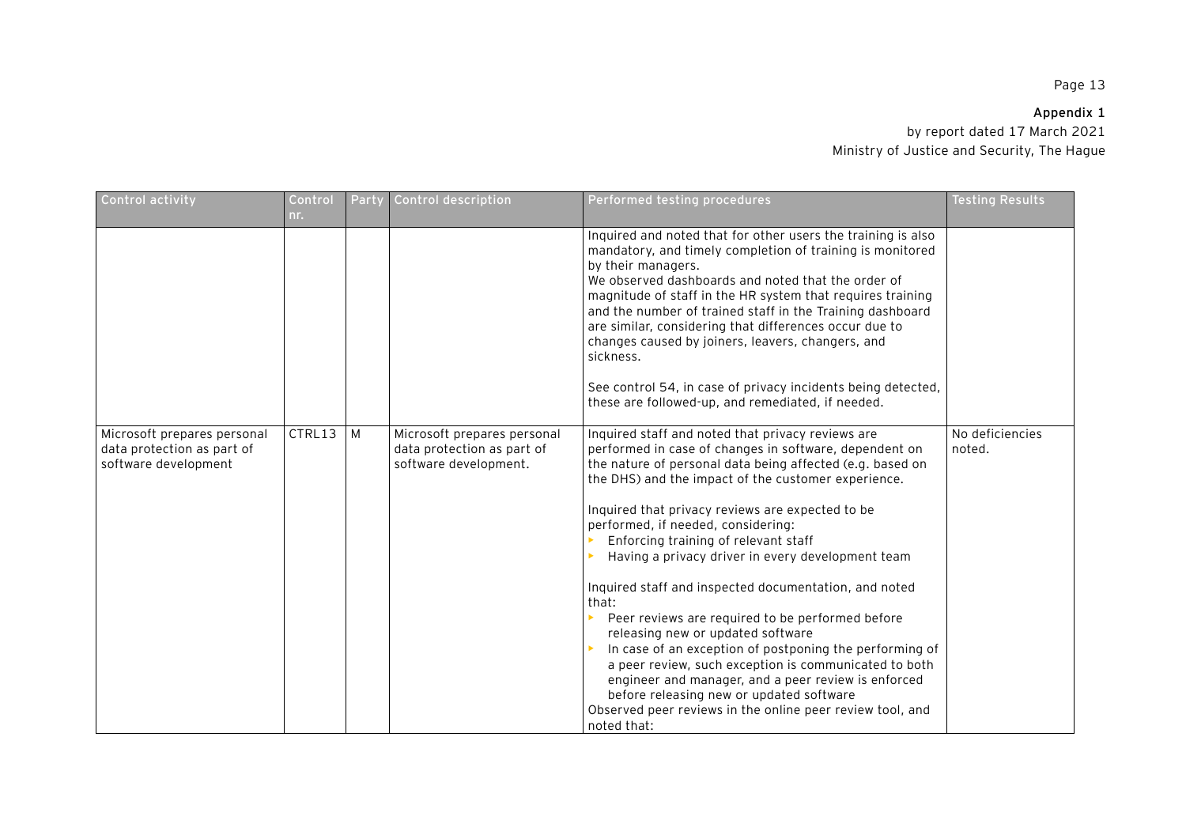**Appendix 1**
by report dated 17 March 2021
Ministry of Justice and Security, The Hague

| Control activity | Control nr. | Party | Control description | Performed testing procedures | Testing Results |
|---|---|---|---|---|---|
| | | | | Inquired and noted that for other users the training is also mandatory, and timely completion of training is monitored by their managers.<br>We observed dashboards and noted that the order of magnitude of staff in the HR system that requires training and the number of trained staff in the Training dashboard are similar, considering that differences occur due to changes caused by joiners, leavers, changers, and sickness.<br><br>See control 54, in case of privacy incidents being detected, these are followed-up, and remediated, if needed. | |
| Microsoft prepares personal data protection as part of software development | CTRL13 | M | Microsoft prepares personal data protection as part of software development. | Inquired staff and noted that privacy reviews are performed in case of changes in software, dependent on the nature of personal data being affected (e.g. based on the DHS) and the impact of the customer experience.<br><br>Inquired that privacy reviews are expected to be performed, if needed, considering:<br>▸ Enforcing training of relevant staff<br>▸ Having a privacy driver in every development team<br><br>Inquired staff and inspected documentation, and noted that:<br>▸ Peer reviews are required to be performed before releasing new or updated software<br>▸ In case of an exception of postponing the performing of a peer review, such exception is communicated to both engineer and manager, and a peer review is enforced before releasing new or updated software<br>Observed peer reviews in the online peer review tool, and noted that: | No deficiencies noted. |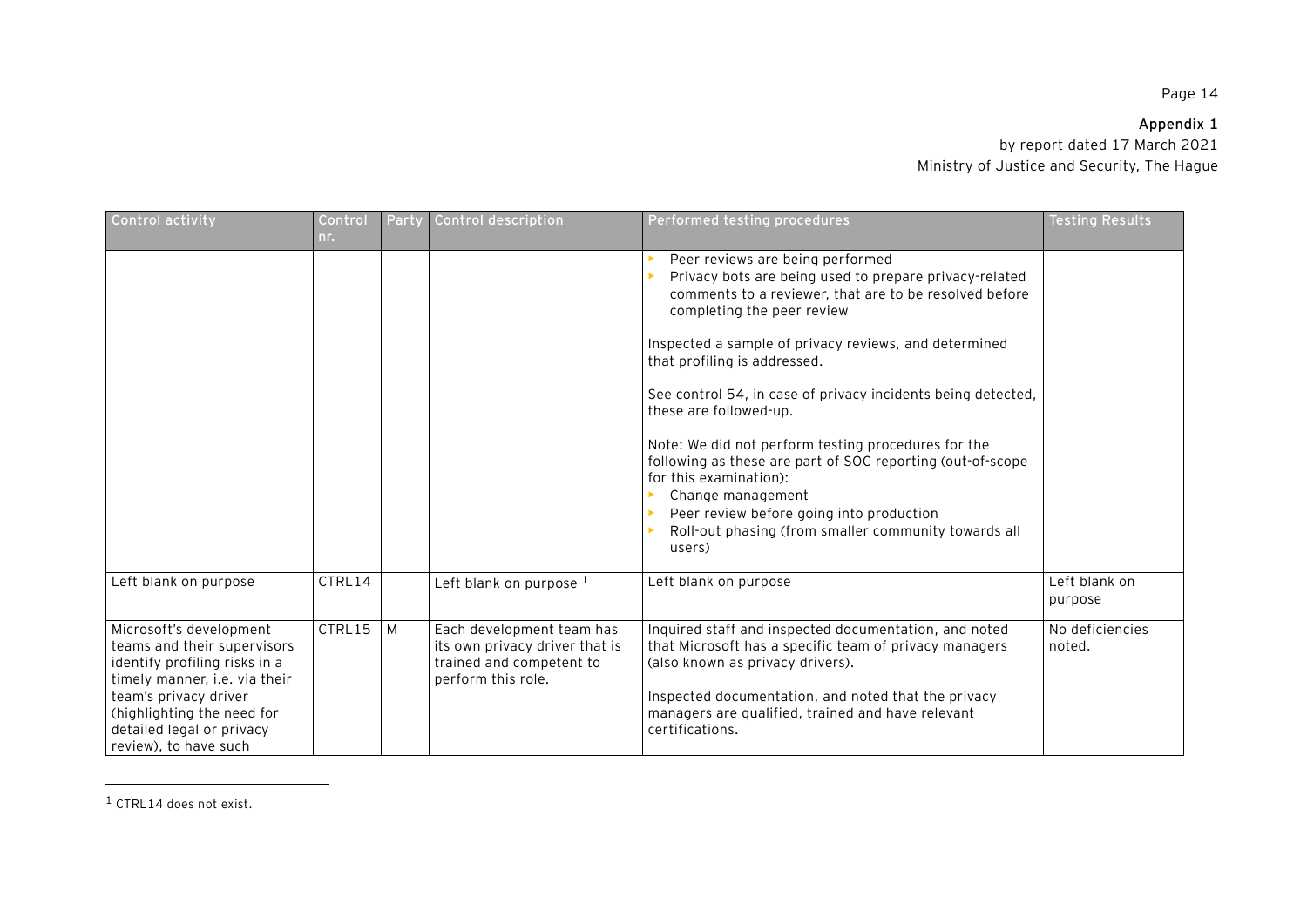**Appendix 1**
by report dated 17 March 2021
Ministry of Justice and Security, The Hague

| Control activity | Control nr. | Party | Control description | Performed testing procedures | Testing Results |
| --- | --- | --- | --- | --- | --- |
| | | | | - Peer reviews are being performed<br>- Privacy bots are being used to prepare privacy-related comments to a reviewer, that are to be resolved before completing the peer review<br><br>Inspected a sample of privacy reviews, and determined that profiling is addressed.<br><br>See control 54, in case of privacy incidents being detected, these are followed-up.<br><br>Note: We did not perform testing procedures for the following as these are part of SOC reporting (out-of-scope for this examination):<br>- Change management<br>- Peer review before going into production<br>- Roll-out phasing (from smaller community towards all users) | |
| Left blank on purpose | CTRL14 | | Left blank on purpose [1] | Left blank on purpose | Left blank on purpose |
| Microsoft's development teams and their supervisors identify profiling risks in a timely manner, i.e. via their team's privacy driver (highlighting the need for detailed legal or privacy review), to have such | CTRL15 | M | Each development team has its own privacy driver that is trained and competent to perform this role. | Inquired staff and inspected documentation, and noted that Microsoft has a specific team of privacy managers (also known as privacy drivers).<br><br>Inspected documentation, and noted that the privacy managers are qualified, trained and have relevant certifications. | No deficiencies noted. |

[1] CTRL14 does not exist.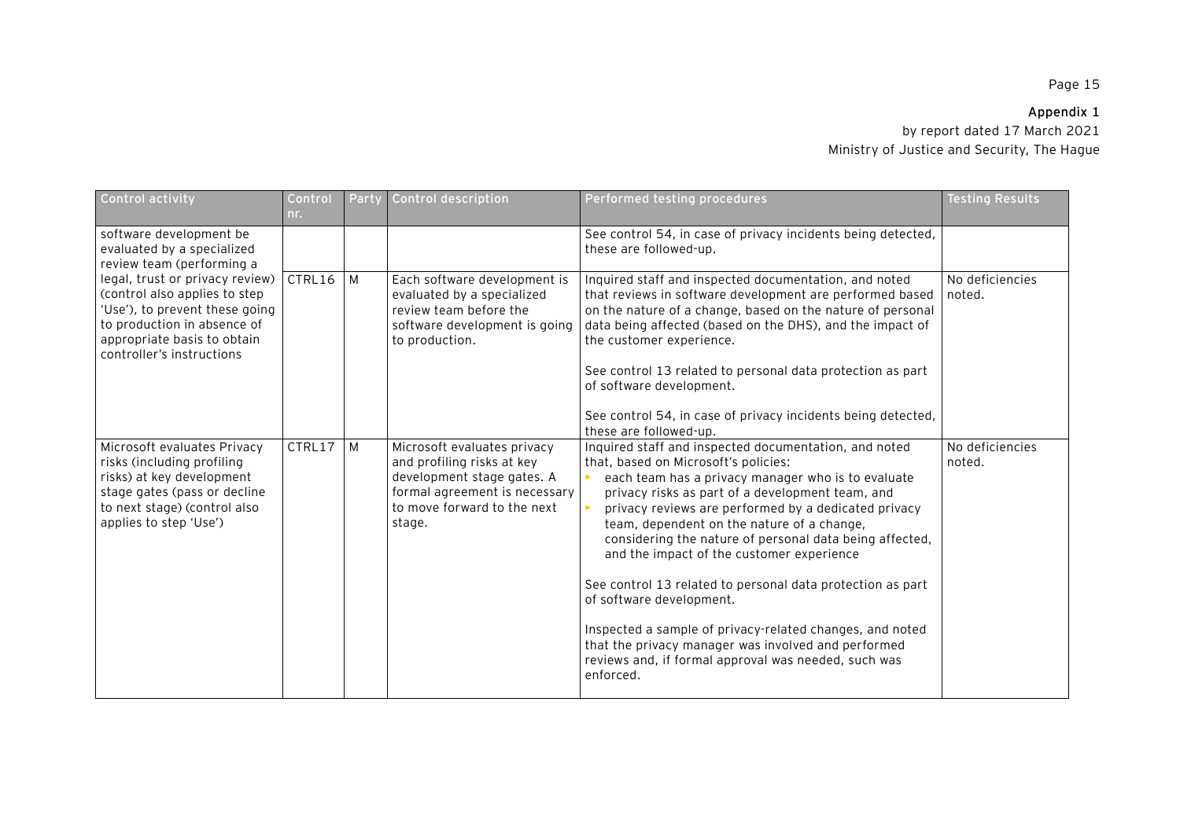**Appendix 1**

by report dated 17 March 2021

Ministry of Justice and Security, The Hague

| Control activity | Control nr. | Party | Control description | Performed testing procedures | Testing Results |
|---|---|---|---|---|---|
| software development be evaluated by a specialized review team (performing a legal, trust or privacy review) (control also applies to step 'Use'), to prevent these going to production in absence of appropriate basis to obtain controller's instructions | | | | See control 54, in case of privacy incidents being detected, these are followed-up. | |
| | CTRL16 | M | Each software development is evaluated by a specialized review team before the software development is going to production. | Inquired staff and inspected documentation, and noted that reviews in software development are performed based on the nature of a change, based on the nature of personal data being affected (based on the DHS), and the impact of the customer experience.<br><br>See control 13 related to personal data protection as part of software development.<br><br>See control 54, in case of privacy incidents being detected, these are followed-up. | No deficiencies noted. |
| Microsoft evaluates Privacy risks (including profiling risks) at key development stage gates (pass or decline to next stage) (control also applies to step 'Use') | CTRL17 | M | Microsoft evaluates privacy and profiling risks at key development stage gates. A formal agreement is necessary to move forward to the next stage. | Inquired staff and inspected documentation, and noted that, based on Microsoft's policies:<br>- each team has a privacy manager who is to evaluate privacy risks as part of a development team, and<br>- privacy reviews are performed by a dedicated privacy team, dependent on the nature of a change, considering the nature of personal data being affected, and the impact of the customer experience<br><br>See control 13 related to personal data protection as part of software development.<br><br>Inspected a sample of privacy-related changes, and noted that the privacy manager was involved and performed reviews and, if formal approval was needed, such was enforced. | No deficiencies noted. |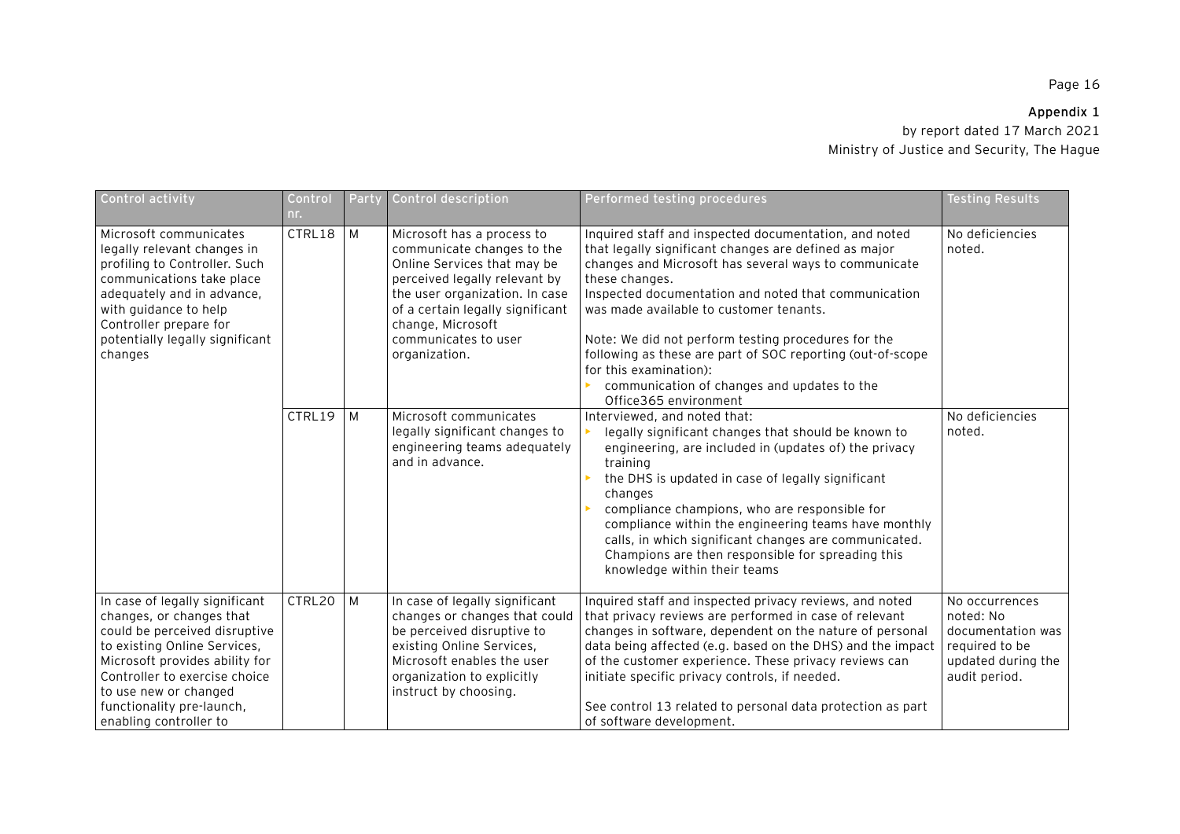**Appendix 1**
by report dated 17 March 2021
Ministry of Justice and Security, The Hague

| Control activity | Control nr. | Party | Control description | Performed testing procedures | Testing Results |
|---|---|---|---|---|---|
| Microsoft communicates legally relevant changes in profiling to Controller. Such communications take place adequately and in advance, with guidance to help Controller prepare for potentially legally significant changes | CTRL18 | M | Microsoft has a process to communicate changes to the Online Services that may be perceived legally relevant by the user organization. In case of a certain legally significant change, Microsoft communicates to user organization. | Inquired staff and inspected documentation, and noted that legally significant changes are defined as major changes and Microsoft has several ways to communicate these changes.<br>Inspected documentation and noted that communication was made available to customer tenants.<br><br>Note: We did not perform testing procedures for the following as these are part of SOC reporting (out-of-scope for this examination):<br>- communication of changes and updates to the Office365 environment | No deficiencies noted. |
| | CTRL19 | M | Microsoft communicates legally significant changes to engineering teams adequately and in advance. | Interviewed, and noted that:<br>- legally significant changes that should be known to engineering, are included in (updates of) the privacy training<br>- the DHS is updated in case of legally significant changes<br>- compliance champions, who are responsible for compliance within the engineering teams have monthly calls, in which significant changes are communicated. Champions are then responsible for spreading this knowledge within their teams | No deficiencies noted. |
| In case of legally significant changes, or changes that could be perceived disruptive to existing Online Services, Microsoft provides ability for Controller to exercise choice to use new or changed functionality pre-launch, enabling controller to | CTRL20 | M | In case of legally significant changes or changes that could be perceived disruptive to existing Online Services, Microsoft enables the user organization to explicitly instruct by choosing. | Inquired staff and inspected privacy reviews, and noted that privacy reviews are performed in case of relevant changes in software, dependent on the nature of personal data being affected (e.g. based on the DHS) and the impact of the customer experience. These privacy reviews can initiate specific privacy controls, if needed.<br><br>See control 13 related to personal data protection as part of software development. | No occurrences noted: No documentation was required to be updated during the audit period. |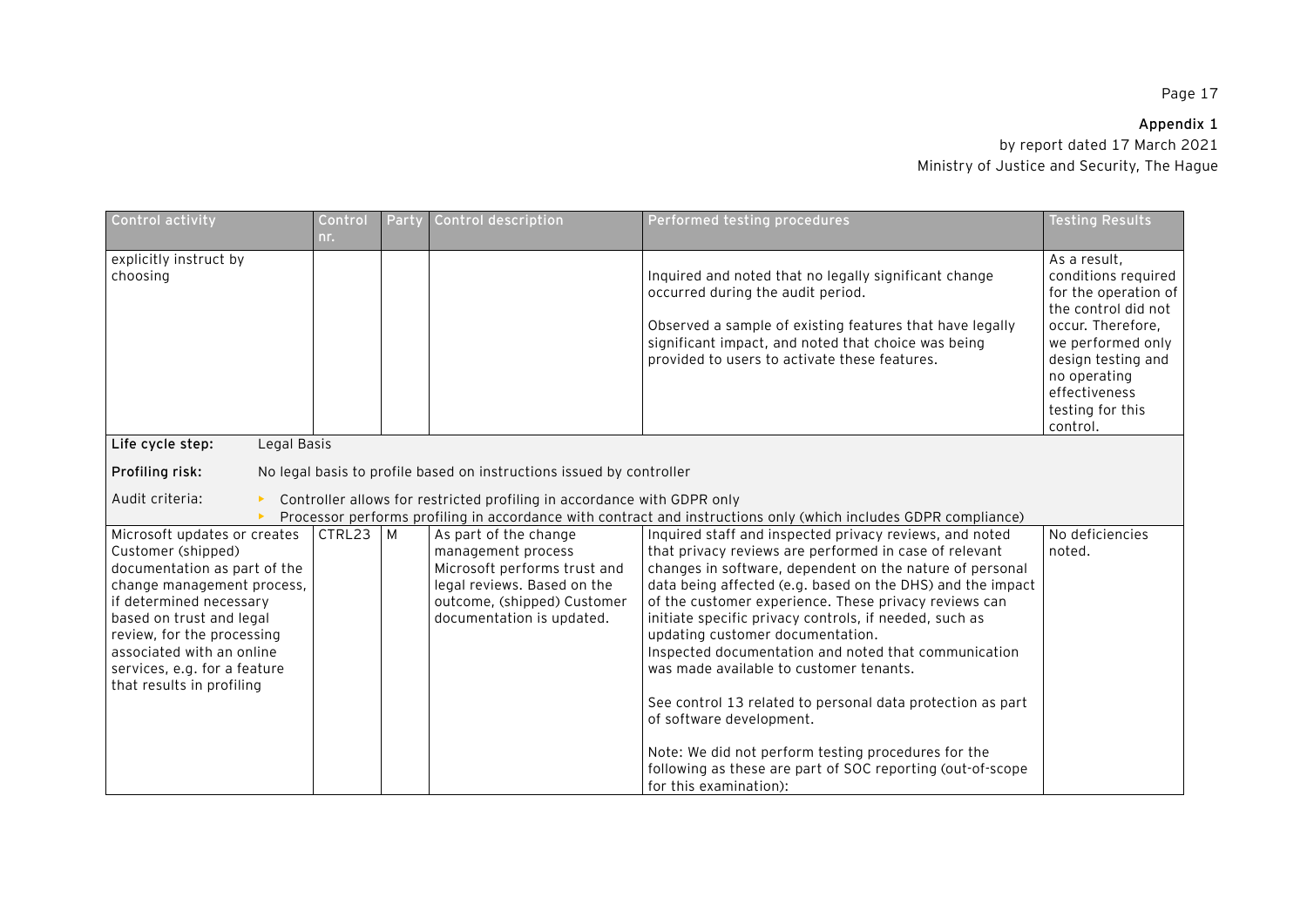| Control activity | Control nr. | Party | Control description | Performed testing procedures | Testing Results |
|---|---|---|---|---|---|
| explicitly instruct by choosing | | | | Inquired and noted that no legally significant change occurred during the audit period.<br><br>Observed a sample of existing features that have legally significant impact, and noted that choice was being provided to users to activate these features. | As a result, conditions required for the operation of the control did not occur. Therefore, we performed only design testing and no operating effectiveness testing for this control. |
| **Life cycle step:** Legal Basis | | | | | |
| **Profiling risk:** No legal basis to profile based on instructions issued by controller | | | | | |
| Audit criteria:<br>▸ Controller allows for restricted profiling in accordance with GDPR only<br>▸ Processor performs profiling in accordance with contract and instructions only (which includes GDPR compliance) | | | | | |
| Microsoft updates or creates Customer (shipped) documentation as part of the change management process, if determined necessary based on trust and legal review, for the processing associated with an online services, e.g. for a feature that results in profiling | CTRL23 | M | As part of the change management process Microsoft performs trust and legal reviews. Based on the outcome, (shipped) Customer documentation is updated. | Inquired staff and inspected privacy reviews, and noted that privacy reviews are performed in case of relevant changes in software, dependent on the nature of personal data being affected (e.g. based on the DHS) and the impact of the customer experience. These privacy reviews can initiate specific privacy controls, if needed, such as updating customer documentation.<br>Inspected documentation and noted that communication was made available to customer tenants.<br><br>See control 13 related to personal data protection as part of software development.<br><br>Note: We did not perform testing procedures for the following as these are part of SOC reporting (out-of-scope for this examination): | No deficiencies noted. |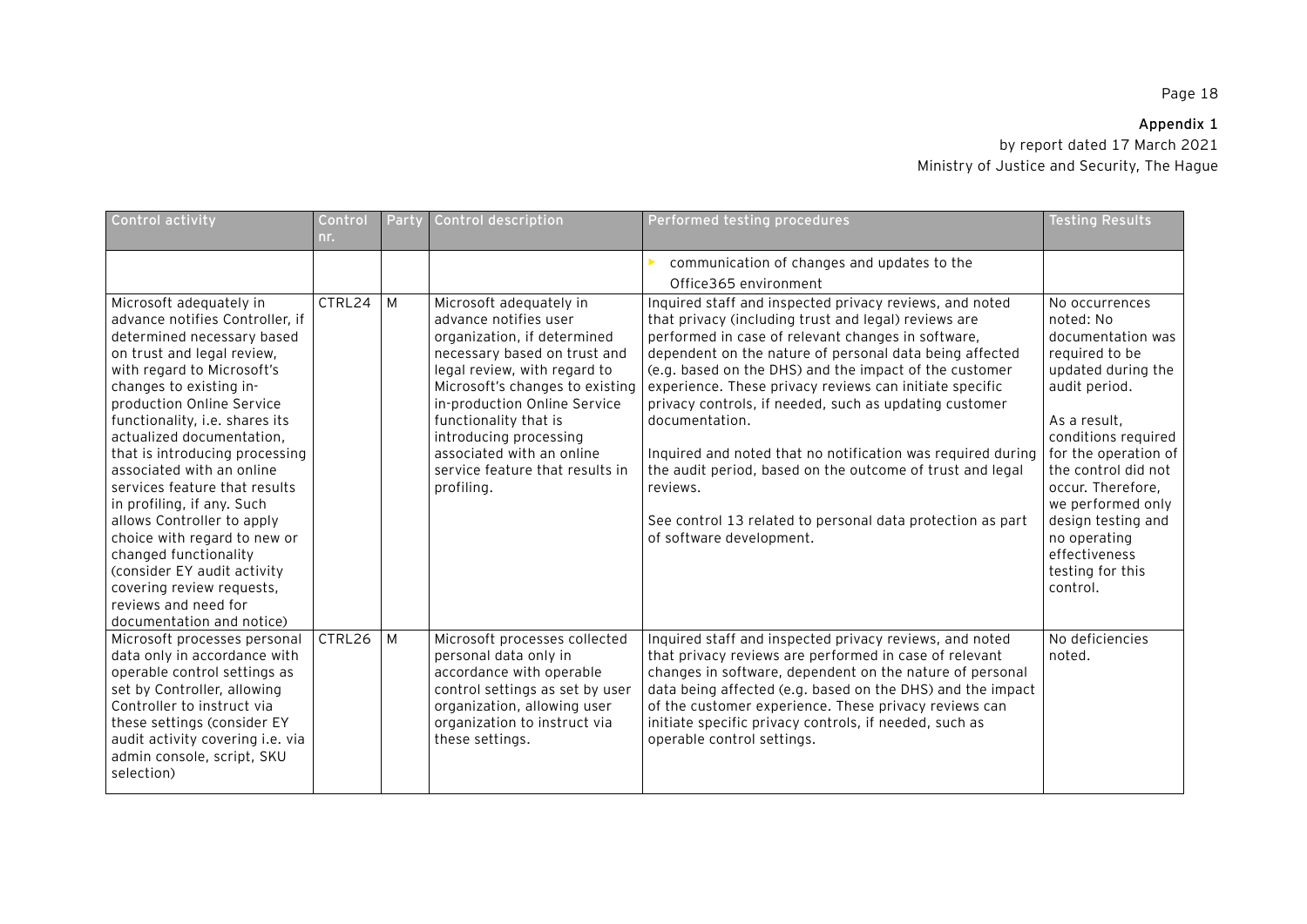**Appendix 1**

by report dated 17 March 2021

Ministry of Justice and Security, The Hague

| Control activity | Control nr. | Party | Control description | Performed testing procedures | Testing Results |
|---|---|---|---|---|---|
| | | | | ▸ communication of changes and updates to the Office365 environment | |
| Microsoft adequately in advance notifies Controller, if determined necessary based on trust and legal review, with regard to Microsoft's changes to existing in-production Online Service functionality, i.e. shares its actualized documentation, that is introducing processing associated with an online services feature that results in profiling, if any. Such allows Controller to apply choice with regard to new or changed functionality (consider EY audit activity covering review requests, reviews and need for documentation and notice) | CTRL24 | M | Microsoft adequately in advance notifies user organization, if determined necessary based on trust and legal review, with regard to Microsoft's changes to existing in-production Online Service functionality that is introducing processing associated with an online service feature that results in profiling. | Inquired staff and inspected privacy reviews, and noted that privacy (including trust and legal) reviews are performed in case of relevant changes in software, dependent on the nature of personal data being affected (e.g. based on the DHS) and the impact of the customer experience. These privacy reviews can initiate specific privacy controls, if needed, such as updating customer documentation.<br><br>Inquired and noted that no notification was required during the audit period, based on the outcome of trust and legal reviews.<br><br>See control 13 related to personal data protection as part of software development. | No occurrences noted: No documentation was required to be updated during the audit period.<br><br>As a result, conditions required for the operation of the control did not occur. Therefore, we performed only design testing and no operating effectiveness testing for this control. |
| Microsoft processes personal data only in accordance with operable control settings as set by Controller, allowing Controller to instruct via these settings (consider EY audit activity covering i.e. via admin console, script, SKU selection) | CTRL26 | M | Microsoft processes collected personal data only in accordance with operable control settings as set by user organization, allowing user organization to instruct via these settings. | Inquired staff and inspected privacy reviews, and noted that privacy reviews are performed in case of relevant changes in software, dependent on the nature of personal data being affected (e.g. based on the DHS) and the impact of the customer experience. These privacy reviews can initiate specific privacy controls, if needed, such as operable control settings. | No deficiencies noted. |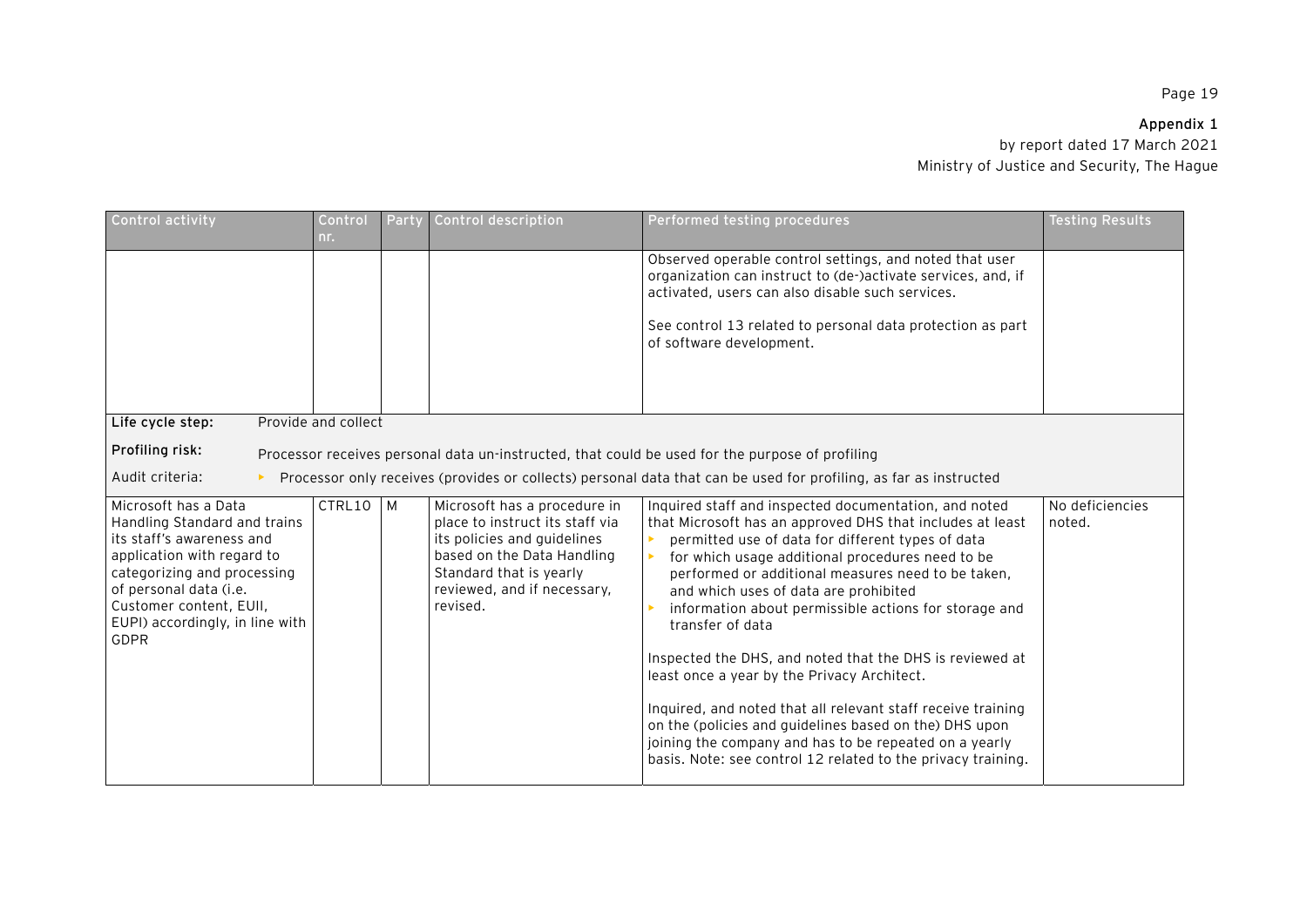**Appendix 1**
by report dated 17 March 2021
Ministry of Justice and Security, The Hague

| Control activity | Control nr. | Party | Control description | Performed testing procedures | Testing Results |
|---|---|---|---|---|---|
| | | | | Observed operable control settings, and noted that user organization can instruct to (de-)activate services, and, if activated, users can also disable such services.<br><br>See control 13 related to personal data protection as part of software development. | |
| **Life cycle step:** Provide and collect<br>**Profiling risk:** Processor receives personal data un-instructed, that could be used for the purpose of profiling<br>Audit criteria: ▸ Processor only receives (provides or collects) personal data that can be used for profiling, as far as instructed | | | | | |
| Microsoft has a Data Handling Standard and trains its staff's awareness and application with regard to categorizing and processing of personal data (i.e. Customer content, EUII, EUPI) accordingly, in line with GDPR | CTRL10 | M | Microsoft has a procedure in place to instruct its staff via its policies and guidelines based on the Data Handling Standard that is yearly reviewed, and if necessary, revised. | Inquired staff and inspected documentation, and noted that Microsoft has an approved DHS that includes at least<br>▸ permitted use of data for different types of data<br>▸ for which usage additional procedures need to be performed or additional measures need to be taken, and which uses of data are prohibited<br>▸ information about permissible actions for storage and transfer of data<br><br>Inspected the DHS, and noted that the DHS is reviewed at least once a year by the Privacy Architect.<br><br>Inquired, and noted that all relevant staff receive training on the (policies and guidelines based on the) DHS upon joining the company and has to be repeated on a yearly basis. Note: see control 12 related to the privacy training. | No deficiencies noted. |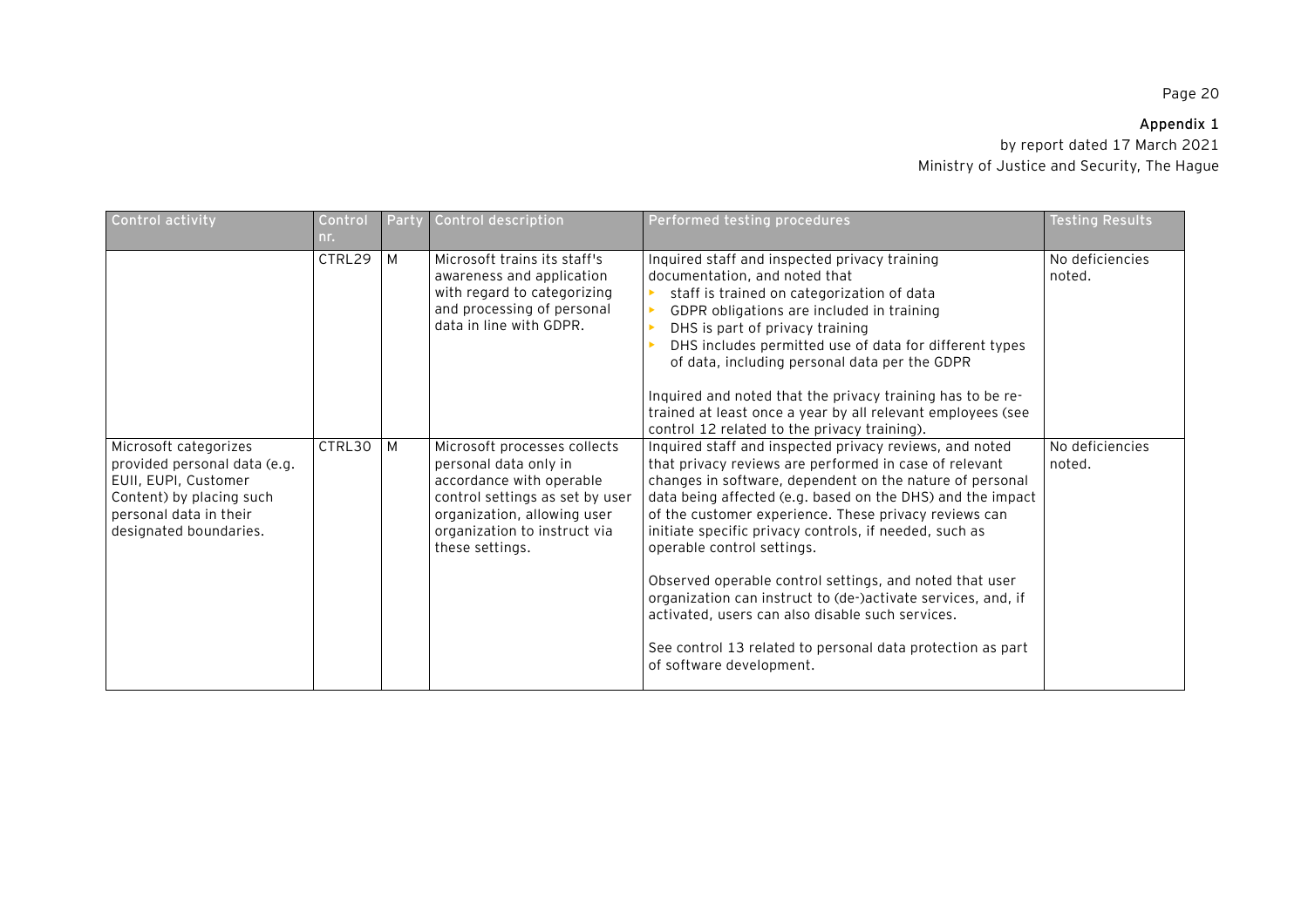**Appendix 1**

by report dated 17 March 2021
Ministry of Justice and Security, The Hague

| Control activity | Control nr. | Party | Control description | Performed testing procedures | Testing Results |
|---|---|---|---|---|---|
| | CTRL29 | M | Microsoft trains its staff's awareness and application with regard to categorizing and processing of personal data in line with GDPR. | Inquired staff and inspected privacy training documentation, and noted that<br>▸ staff is trained on categorization of data<br>▸ GDPR obligations are included in training<br>▸ DHS is part of privacy training<br>▸ DHS includes permitted use of data for different types of data, including personal data per the GDPR<br><br>Inquired and noted that the privacy training has to be re-trained at least once a year by all relevant employees (see control 12 related to the privacy training). | No deficiencies noted. |
| Microsoft categorizes provided personal data (e.g. EUII, EUPI, Customer Content) by placing such personal data in their designated boundaries. | CTRL30 | M | Microsoft processes collects personal data only in accordance with operable control settings as set by user organization, allowing user organization to instruct via these settings. | Inquired staff and inspected privacy reviews, and noted that privacy reviews are performed in case of relevant changes in software, dependent on the nature of personal data being affected (e.g. based on the DHS) and the impact of the customer experience. These privacy reviews can initiate specific privacy controls, if needed, such as operable control settings.<br><br>Observed operable control settings, and noted that user organization can instruct to (de-)activate services, and, if activated, users can also disable such services.<br><br>See control 13 related to personal data protection as part of software development. | No deficiencies noted. |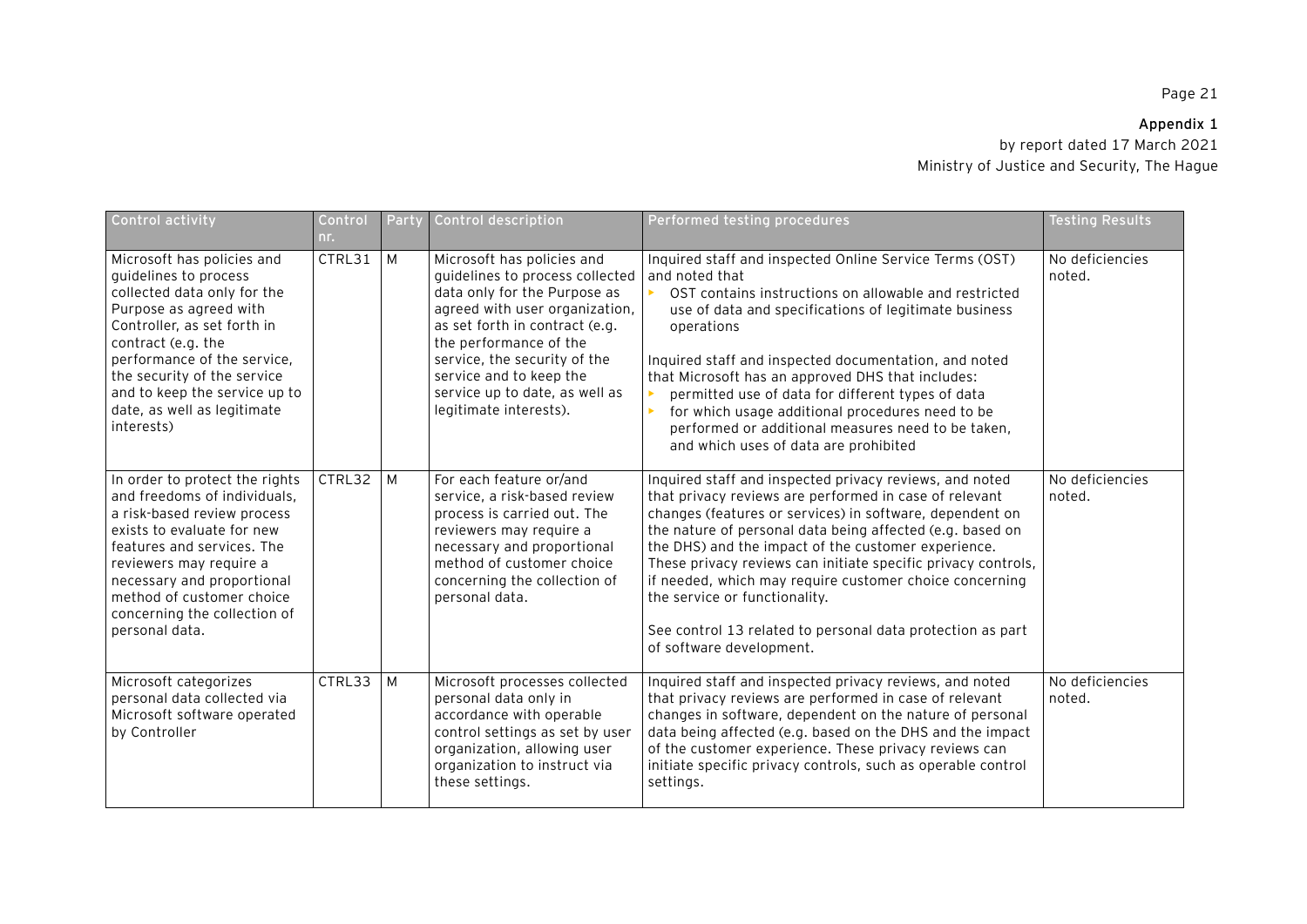**Appendix 1**

by report dated 17 March 2021

Ministry of Justice and Security, The Hague

| Control activity | Control nr. | Party | Control description | Performed testing procedures | Testing Results |
|---|---|---|---|---|---|
| Microsoft has policies and guidelines to process collected data only for the Purpose as agreed with Controller, as set forth in contract (e.g. the performance of the service, the security of the service and to keep the service up to date, as well as legitimate interests) | CTRL31 | M | Microsoft has policies and guidelines to process collected data only for the Purpose as agreed with user organization, as set forth in contract (e.g. the performance of the service, the security of the service and to keep the service up to date, as well as legitimate interests). | Inquired staff and inspected Online Service Terms (OST) and noted that<br>▸ OST contains instructions on allowable and restricted use of data and specifications of legitimate business operations<br><br>Inquired staff and inspected documentation, and noted that Microsoft has an approved DHS that includes:<br>▸ permitted use of data for different types of data<br>▸ for which usage additional procedures need to be performed or additional measures need to be taken, and which uses of data are prohibited | No deficiencies noted. |
| In order to protect the rights and freedoms of individuals, a risk-based review process exists to evaluate for new features and services. The reviewers may require a necessary and proportional method of customer choice concerning the collection of personal data. | CTRL32 | M | For each feature or/and service, a risk-based review process is carried out. The reviewers may require a necessary and proportional method of customer choice concerning the collection of personal data. | Inquired staff and inspected privacy reviews, and noted that privacy reviews are performed in case of relevant changes (features or services) in software, dependent on the nature of personal data being affected (e.g. based on the DHS) and the impact of the customer experience. These privacy reviews can initiate specific privacy controls, if needed, which may require customer choice concerning the service or functionality.<br><br>See control 13 related to personal data protection as part of software development. | No deficiencies noted. |
| Microsoft categorizes personal data collected via Microsoft software operated by Controller | CTRL33 | M | Microsoft processes collected personal data only in accordance with operable control settings as set by user organization, allowing user organization to instruct via these settings. | Inquired staff and inspected privacy reviews, and noted that privacy reviews are performed in case of relevant changes in software, dependent on the nature of personal data being affected (e.g. based on the DHS and the impact of the customer experience. These privacy reviews can initiate specific privacy controls, such as operable control settings. | No deficiencies noted. |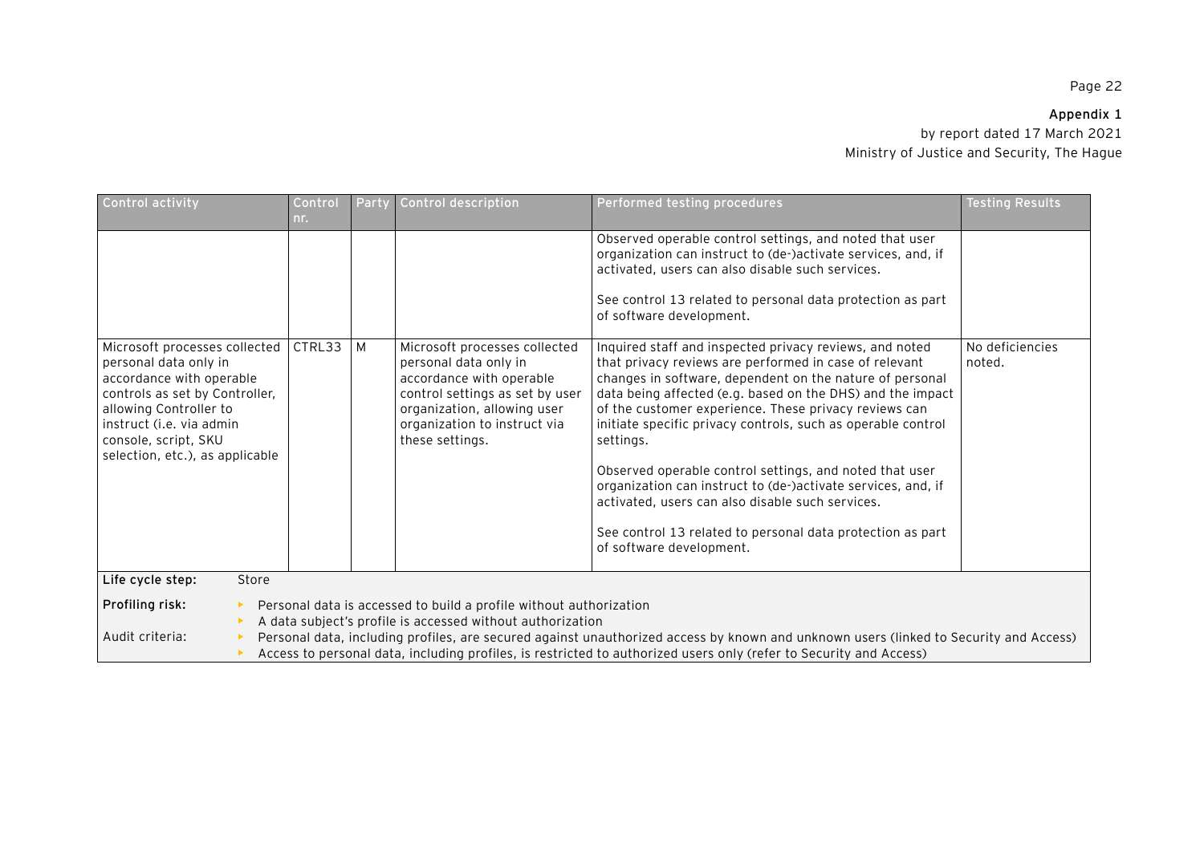| Control activity | Control nr. | Party | Control description | Performed testing procedures | Testing Results |
|---|---|---|---|---|---|
| | | | | Observed operable control settings, and noted that user organization can instruct to (de-)activate services, and, if activated, users can also disable such services.<br><br>See control 13 related to personal data protection as part of software development. | |
| Microsoft processes collected personal data only in accordance with operable controls as set by Controller, allowing Controller to instruct (i.e. via admin console, script, SKU selection, etc.), as applicable | CTRL33 | M | Microsoft processes collected personal data only in accordance with operable control settings as set by user organization, allowing user organization to instruct via these settings. | Inquired staff and inspected privacy reviews, and noted that privacy reviews are performed in case of relevant changes in software, dependent on the nature of personal data being affected (e.g. based on the DHS) and the impact of the customer experience. These privacy reviews can initiate specific privacy controls, such as operable control settings.<br><br>Observed operable control settings, and noted that user organization can instruct to (de-)activate services, and, if activated, users can also disable such services.<br><br>See control 13 related to personal data protection as part of software development. | No deficiencies noted. |

**Life cycle step:** Store

**Profiling risk:**
- Personal data is accessed to build a profile without authorization
- A data subject's profile is accessed without authorization

Audit criteria:
- Personal data, including profiles, are secured against unauthorized access by known and unknown users (linked to Security and Access)
- Access to personal data, including profiles, is restricted to authorized users only (refer to Security and Access)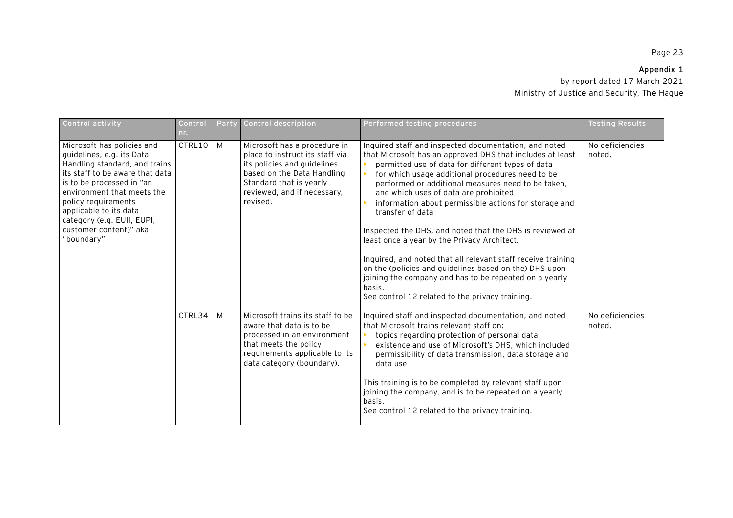**Appendix 1**

by report dated 17 March 2021

Ministry of Justice and Security, The Hague

| Control activity | Control nr. | Party | Control description | Performed testing procedures | Testing Results |
|---|---|---|---|---|---|
| Microsoft has policies and guidelines, e.g. its Data Handling standard, and trains its staff to be aware that data is to be processed in "an environment that meets the policy requirements applicable to its data category (e.g. EUII, EUPI, customer content)" aka "boundary" | CTRL10 | M | Microsoft has a procedure in place to instruct its staff via its policies and guidelines based on the Data Handling Standard that is yearly reviewed, and if necessary, revised. | Inquired staff and inspected documentation, and noted that Microsoft has an approved DHS that includes at least<br>• permitted use of data for different types of data<br>• for which usage additional procedures need to be performed or additional measures need to be taken, and which uses of data are prohibited<br>• information about permissible actions for storage and transfer of data<br><br>Inspected the DHS, and noted that the DHS is reviewed at least once a year by the Privacy Architect.<br><br>Inquired, and noted that all relevant staff receive training on the (policies and guidelines based on the) DHS upon joining the company and has to be repeated on a yearly basis.<br>See control 12 related to the privacy training. | No deficiencies noted. |
| | CTRL34 | M | Microsoft trains its staff to be aware that data is to be processed in an environment that meets the policy requirements applicable to its data category (boundary). | Inquired staff and inspected documentation, and noted that Microsoft trains relevant staff on:<br>• topics regarding protection of personal data,<br>• existence and use of Microsoft's DHS, which included permissibility of data transmission, data storage and data use<br><br>This training is to be completed by relevant staff upon joining the company, and is to be repeated on a yearly basis.<br>See control 12 related to the privacy training. | No deficiencies noted. |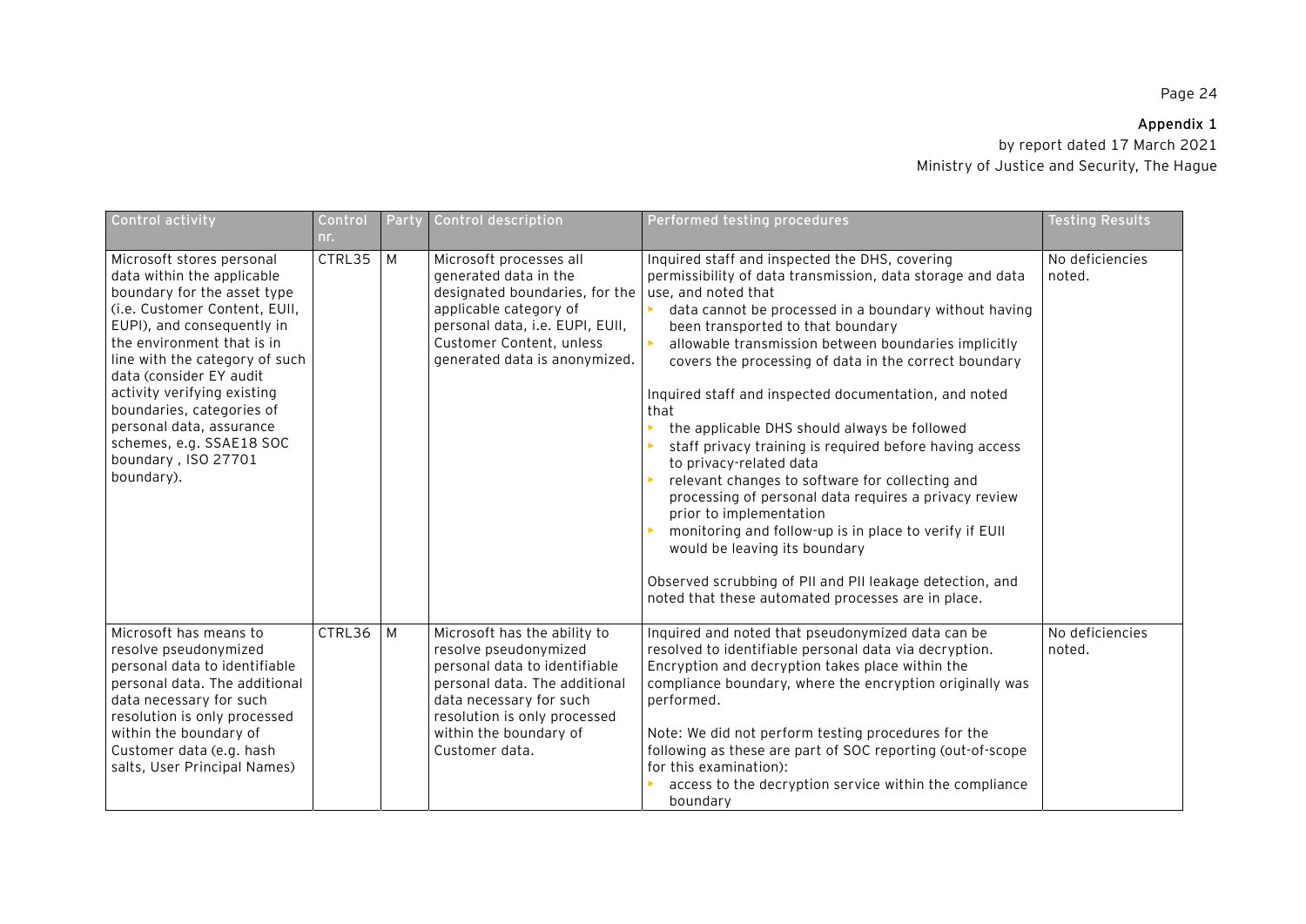**Appendix 1**
by report dated 17 March 2021
Ministry of Justice and Security, The Hague

| Control activity | Control nr. | Party | Control description | Performed testing procedures | Testing Results |
|---|---|---|---|---|---|
| Microsoft stores personal data within the applicable boundary for the asset type (i.e. Customer Content, EUII, EUPI), and consequently in the environment that is in line with the category of such data (consider EY audit activity verifying existing boundaries, categories of personal data, assurance schemes, e.g. SSAE18 SOC boundary , ISO 27701 boundary). | CTRL35 | M | Microsoft processes all generated data in the designated boundaries, for the applicable category of personal data, i.e. EUPI, EUII, Customer Content, unless generated data is anonymized. | Inquired staff and inspected the DHS, covering permissibility of data transmission, data storage and data use, and noted that<br>▸ data cannot be processed in a boundary without having been transported to that boundary<br>▸ allowable transmission between boundaries implicitly covers the processing of data in the correct boundary<br><br>Inquired staff and inspected documentation, and noted that<br>▸ the applicable DHS should always be followed<br>▸ staff privacy training is required before having access to privacy-related data<br>▸ relevant changes to software for collecting and processing of personal data requires a privacy review prior to implementation<br>▸ monitoring and follow-up is in place to verify if EUII would be leaving its boundary<br><br>Observed scrubbing of PII and PII leakage detection, and noted that these automated processes are in place. | No deficiencies noted. |
| Microsoft has means to resolve pseudonymized personal data to identifiable personal data. The additional data necessary for such resolution is only processed within the boundary of Customer data (e.g. hash salts, User Principal Names) | CTRL36 | M | Microsoft has the ability to resolve pseudonymized personal data to identifiable personal data. The additional data necessary for such resolution is only processed within the boundary of Customer data. | Inquired and noted that pseudonymized data can be resolved to identifiable personal data via decryption. Encryption and decryption takes place within the compliance boundary, where the encryption originally was performed.<br><br>Note: We did not perform testing procedures for the following as these are part of SOC reporting (out-of-scope for this examination):<br>▸ access to the decryption service within the compliance boundary | No deficiencies noted. |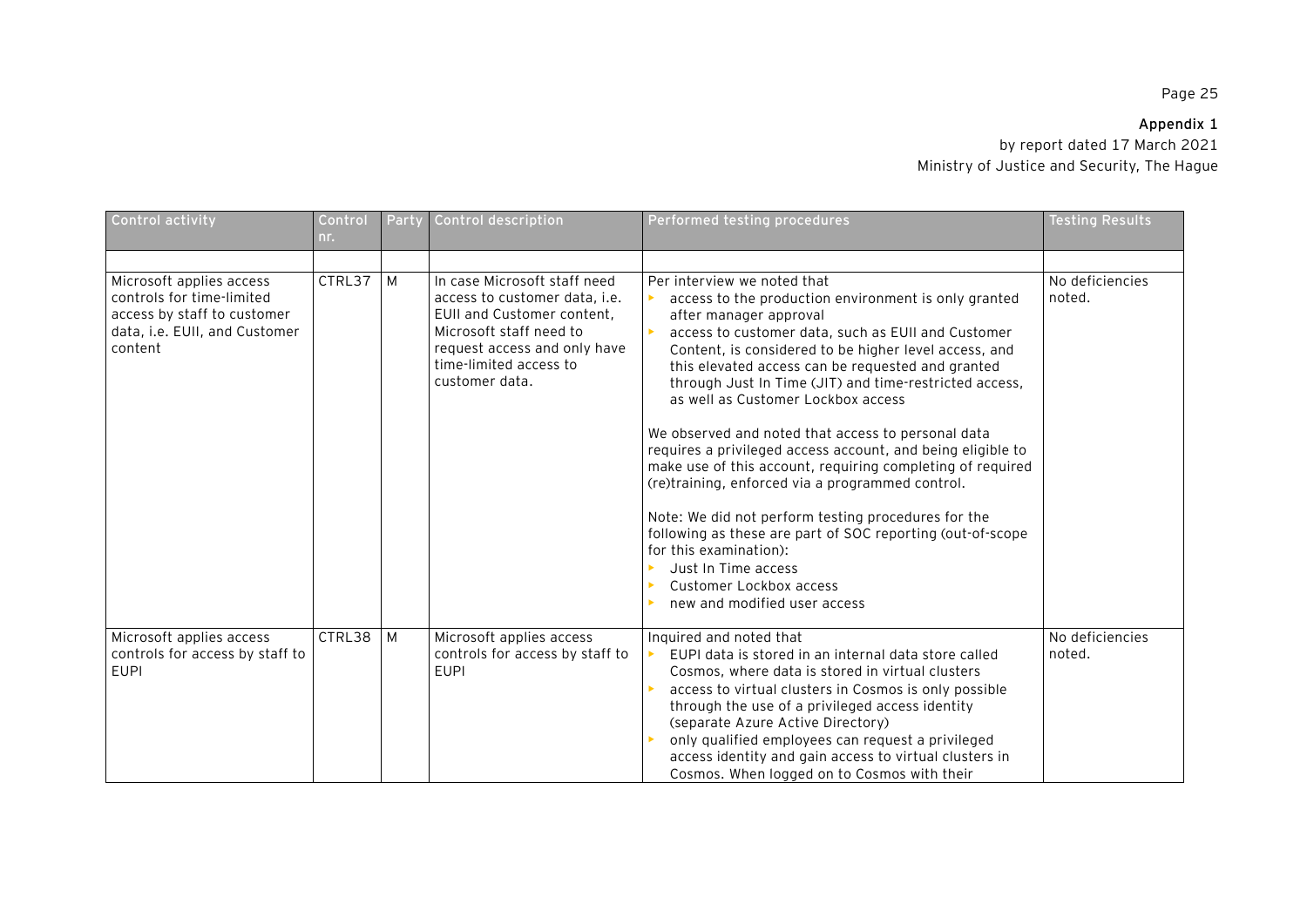**Appendix 1**

by report dated 17 March 2021

Ministry of Justice and Security, The Hague

| Control activity | Control nr. | Party | Control description | Performed testing procedures | Testing Results |
|---|---|---|---|---|---|
| | | | | | |
| Microsoft applies access controls for time-limited access by staff to customer data, i.e. EUII, and Customer content | CTRL37 | M | In case Microsoft staff need access to customer data, i.e. EUII and Customer content, Microsoft staff need to request access and only have time-limited access to customer data. | Per interview we noted that<br>▸ access to the production environment is only granted after manager approval<br>▸ access to customer data, such as EUII and Customer Content, is considered to be higher level access, and this elevated access can be requested and granted through Just In Time (JIT) and time-restricted access, as well as Customer Lockbox access<br><br>We observed and noted that access to personal data requires a privileged access account, and being eligible to make use of this account, requiring completing of required (re)training, enforced via a programmed control.<br><br>Note: We did not perform testing procedures for the following as these are part of SOC reporting (out-of-scope for this examination):<br>▸ Just In Time access<br>▸ Customer Lockbox access<br>▸ new and modified user access | No deficiencies noted. |
| Microsoft applies access controls for access by staff to EUPI | CTRL38 | M | Microsoft applies access controls for access by staff to EUPI | Inquired and noted that<br>▸ EUPI data is stored in an internal data store called Cosmos, where data is stored in virtual clusters<br>▸ access to virtual clusters in Cosmos is only possible through the use of a privileged access identity (separate Azure Active Directory)<br>▸ only qualified employees can request a privileged access identity and gain access to virtual clusters in Cosmos. When logged on to Cosmos with their | No deficiencies noted. |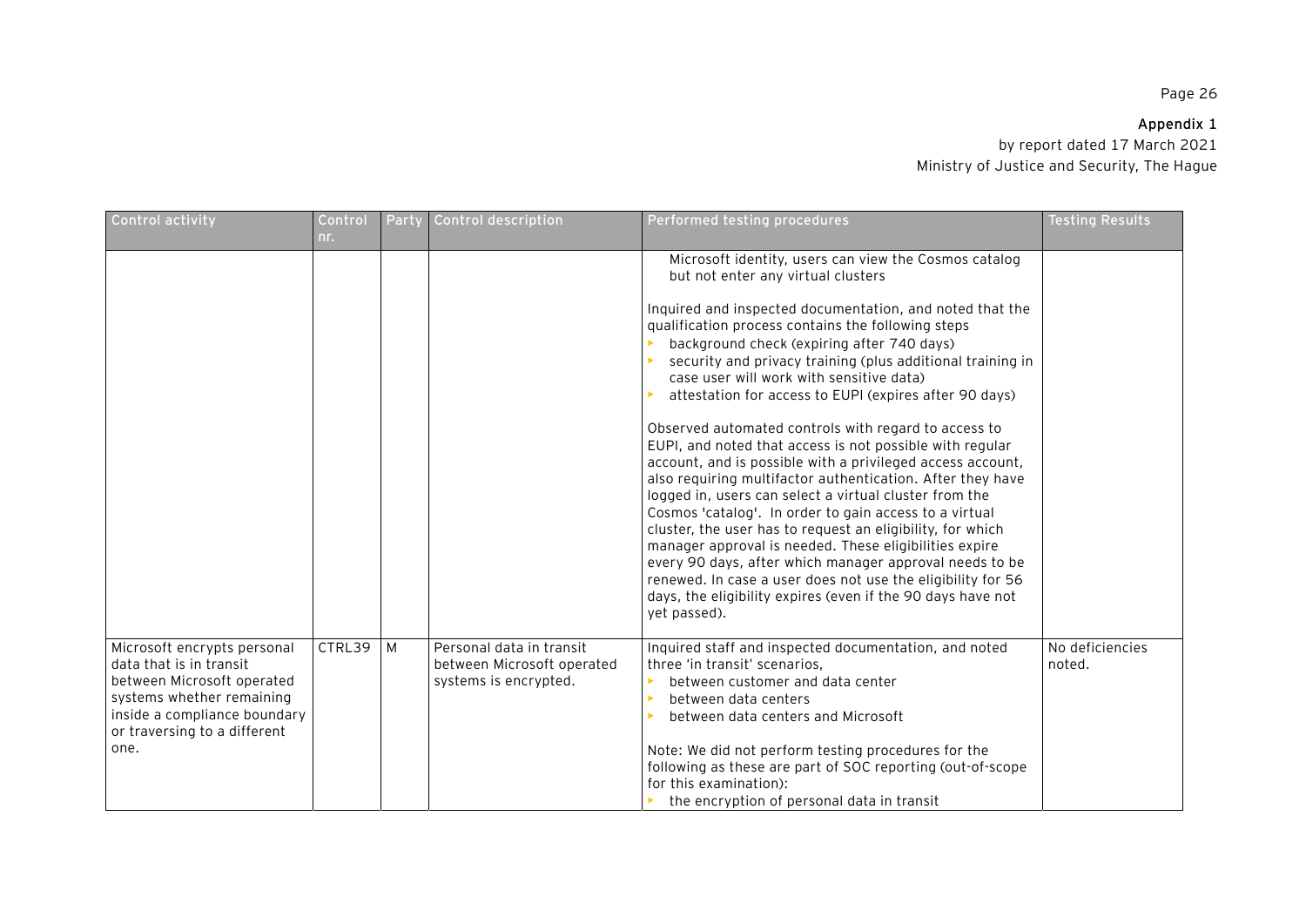| Control activity | Control nr. | Party | Control description | Performed testing procedures | Testing Results |
|---|---|---|---|---|---|
| | | | | Microsoft identity, users can view the Cosmos catalog but not enter any virtual clusters<br><br>Inquired and inspected documentation, and noted that the qualification process contains the following steps<br>• background check (expiring after 740 days)<br>• security and privacy training (plus additional training in case user will work with sensitive data)<br>• attestation for access to EUPI (expires after 90 days)<br><br>Observed automated controls with regard to access to EUPI, and noted that access is not possible with regular account, and is possible with a privileged access account, also requiring multifactor authentication. After they have logged in, users can select a virtual cluster from the Cosmos 'catalog'. In order to gain access to a virtual cluster, the user has to request an eligibility, for which manager approval is needed. These eligibilities expire every 90 days, after which manager approval needs to be renewed. In case a user does not use the eligibility for 56 days, the eligibility expires (even if the 90 days have not yet passed). | |
| Microsoft encrypts personal data that is in transit between Microsoft operated systems whether remaining inside a compliance boundary or traversing to a different one. | CTRL39 | M | Personal data in transit between Microsoft operated systems is encrypted. | Inquired staff and inspected documentation, and noted three 'in transit' scenarios,<br>• between customer and data center<br>• between data centers<br>• between data centers and Microsoft<br><br>Note: We did not perform testing procedures for the following as these are part of SOC reporting (out-of-scope for this examination):<br>• the encryption of personal data in transit | No deficiencies noted. |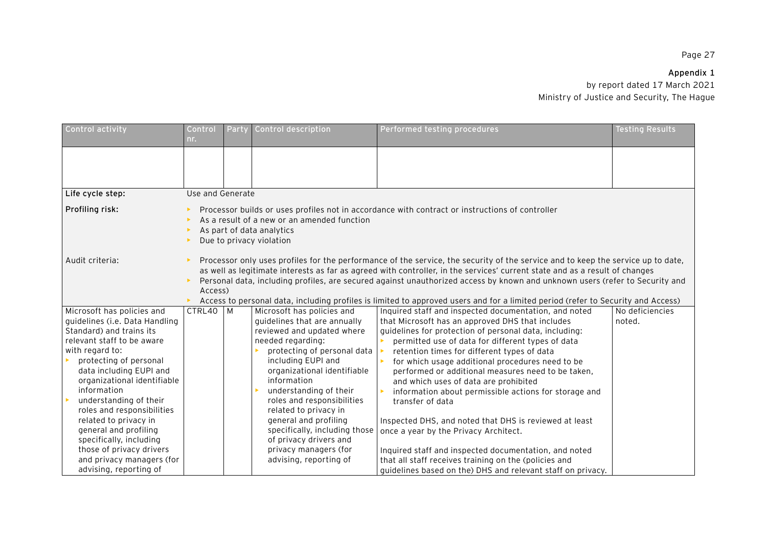**Appendix 1**
by report dated 17 March 2021
Ministry of Justice and Security, The Hague

| Control activity | Control nr. | Party | Control description | Performed testing procedures | Testing Results |
|---|---|---|---|---|---|
| | | | | | |
| **Life cycle step:** | Use and Generate | | | | |
| **Profiling risk:** | ▸ Processor builds or uses profiles not in accordance with contract or instructions of controller<br>▸ As a result of a new or an amended function<br>▸ As part of data analytics<br>▸ Due to privacy violation | | | | |
| Audit criteria: | ▸ Processor only uses profiles for the performance of the service, the security of the service and to keep the service up to date, as well as legitimate interests as far as agreed with controller, in the services' current state and as a result of changes<br>▸ Personal data, including profiles, are secured against unauthorized access by known and unknown users (refer to Security and Access)<br>▸ Access to personal data, including profiles is limited to approved users and for a limited period (refer to Security and Access) | | | | |
| Microsoft has policies and guidelines (i.e. Data Handling Standard) and trains its relevant staff to be aware with regard to:<br>▸ protecting of personal data including EUPI and organizational identifiable information<br>▸ understanding of their roles and responsibilities related to privacy in general and profiling specifically, including those of privacy drivers and privacy managers (for advising, reporting of | CTRL40 | M | Microsoft has policies and guidelines that are annually reviewed and updated where needed regarding:<br>▸ protecting of personal data including EUPI and organizational identifiable information<br>▸ understanding of their roles and responsibilities related to privacy in general and profiling specifically, including those of privacy drivers and privacy managers (for advising, reporting of | Inquired staff and inspected documentation, and noted that Microsoft has an approved DHS that includes guidelines for protection of personal data, including:<br>▸ permitted use of data for different types of data<br>▸ retention times for different types of data<br>▸ for which usage additional procedures need to be performed or additional measures need to be taken, and which uses of data are prohibited<br>▸ information about permissible actions for storage and transfer of data<br><br>Inspected DHS, and noted that DHS is reviewed at least once a year by the Privacy Architect.<br><br>Inquired staff and inspected documentation, and noted that all staff receives training on the (policies and guidelines based on the) DHS and relevant staff on privacy. | No deficiencies noted. |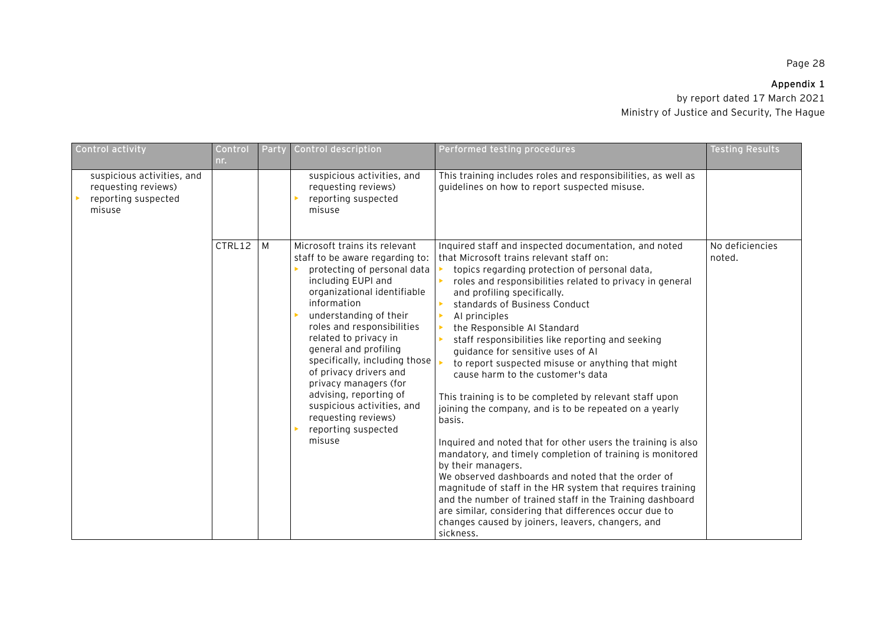**Appendix 1**
by report dated 17 March 2021
Ministry of Justice and Security, The Hague

| Control activity | Control nr. | Party | Control description | Performed testing procedures | Testing Results |
|---|---|---|---|---|---|
| suspicious activities, and requesting reviews)<br>▸ reporting suspected misuse | | | suspicious activities, and requesting reviews)<br>▸ reporting suspected misuse | This training includes roles and responsibilities, as well as guidelines on how to report suspected misuse. | |
| | CTRL12 | M | Microsoft trains its relevant staff to be aware regarding to:<br>▸ protecting of personal data including EUPI and organizational identifiable information<br>▸ understanding of their roles and responsibilities related to privacy in general and profiling specifically, including those of privacy drivers and privacy managers (for advising, reporting of suspicious activities, and requesting reviews)<br>▸ reporting suspected misuse | Inquired staff and inspected documentation, and noted that Microsoft trains relevant staff on:<br>▸ topics regarding protection of personal data,<br>▸ roles and responsibilities related to privacy in general and profiling specifically.<br>▸ standards of Business Conduct<br>▸ AI principles<br>▸ the Responsible AI Standard<br>▸ staff responsibilities like reporting and seeking guidance for sensitive uses of AI<br>▸ to report suspected misuse or anything that might cause harm to the customer's data<br><br>This training is to be completed by relevant staff upon joining the company, and is to be repeated on a yearly basis.<br><br>Inquired and noted that for other users the training is also mandatory, and timely completion of training is monitored by their managers.<br>We observed dashboards and noted that the order of magnitude of staff in the HR system that requires training and the number of trained staff in the Training dashboard are similar, considering that differences occur due to changes caused by joiners, leavers, changers, and sickness. | No deficiencies noted. |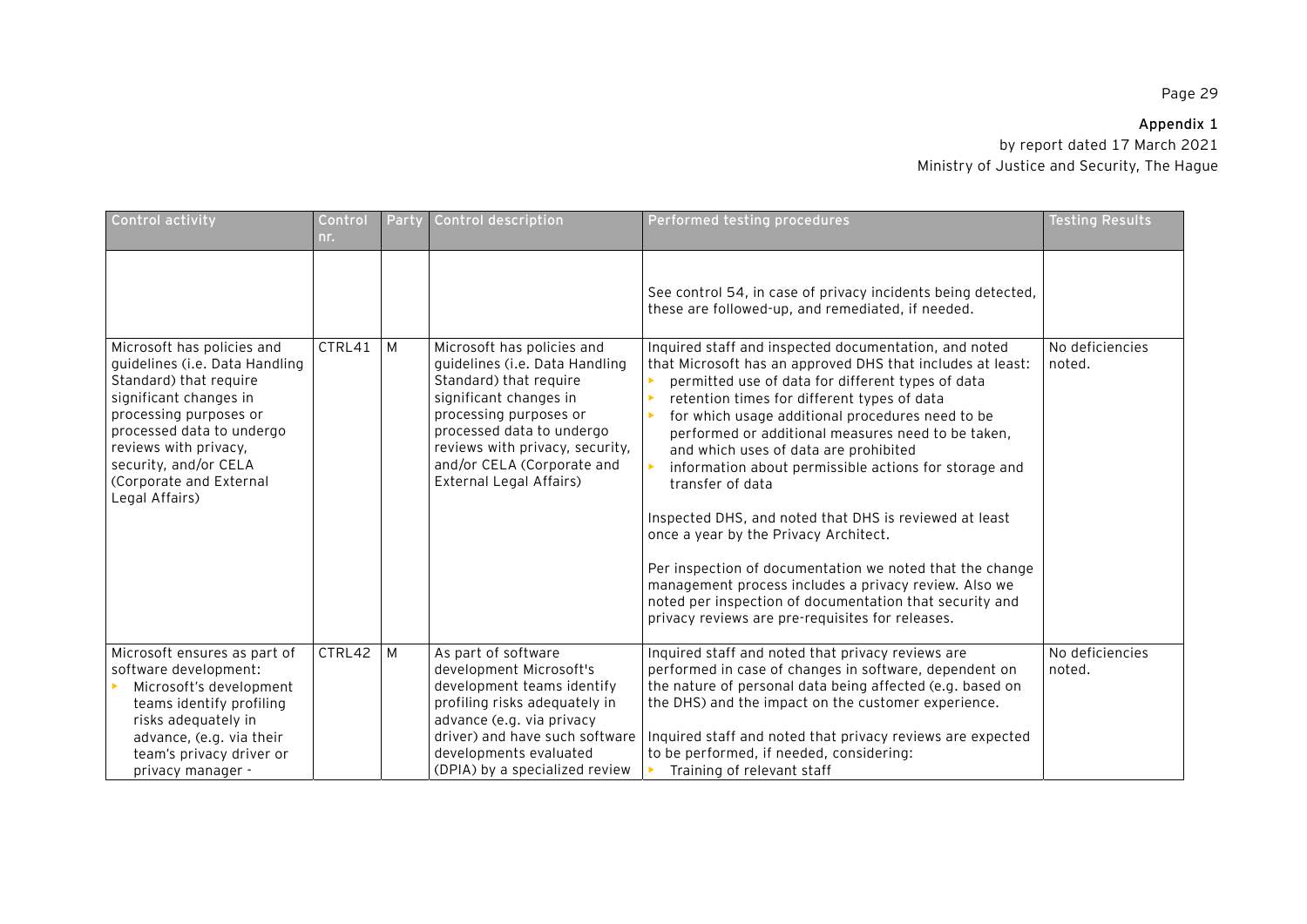**Appendix 1**

by report dated 17 March 2021

Ministry of Justice and Security, The Hague

| Control activity | Control nr. | Party | Control description | Performed testing procedures | Testing Results |
|---|---|---|---|---|---|
| | | | | See control 54, in case of privacy incidents being detected, these are followed-up, and remediated, if needed. | |
| Microsoft has policies and guidelines (i.e. Data Handling Standard) that require significant changes in processing purposes or processed data to undergo reviews with privacy, security, and/or CELA (Corporate and External Legal Affairs) | CTRL41 | M | Microsoft has policies and guidelines (i.e. Data Handling Standard) that require significant changes in processing purposes or processed data to undergo reviews with privacy, security, and/or CELA (Corporate and External Legal Affairs) | Inquired staff and inspected documentation, and noted that Microsoft has an approved DHS that includes at least:<br>▸ permitted use of data for different types of data<br>▸ retention times for different types of data<br>▸ for which usage additional procedures need to be performed or additional measures need to be taken, and which uses of data are prohibited<br>▸ information about permissible actions for storage and transfer of data<br><br>Inspected DHS, and noted that DHS is reviewed at least once a year by the Privacy Architect.<br><br>Per inspection of documentation we noted that the change management process includes a privacy review. Also we noted per inspection of documentation that security and privacy reviews are pre-requisites for releases. | No deficiencies noted. |
| Microsoft ensures as part of software development:<br>▸ Microsoft's development teams identify profiling risks adequately in advance, (e.g. via their team's privacy driver or privacy manager - | CTRL42 | M | As part of software development Microsoft's development teams identify profiling risks adequately in advance (e.g. via privacy driver) and have such software developments evaluated (DPIA) by a specialized review | Inquired staff and noted that privacy reviews are performed in case of changes in software, dependent on the nature of personal data being affected (e.g. based on the DHS) and the impact on the customer experience.<br><br>Inquired staff and noted that privacy reviews are expected to be performed, if needed, considering:<br>▸ Training of relevant staff | No deficiencies noted. |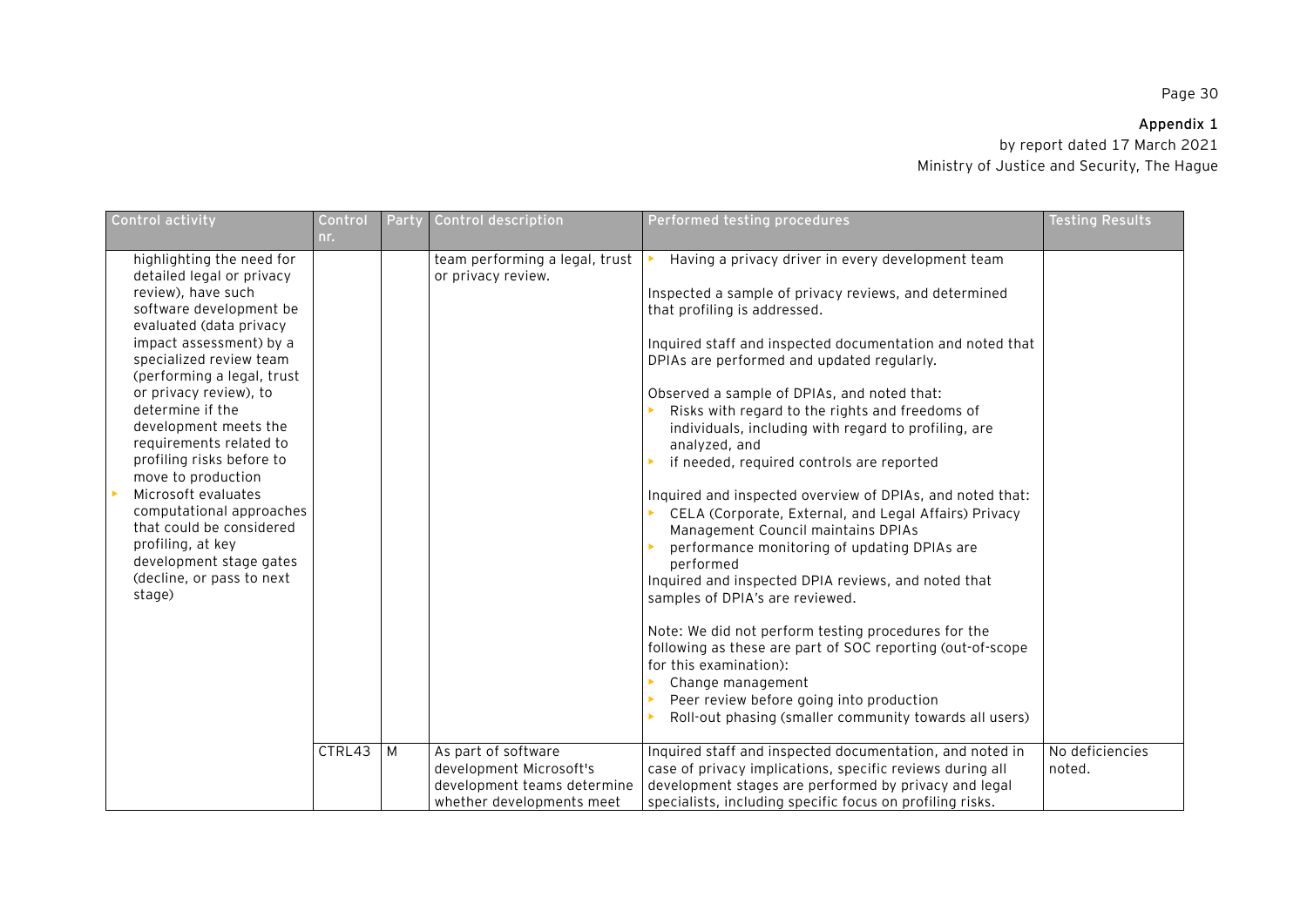**Appendix 1**

by report dated 17 March 2021

Ministry of Justice and Security, The Hague

| Control activity | Control nr. | Party | Control description | Performed testing procedures | Testing Results |
|---|---|---|---|---|---|
| highlighting the need for detailed legal or privacy review), have such software development be evaluated (data privacy impact assessment) by a specialized review team (performing a legal, trust or privacy review), to determine if the development meets the requirements related to profiling risks before to move to production<br>▸ Microsoft evaluates computational approaches that could be considered profiling, at key development stage gates (decline, or pass to next stage) | | | team performing a legal, trust or privacy review. | ▸ Having a privacy driver in every development team<br><br>Inspected a sample of privacy reviews, and determined that profiling is addressed.<br><br>Inquired staff and inspected documentation and noted that DPIAs are performed and updated regularly.<br><br>Observed a sample of DPIAs, and noted that:<br>▸ Risks with regard to the rights and freedoms of individuals, including with regard to profiling, are analyzed, and<br>▸ if needed, required controls are reported<br><br>Inquired and inspected overview of DPIAs, and noted that:<br>▸ CELA (Corporate, External, and Legal Affairs) Privacy Management Council maintains DPIAs<br>▸ performance monitoring of updating DPIAs are performed<br>Inquired and inspected DPIA reviews, and noted that samples of DPIA's are reviewed.<br><br>Note: We did not perform testing procedures for the following as these are part of SOC reporting (out-of-scope for this examination):<br>▸ Change management<br>▸ Peer review before going into production<br>▸ Roll-out phasing (smaller community towards all users) | |
| | CTRL43 | M | As part of software development Microsoft's development teams determine whether developments meet | Inquired staff and inspected documentation, and noted in case of privacy implications, specific reviews during all development stages are performed by privacy and legal specialists, including specific focus on profiling risks. | No deficiencies noted. |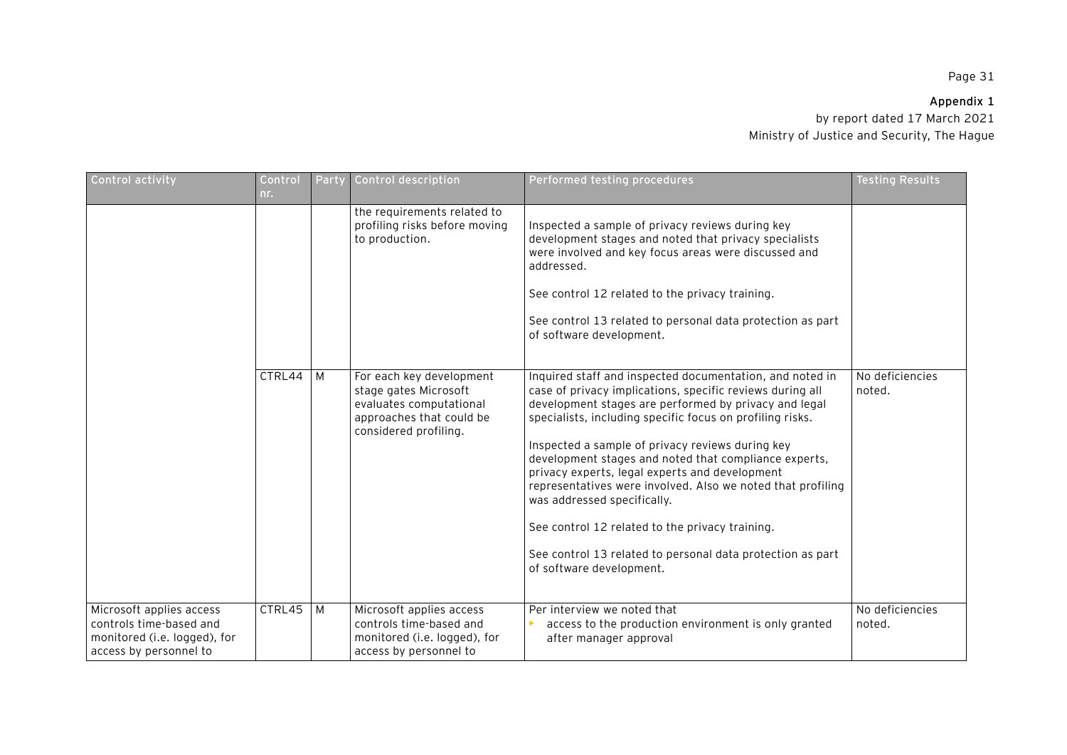| Control activity | Control nr. | Party | Control description | Performed testing procedures | Testing Results |
|---|---|---|---|---|---|
| | | | the requirements related to profiling risks before moving to production. | Inspected a sample of privacy reviews during key development stages and noted that privacy specialists were involved and key focus areas were discussed and addressed.<br><br>See control 12 related to the privacy training.<br><br>See control 13 related to personal data protection as part of software development. | |
| | CTRL44 | M | For each key development stage gates Microsoft evaluates computational approaches that could be considered profiling. | Inquired staff and inspected documentation, and noted in case of privacy implications, specific reviews during all development stages are performed by privacy and legal specialists, including specific focus on profiling risks.<br><br>Inspected a sample of privacy reviews during key development stages and noted that compliance experts, privacy experts, legal experts and development representatives were involved. Also we noted that profiling was addressed specifically.<br><br>See control 12 related to the privacy training.<br><br>See control 13 related to personal data protection as part of software development. | No deficiencies noted. |
| Microsoft applies access controls time-based and monitored (i.e. logged), for access by personnel to | CTRL45 | M | Microsoft applies access controls time-based and monitored (i.e. logged), for access by personnel to | Per interview we noted that<br>- access to the production environment is only granted after manager approval | No deficiencies noted. |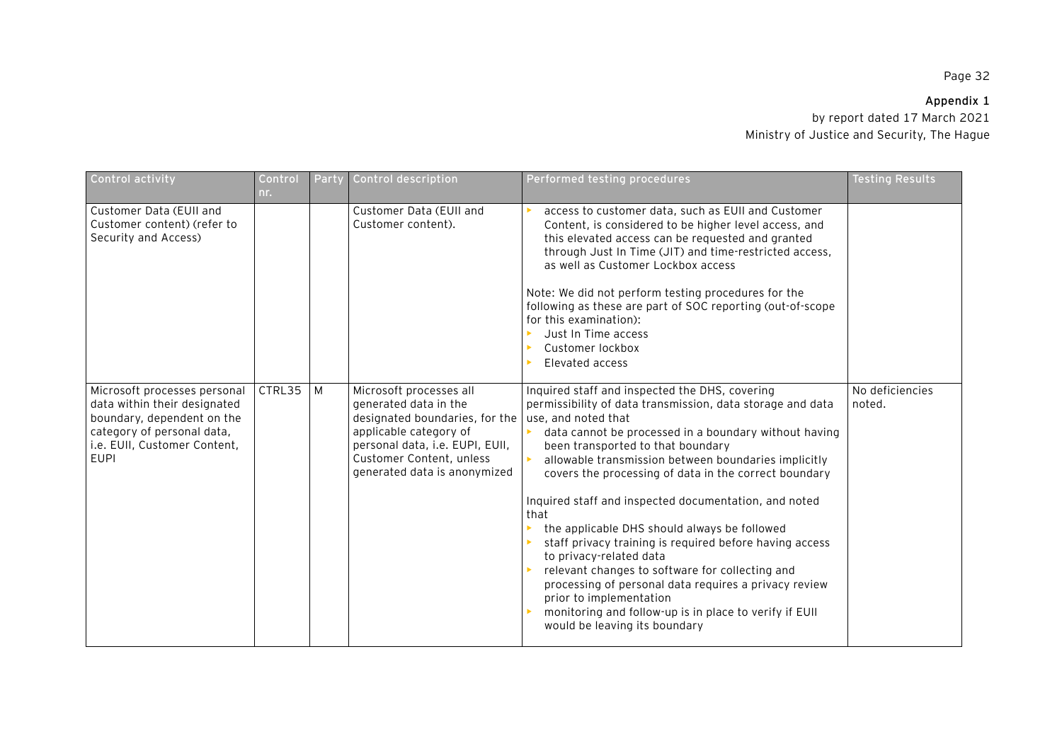| Control activity | Control nr. | Party | Control description | Performed testing procedures | Testing Results |
|---|---|---|---|---|---|
| Customer Data (EUII and Customer content) (refer to Security and Access) | | | Customer Data (EUII and Customer content). | • access to customer data, such as EUII and Customer Content, is considered to be higher level access, and this elevated access can be requested and granted through Just In Time (JIT) and time-restricted access, as well as Customer Lockbox access<br><br>Note: We did not perform testing procedures for the following as these are part of SOC reporting (out-of-scope for this examination):<br>• Just In Time access<br>• Customer lockbox<br>• Elevated access | |
| Microsoft processes personal data within their designated boundary, dependent on the category of personal data, i.e. EUII, Customer Content, EUPI | CTRL35 | M | Microsoft processes all generated data in the designated boundaries, for the applicable category of personal data, i.e. EUPI, EUII, Customer Content, unless generated data is anonymized | Inquired staff and inspected the DHS, covering permissibility of data transmission, data storage and data use, and noted that<br>• data cannot be processed in a boundary without having been transported to that boundary<br>• allowable transmission between boundaries implicitly covers the processing of data in the correct boundary<br><br>Inquired staff and inspected documentation, and noted that<br>• the applicable DHS should always be followed<br>• staff privacy training is required before having access to privacy-related data<br>• relevant changes to software for collecting and processing of personal data requires a privacy review prior to implementation<br>• monitoring and follow-up is in place to verify if EUII would be leaving its boundary | No deficiencies noted. |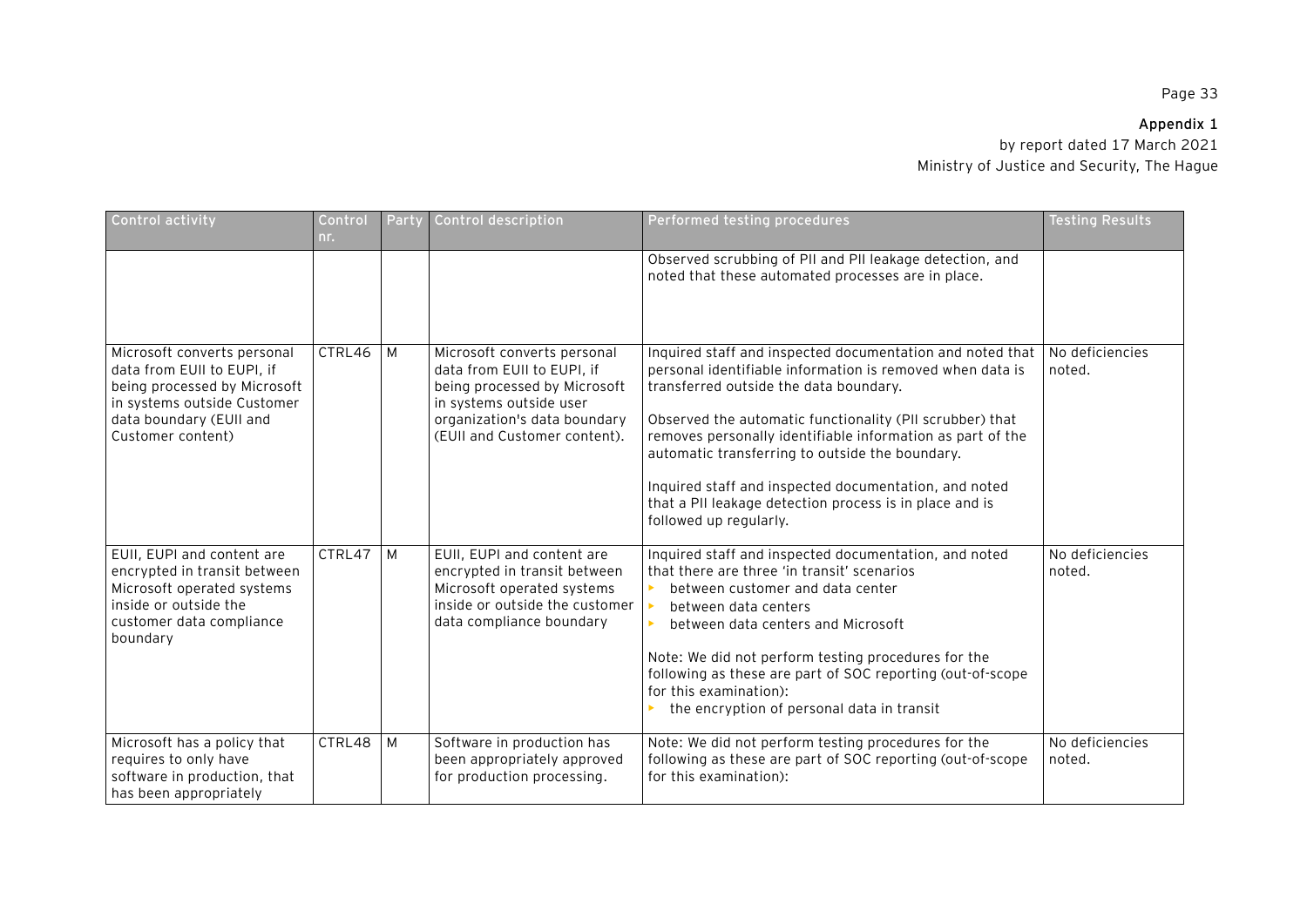| Control activity | Control nr. | Party | Control description | Performed testing procedures | Testing Results |
|---|---|---|---|---|---|
| | | | | Observed scrubbing of PII and PII leakage detection, and noted that these automated processes are in place. | |
| Microsoft converts personal data from EUII to EUPI, if being processed by Microsoft in systems outside Customer data boundary (EUII and Customer content) | CTRL46 | M | Microsoft converts personal data from EUII to EUPI, if being processed by Microsoft in systems outside user organization's data boundary (EUII and Customer content). | Inquired staff and inspected documentation and noted that personal identifiable information is removed when data is transferred outside the data boundary.<br><br>Observed the automatic functionality (PII scrubber) that removes personally identifiable information as part of the automatic transferring to outside the boundary.<br><br>Inquired staff and inspected documentation, and noted that a PII leakage detection process is in place and is followed up regularly. | No deficiencies noted. |
| EUII, EUPI and content are encrypted in transit between Microsoft operated systems inside or outside the customer data compliance boundary | CTRL47 | M | EUII, EUPI and content are encrypted in transit between Microsoft operated systems inside or outside the customer data compliance boundary | Inquired staff and inspected documentation, and noted that there are three 'in transit' scenarios<br>- between customer and data center<br>- between data centers<br>- between data centers and Microsoft<br><br>Note: We did not perform testing procedures for the following as these are part of SOC reporting (out-of-scope for this examination):<br>- the encryption of personal data in transit | No deficiencies noted. |
| Microsoft has a policy that requires to only have software in production, that has been appropriately | CTRL48 | M | Software in production has been appropriately approved for production processing. | Note: We did not perform testing procedures for the following as these are part of SOC reporting (out-of-scope for this examination): | No deficiencies noted. |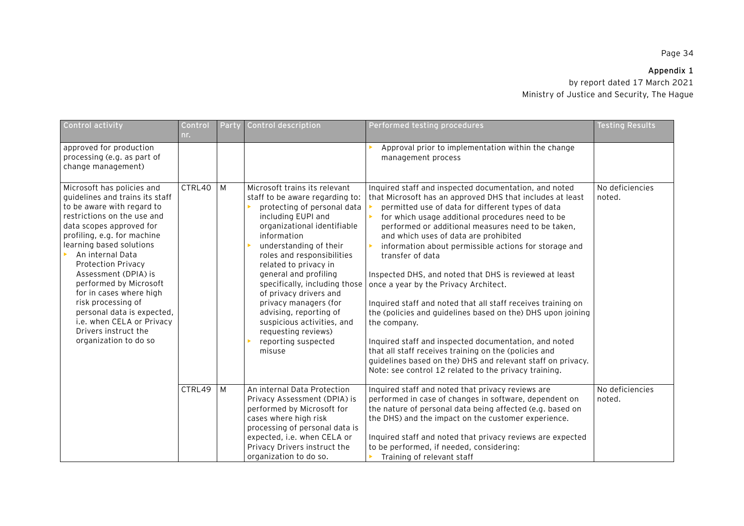| Control activity | Control nr. | Party | Control description | Performed testing procedures | Testing Results |
|---|---|---|---|---|---|
| approved for production processing (e.g. as part of change management) | | | | ▸ Approval prior to implementation within the change management process | |
| Microsoft has policies and guidelines and trains its staff to be aware with regard to restrictions on the use and data scopes approved for profiling, e.g. for machine learning based solutions<br>▸ An internal Data Protection Privacy Assessment (DPIA) is performed by Microsoft for in cases where high risk processing of personal data is expected, i.e. when CELA or Privacy Drivers instruct the organization to do so | CTRL40 | M | Microsoft trains its relevant staff to be aware regarding to:<br>▸ protecting of personal data including EUPI and organizational identifiable information<br>▸ understanding of their roles and responsibilities related to privacy in general and profiling specifically, including those of privacy drivers and privacy managers (for advising, reporting of suspicious activities, and requesting reviews)<br>▸ reporting suspected misuse | Inquired staff and inspected documentation, and noted that Microsoft has an approved DHS that includes at least<br>▸ permitted use of data for different types of data<br>▸ for which usage additional procedures need to be performed or additional measures need to be taken, and which uses of data are prohibited<br>▸ information about permissible actions for storage and transfer of data<br><br>Inspected DHS, and noted that DHS is reviewed at least once a year by the Privacy Architect.<br><br>Inquired staff and noted that all staff receives training on the (policies and guidelines based on the) DHS upon joining the company.<br><br>Inquired staff and inspected documentation, and noted that all staff receives training on the (policies and guidelines based on the) DHS and relevant staff on privacy. Note: see control 12 related to the privacy training. | No deficiencies noted. |
| | CTRL49 | M | An internal Data Protection Privacy Assessment (DPIA) is performed by Microsoft for cases where high risk processing of personal data is expected, i.e. when CELA or Privacy Drivers instruct the organization to do so. | Inquired staff and noted that privacy reviews are performed in case of changes in software, dependent on the nature of personal data being affected (e.g. based on the DHS) and the impact on the customer experience.<br><br>Inquired staff and noted that privacy reviews are expected to be performed, if needed, considering:<br>▸ Training of relevant staff | No deficiencies noted. |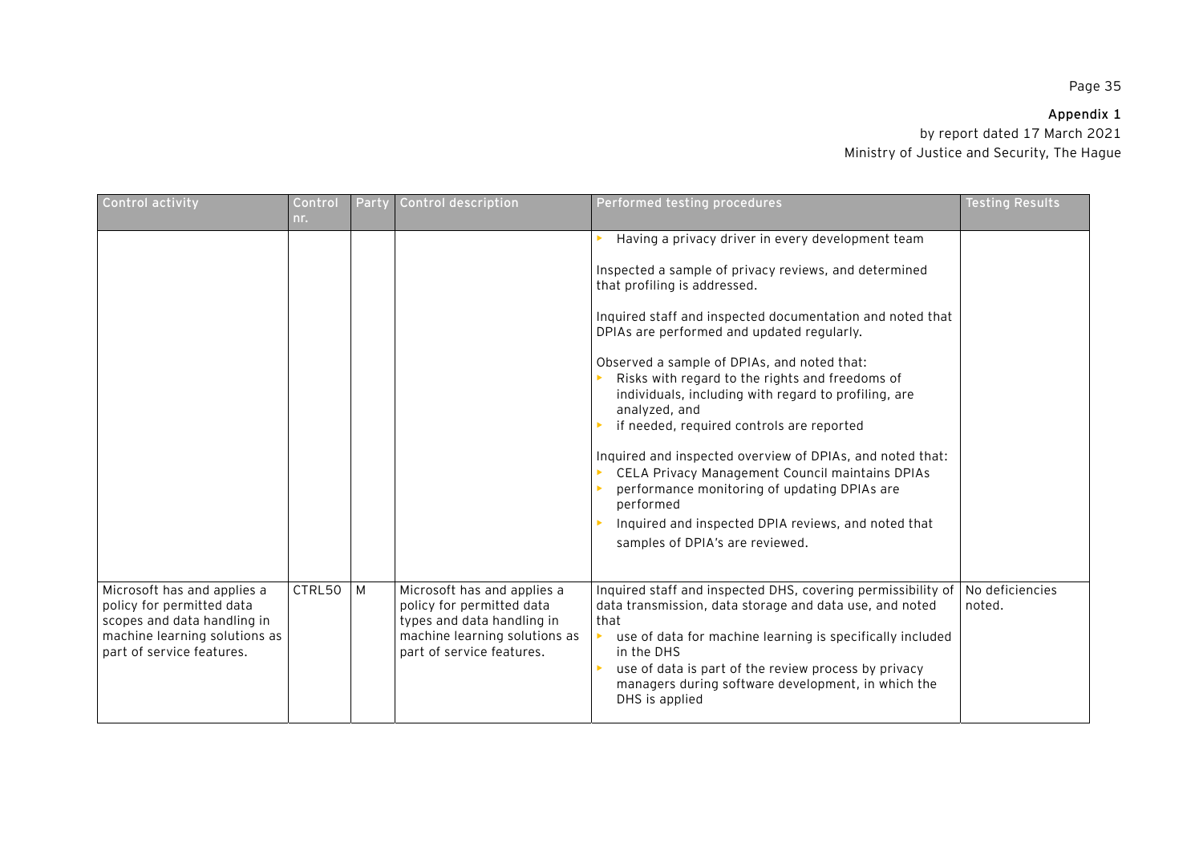**Appendix 1**
by report dated 17 March 2021
Ministry of Justice and Security, The Hague

| Control activity | Control nr. | Party | Control description | Performed testing procedures | Testing Results |
|---|---|---|---|---|---|
| | | | | ▸ Having a privacy driver in every development team<br><br>Inspected a sample of privacy reviews, and determined that profiling is addressed.<br><br>Inquired staff and inspected documentation and noted that DPIAs are performed and updated regularly.<br><br>Observed a sample of DPIAs, and noted that:<br>▸ Risks with regard to the rights and freedoms of individuals, including with regard to profiling, are analyzed, and<br>▸ if needed, required controls are reported<br><br>Inquired and inspected overview of DPIAs, and noted that:<br>▸ CELA Privacy Management Council maintains DPIAs<br>▸ performance monitoring of updating DPIAs are performed<br>▸ Inquired and inspected DPIA reviews, and noted that samples of DPIA's are reviewed. | |
| Microsoft has and applies a policy for permitted data scopes and data handling in machine learning solutions as part of service features. | CTRL50 | M | Microsoft has and applies a policy for permitted data types and data handling in machine learning solutions as part of service features. | Inquired staff and inspected DHS, covering permissibility of data transmission, data storage and data use, and noted that<br>▸ use of data for machine learning is specifically included in the DHS<br>▸ use of data is part of the review process by privacy managers during software development, in which the DHS is applied | No deficiencies noted. |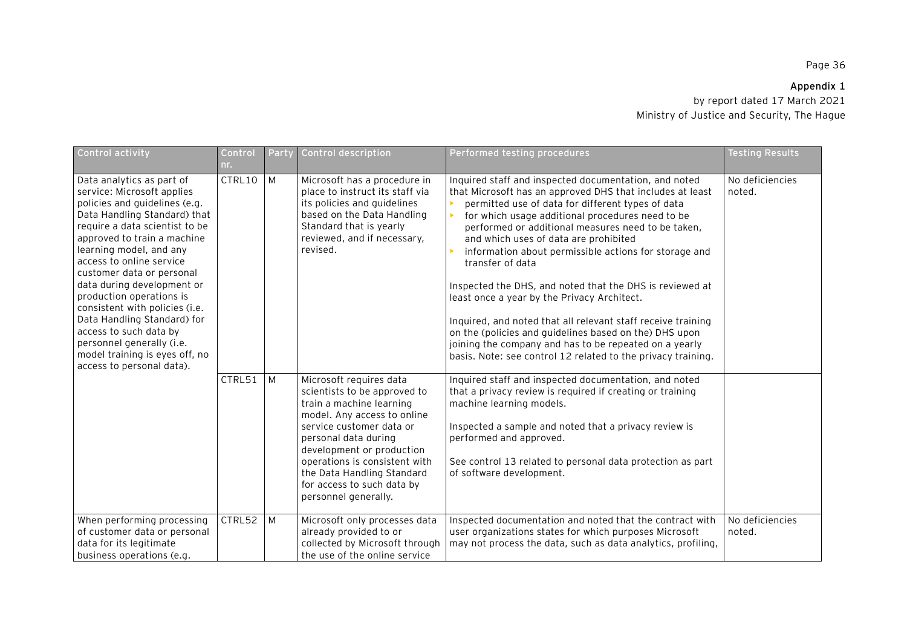**Appendix 1**

by report dated 17 March 2021

Ministry of Justice and Security, The Hague

| Control activity | Control nr. | Party | Control description | Performed testing procedures | Testing Results |
|---|---|---|---|---|---|
| Data analytics as part of service: Microsoft applies policies and guidelines (e.g. Data Handling Standard) that require a data scientist to be approved to train a machine learning model, and any access to online service customer data or personal data during development or production operations is consistent with policies (i.e. Data Handling Standard) for access to such data by personnel generally (i.e. model training is eyes off, no access to personal data). | CTRL10 | M | Microsoft has a procedure in place to instruct its staff via its policies and guidelines based on the Data Handling Standard that is yearly reviewed, and if necessary, revised. | Inquired staff and inspected documentation, and noted that Microsoft has an approved DHS that includes at least<br>- permitted use of data for different types of data<br>- for which usage additional procedures need to be performed or additional measures need to be taken, and which uses of data are prohibited<br>- information about permissible actions for storage and transfer of data<br><br>Inspected the DHS, and noted that the DHS is reviewed at least once a year by the Privacy Architect.<br><br>Inquired, and noted that all relevant staff receive training on the (policies and guidelines based on the) DHS upon joining the company and has to be repeated on a yearly basis. Note: see control 12 related to the privacy training. | No deficiencies noted. |
| | CTRL51 | M | Microsoft requires data scientists to be approved to train a machine learning model. Any access to online service customer data or personal data during development or production operations is consistent with the Data Handling Standard for access to such data by personnel generally. | Inquired staff and inspected documentation, and noted that a privacy review is required if creating or training machine learning models.<br><br>Inspected a sample and noted that a privacy review is performed and approved.<br><br>See control 13 related to personal data protection as part of software development. | |
| When performing processing of customer data or personal data for its legitimate business operations (e.g. | CTRL52 | M | Microsoft only processes data already provided to or collected by Microsoft through the use of the online service | Inspected documentation and noted that the contract with user organizations states for which purposes Microsoft may not process the data, such as data analytics, profiling, | No deficiencies noted. |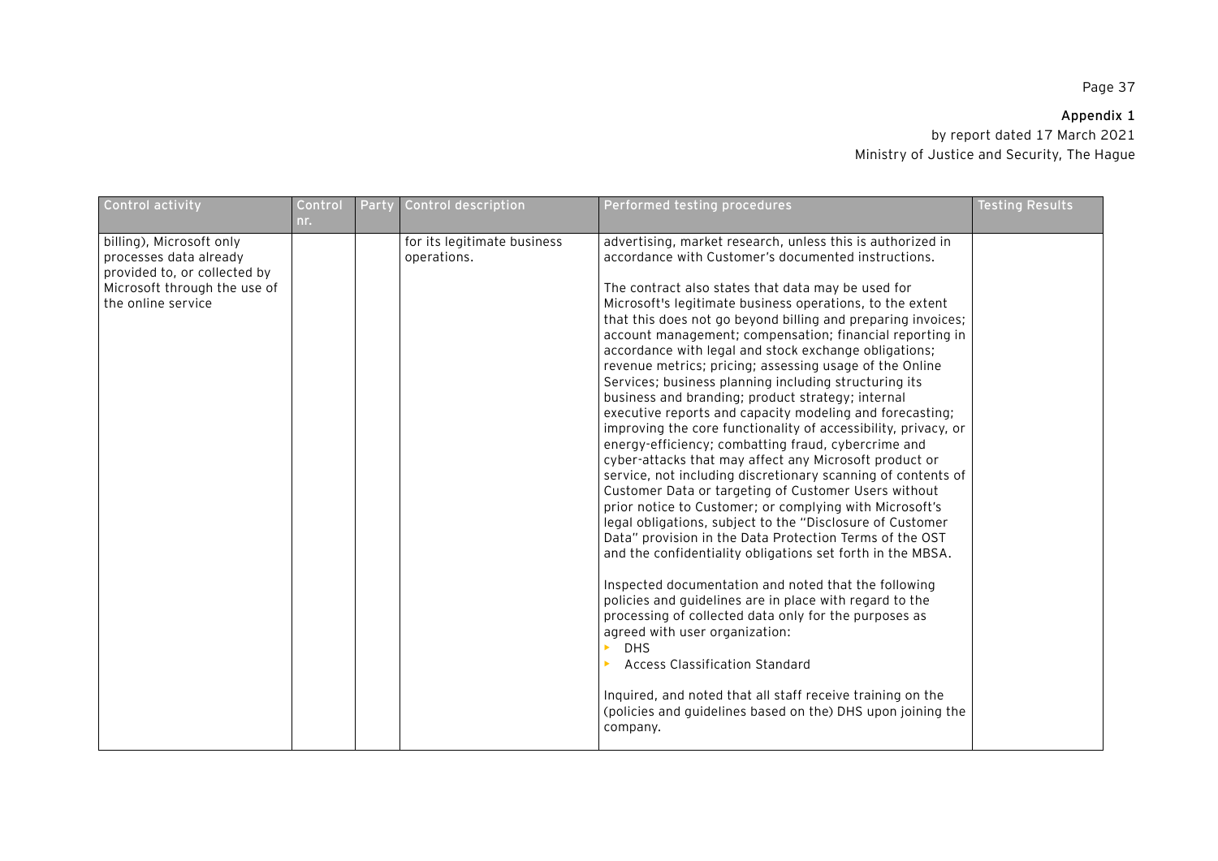**Appendix 1**

by report dated 17 March 2021

Ministry of Justice and Security, The Hague

| Control activity | Control nr. | Party | Control description | Performed testing procedures | Testing Results |
|---|---|---|---|---|---|
| billing), Microsoft only processes data already provided to, or collected by Microsoft through the use of the online service | | | for its legitimate business operations. | advertising, market research, unless this is authorized in accordance with Customer's documented instructions.<br><br>The contract also states that data may be used for Microsoft's legitimate business operations, to the extent that this does not go beyond billing and preparing invoices; account management; compensation; financial reporting in accordance with legal and stock exchange obligations; revenue metrics; pricing; assessing usage of the Online Services; business planning including structuring its business and branding; product strategy; internal executive reports and capacity modeling and forecasting; improving the core functionality of accessibility, privacy, or energy-efficiency; combatting fraud, cybercrime and cyber-attacks that may affect any Microsoft product or service, not including discretionary scanning of contents of Customer Data or targeting of Customer Users without prior notice to Customer; or complying with Microsoft's legal obligations, subject to the "Disclosure of Customer Data" provision in the Data Protection Terms of the OST and the confidentiality obligations set forth in the MBSA.<br><br>Inspected documentation and noted that the following policies and guidelines are in place with regard to the processing of collected data only for the purposes as agreed with user organization:<br>- DHS<br>- Access Classification Standard<br><br>Inquired, and noted that all staff receive training on the (policies and guidelines based on the) DHS upon joining the company. | |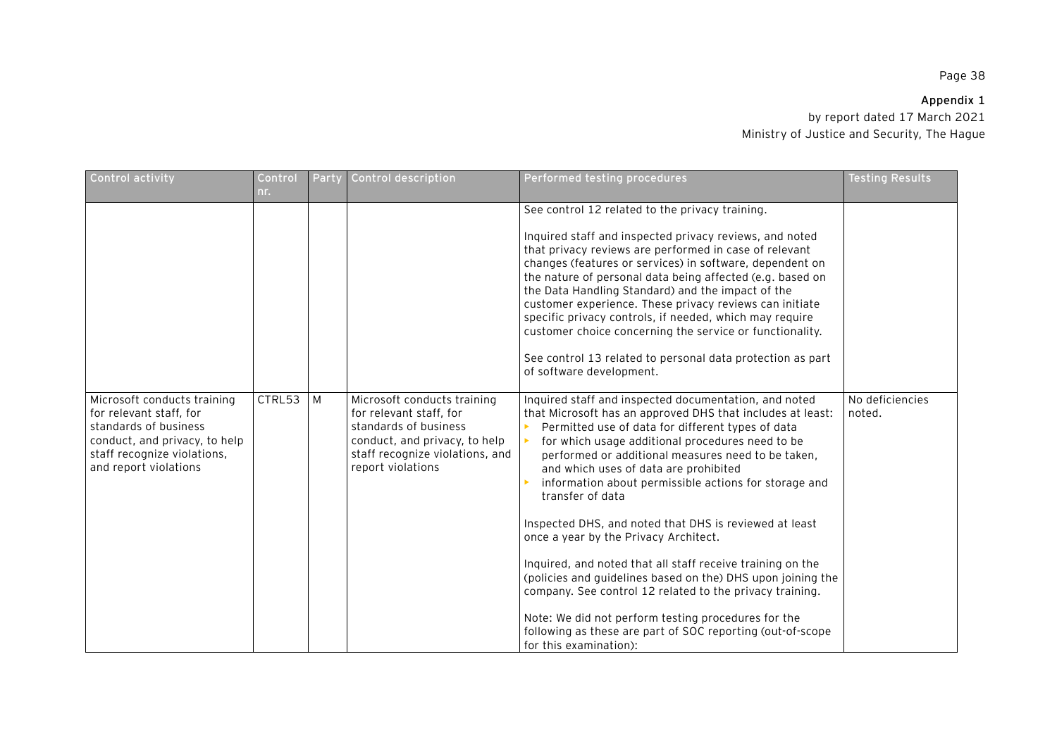**Appendix 1**

by report dated 17 March 2021

Ministry of Justice and Security, The Hague

| Control activity | Control nr. | Party | Control description | Performed testing procedures | Testing Results |
|---|---|---|---|---|---|
| | | | | See control 12 related to the privacy training.<br><br>Inquired staff and inspected privacy reviews, and noted that privacy reviews are performed in case of relevant changes (features or services) in software, dependent on the nature of personal data being affected (e.g. based on the Data Handling Standard) and the impact of the customer experience. These privacy reviews can initiate specific privacy controls, if needed, which may require customer choice concerning the service or functionality.<br><br>See control 13 related to personal data protection as part of software development. | |
| Microsoft conducts training for relevant staff, for standards of business conduct, and privacy, to help staff recognize violations, and report violations | CTRL53 | M | Microsoft conducts training for relevant staff, for standards of business conduct, and privacy, to help staff recognize violations, and report violations | Inquired staff and inspected documentation, and noted that Microsoft has an approved DHS that includes at least:<br>- Permitted use of data for different types of data<br>- for which usage additional procedures need to be performed or additional measures need to be taken, and which uses of data are prohibited<br>- information about permissible actions for storage and transfer of data<br><br>Inspected DHS, and noted that DHS is reviewed at least once a year by the Privacy Architect.<br><br>Inquired, and noted that all staff receive training on the (policies and guidelines based on the) DHS upon joining the company. See control 12 related to the privacy training.<br><br>Note: We did not perform testing procedures for the following as these are part of SOC reporting (out-of-scope for this examination): | No deficiencies noted. |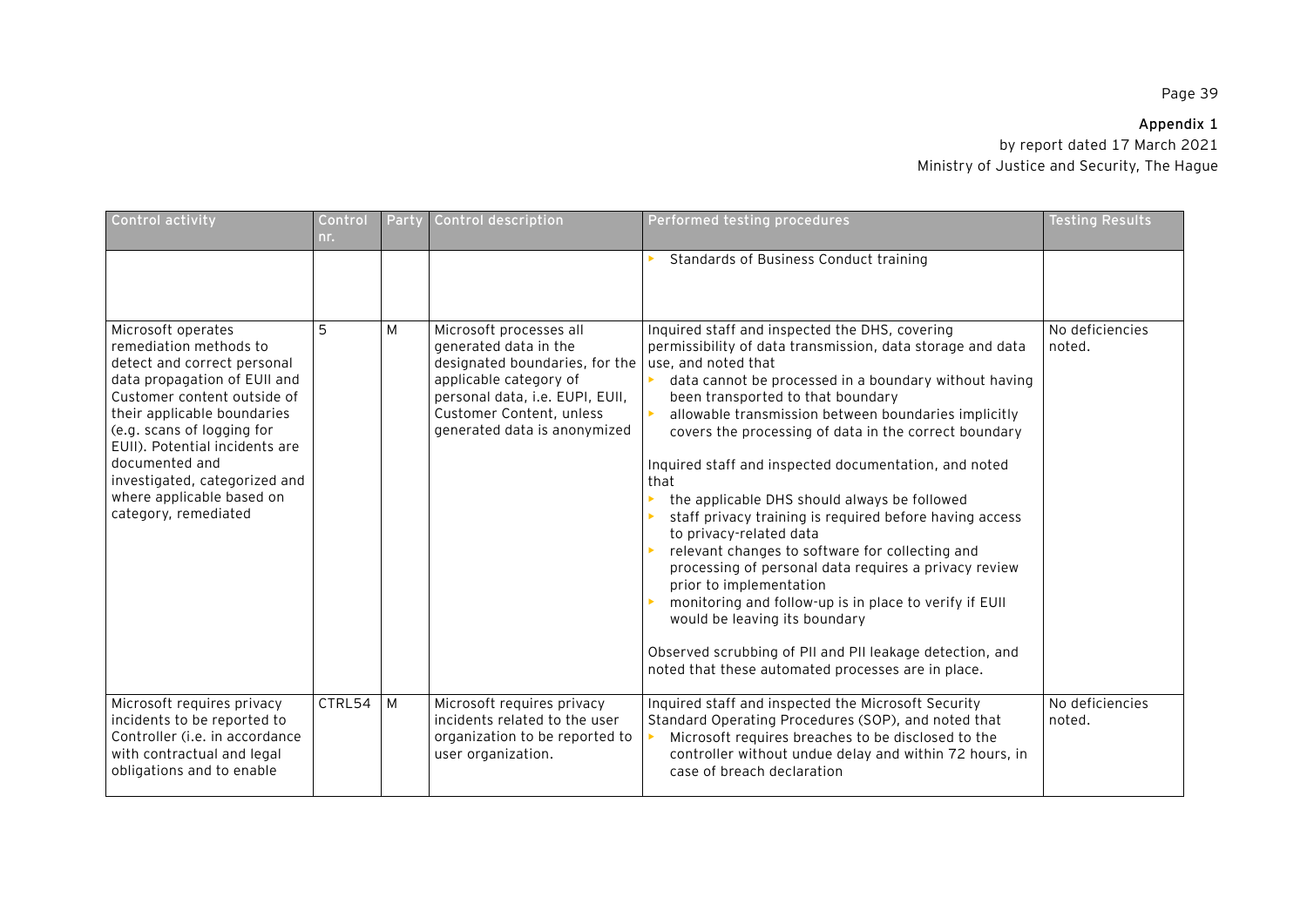**Appendix 1**
by report dated 17 March 2021
Ministry of Justice and Security, The Hague

| Control activity | Control nr. | Party | Control description | Performed testing procedures | Testing Results |
|---|---|---|---|---|---|
| | | | | ▸ Standards of Business Conduct training | |
| Microsoft operates remediation methods to detect and correct personal data propagation of EUII and Customer content outside of their applicable boundaries (e.g. scans of logging for EUII). Potential incidents are documented and investigated, categorized and where applicable based on category, remediated | 5 | M | Microsoft processes all generated data in the designated boundaries, for the applicable category of personal data, i.e. EUPI, EUII, Customer Content, unless generated data is anonymized | Inquired staff and inspected the DHS, covering permissibility of data transmission, data storage and data use, and noted that<br>▸ data cannot be processed in a boundary without having been transported to that boundary<br>▸ allowable transmission between boundaries implicitly covers the processing of data in the correct boundary<br><br>Inquired staff and inspected documentation, and noted that<br>▸ the applicable DHS should always be followed<br>▸ staff privacy training is required before having access to privacy-related data<br>▸ relevant changes to software for collecting and processing of personal data requires a privacy review prior to implementation<br>▸ monitoring and follow-up is in place to verify if EUII would be leaving its boundary<br><br>Observed scrubbing of PII and PII leakage detection, and noted that these automated processes are in place. | No deficiencies noted. |
| Microsoft requires privacy incidents to be reported to Controller (i.e. in accordance with contractual and legal obligations and to enable | CTRL54 | M | Microsoft requires privacy incidents related to the user organization to be reported to user organization. | Inquired staff and inspected the Microsoft Security Standard Operating Procedures (SOP), and noted that<br>▸ Microsoft requires breaches to be disclosed to the controller without undue delay and within 72 hours, in case of breach declaration | No deficiencies noted. |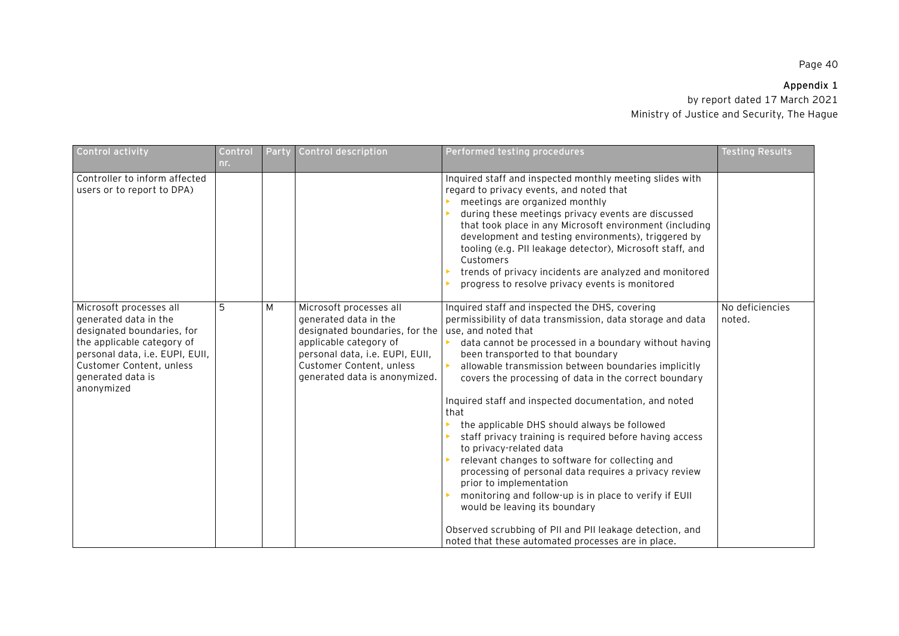**Appendix 1**
by report dated 17 March 2021
Ministry of Justice and Security, The Hague

| Control activity | Control nr. | Party | Control description | Performed testing procedures | Testing Results |
|---|---|---|---|---|---|
| Controller to inform affected users or to report to DPA) | | | | Inquired staff and inspected monthly meeting slides with regard to privacy events, and noted that<br>▸ meetings are organized monthly<br>▸ during these meetings privacy events are discussed that took place in any Microsoft environment (including development and testing environments), triggered by tooling (e.g. PII leakage detector), Microsoft staff, and Customers<br>▸ trends of privacy incidents are analyzed and monitored<br>▸ progress to resolve privacy events is monitored | |
| Microsoft processes all generated data in the designated boundaries, for the applicable category of personal data, i.e. EUPI, EUII, Customer Content, unless generated data is anonymized | 5 | M | Microsoft processes all generated data in the designated boundaries, for the applicable category of personal data, i.e. EUPI, EUII, Customer Content, unless generated data is anonymized. | Inquired staff and inspected the DHS, covering permissibility of data transmission, data storage and data use, and noted that<br>▸ data cannot be processed in a boundary without having been transported to that boundary<br>▸ allowable transmission between boundaries implicitly covers the processing of data in the correct boundary<br><br>Inquired staff and inspected documentation, and noted that<br>▸ the applicable DHS should always be followed<br>▸ staff privacy training is required before having access to privacy-related data<br>▸ relevant changes to software for collecting and processing of personal data requires a privacy review prior to implementation<br>▸ monitoring and follow-up is in place to verify if EUII would be leaving its boundary<br><br>Observed scrubbing of PII and PII leakage detection, and noted that these automated processes are in place. | No deficiencies noted. |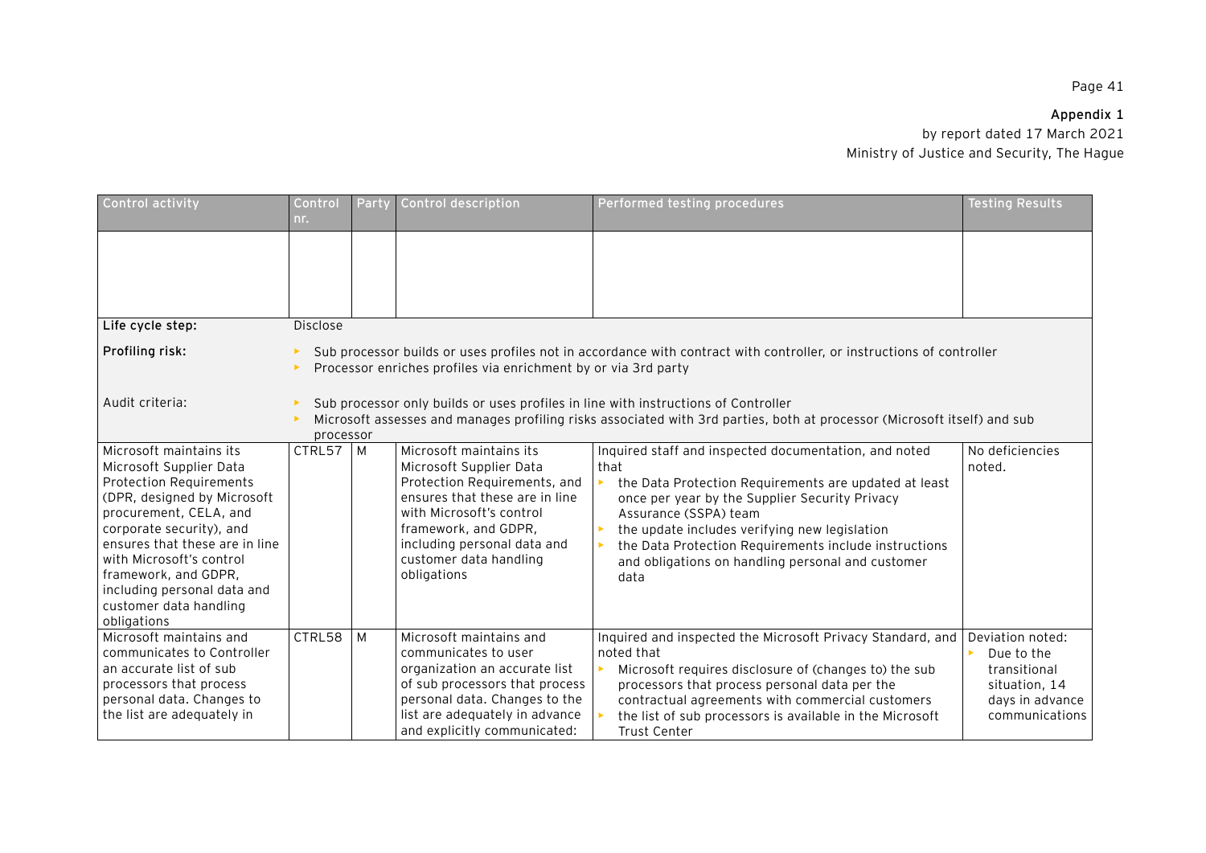**Appendix 1**
by report dated 17 March 2021
Ministry of Justice and Security, The Hague

| Control activity | Control nr. | Party | Control description | Performed testing procedures | Testing Results |
|---|---|---|---|---|---|
| | | | | | |
| **Life cycle step:** | Disclose | | | | |
| **Profiling risk:** | • Sub processor builds or uses profiles not in accordance with contract with controller, or instructions of controller<br>• Processor enriches profiles via enrichment by or via 3rd party | | | | |
| Audit criteria: | • Sub processor only builds or uses profiles in line with instructions of Controller<br>• Microsoft assesses and manages profiling risks associated with 3rd parties, both at processor (Microsoft itself) and sub processor | | | | |
| Microsoft maintains its Microsoft Supplier Data Protection Requirements (DPR, designed by Microsoft procurement, CELA, and corporate security), and ensures that these are in line with Microsoft's control framework, and GDPR, including personal data and customer data handling obligations | CTRL57 | M | Microsoft maintains its Microsoft Supplier Data Protection Requirements, and ensures that these are in line with Microsoft's control framework, and GDPR, including personal data and customer data handling obligations | Inquired staff and inspected documentation, and noted that<br>• the Data Protection Requirements are updated at least once per year by the Supplier Security Privacy Assurance (SSPA) team<br>• the update includes verifying new legislation<br>• the Data Protection Requirements include instructions and obligations on handling personal and customer data | No deficiencies noted. |
| Microsoft maintains and communicates to Controller an accurate list of sub processors that process personal data. Changes to the list are adequately in | CTRL58 | M | Microsoft maintains and communicates to user organization an accurate list of sub processors that process personal data. Changes to the list are adequately in advance and explicitly communicated: | Inquired and inspected the Microsoft Privacy Standard, and noted that<br>• Microsoft requires disclosure of (changes to) the sub processors that process personal data per the contractual agreements with commercial customers<br>• the list of sub processors is available in the Microsoft Trust Center | Deviation noted:<br>• Due to the transitional situation, 14 days in advance communications |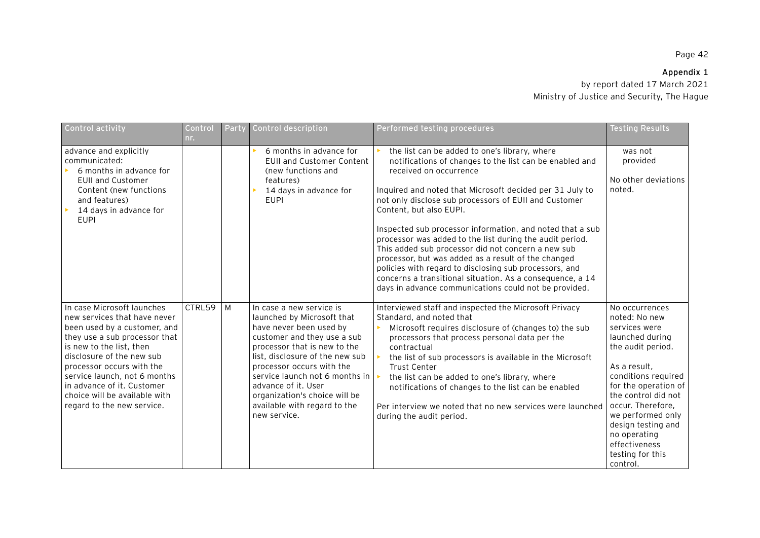**Appendix 1**

by report dated 17 March 2021

Ministry of Justice and Security, The Hague

| Control activity | Control nr. | Party | Control description | Performed testing procedures | Testing Results |
|---|---|---|---|---|---|
| advance and explicitly communicated:<br>▸ 6 months in advance for EUII and Customer Content (new functions and features)<br>▸ 14 days in advance for EUPI | | | ▸ 6 months in advance for EUII and Customer Content (new functions and features)<br>▸ 14 days in advance for EUPI | ▸ the list can be added to one's library, where notifications of changes to the list can be enabled and received on occurrence<br><br>Inquired and noted that Microsoft decided per 31 July to not only disclose sub processors of EUII and Customer Content, but also EUPI.<br><br>Inspected sub processor information, and noted that a sub processor was added to the list during the audit period. This added sub processor did not concern a new sub processor, but was added as a result of the changed policies with regard to disclosing sub processors, and concerns a transitional situation. As a consequence, a 14 days in advance communications could not be provided. | was not provided<br><br>No other deviations noted. |
| In case Microsoft launches new services that have never been used by a customer, and they use a sub processor that is new to the list, then disclosure of the new sub processor occurs with the service launch, not 6 months in advance of it. Customer choice will be available with regard to the new service. | CTRL59 | M | In case a new service is launched by Microsoft that have never been used by customer and they use a sub processor that is new to the list, disclosure of the new sub processor occurs with the service launch not 6 months in advance of it. User organization's choice will be available with regard to the new service. | Interviewed staff and inspected the Microsoft Privacy Standard, and noted that<br>▸ Microsoft requires disclosure of (changes to) the sub processors that process personal data per the contractual<br>▸ the list of sub processors is available in the Microsoft Trust Center<br>▸ the list can be added to one's library, where notifications of changes to the list can be enabled<br><br>Per interview we noted that no new services were launched during the audit period. | No occurrences noted: No new services were launched during the audit period.<br><br>As a result, conditions required for the operation of the control did not occur. Therefore, we performed only design testing and no operating effectiveness testing for this control. |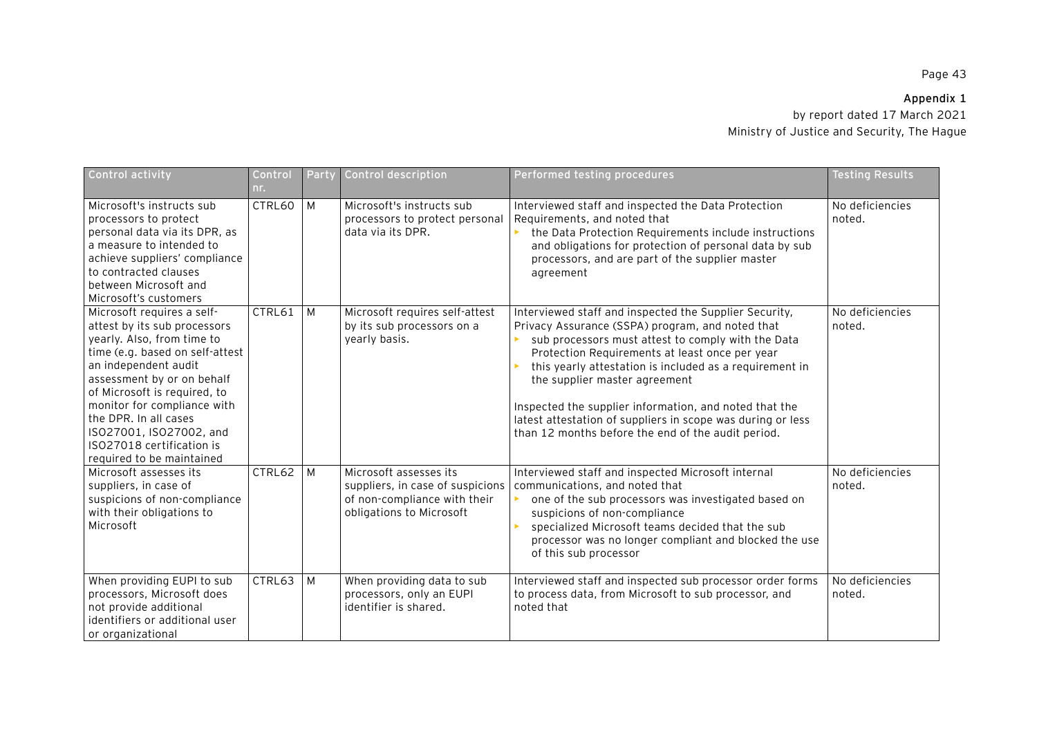**Appendix 1**

by report dated 17 March 2021

Ministry of Justice and Security, The Hague

| Control activity | Control nr. | Party | Control description | Performed testing procedures | Testing Results |
|---|---|---|---|---|---|
| Microsoft's instructs sub processors to protect personal data via its DPR, as a measure to intended to achieve suppliers' compliance to contracted clauses between Microsoft and Microsoft's customers | CTRL60 | M | Microsoft's instructs sub processors to protect personal data via its DPR. | Interviewed staff and inspected the Data Protection Requirements, and noted that<br>▸ the Data Protection Requirements include instructions and obligations for protection of personal data by sub processors, and are part of the supplier master agreement | No deficiencies noted. |
| Microsoft requires a self-attest by its sub processors yearly. Also, from time to time (e.g. based on self-attest an independent audit assessment by or on behalf of Microsoft is required, to monitor for compliance with the DPR. In all cases ISO27001, ISO27002, and ISO27018 certification is required to be maintained | CTRL61 | M | Microsoft requires self-attest by its sub processors on a yearly basis. | Interviewed staff and inspected the Supplier Security, Privacy Assurance (SSPA) program, and noted that<br>▸ sub processors must attest to comply with the Data Protection Requirements at least once per year<br>▸ this yearly attestation is included as a requirement in the supplier master agreement<br><br>Inspected the supplier information, and noted that the latest attestation of suppliers in scope was during or less than 12 months before the end of the audit period. | No deficiencies noted. |
| Microsoft assesses its suppliers, in case of suspicions of non-compliance with their obligations to Microsoft | CTRL62 | M | Microsoft assesses its suppliers, in case of suspicions of non-compliance with their obligations to Microsoft | Interviewed staff and inspected Microsoft internal communications, and noted that<br>▸ one of the sub processors was investigated based on suspicions of non-compliance<br>▸ specialized Microsoft teams decided that the sub processor was no longer compliant and blocked the use of this sub processor | No deficiencies noted. |
| When providing EUPI to sub processors, Microsoft does not provide additional identifiers or additional user or organizational | CTRL63 | M | When providing data to sub processors, only an EUPI identifier is shared. | Interviewed staff and inspected sub processor order forms to process data, from Microsoft to sub processor, and noted that | No deficiencies noted. |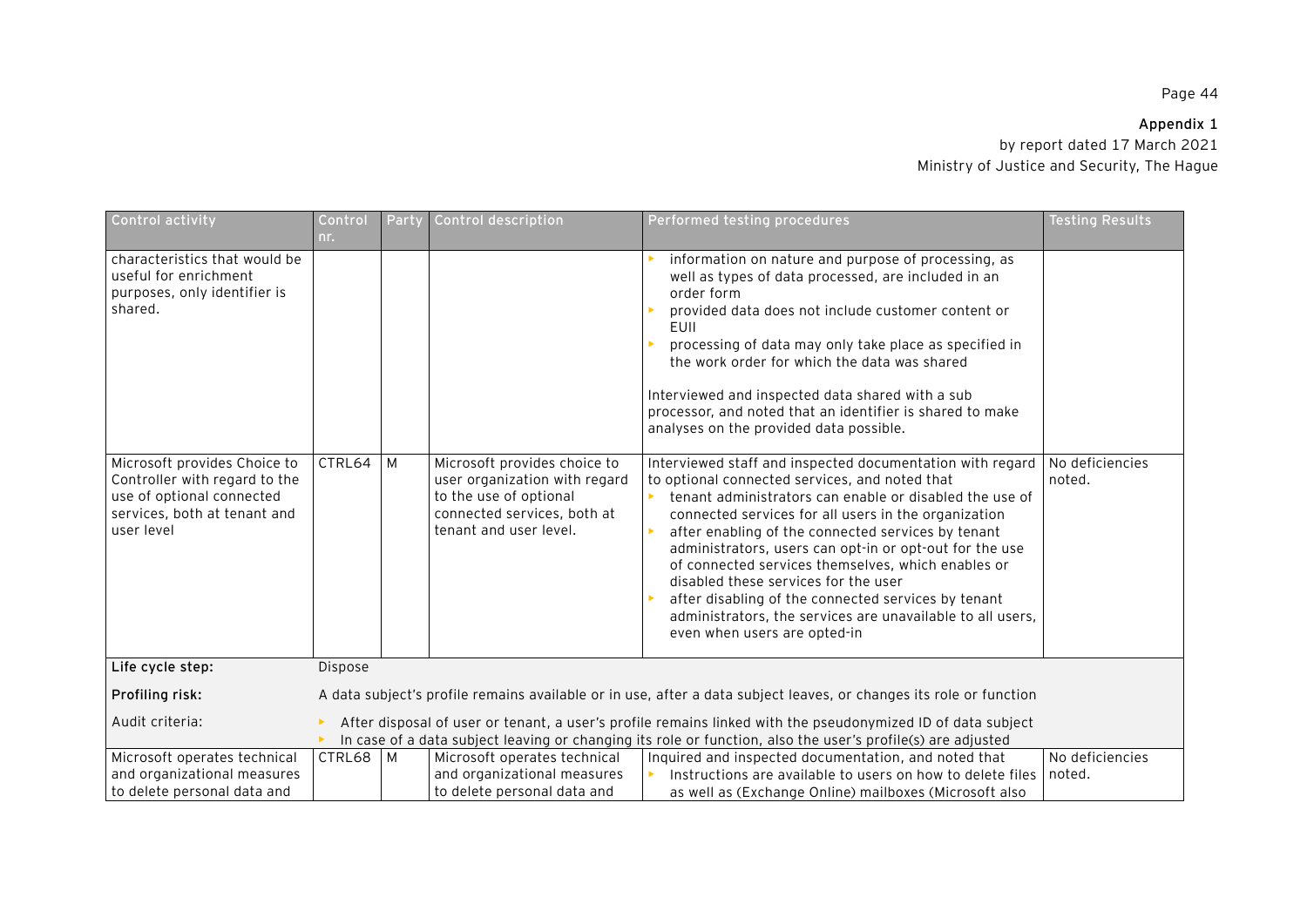**Appendix 1**

by report dated 17 March 2021

Ministry of Justice and Security, The Hague

| Control activity | Control nr. | Party | Control description | Performed testing procedures | Testing Results |
|---|---|---|---|---|---|
| characteristics that would be useful for enrichment purposes, only identifier is shared. | | | | ▸ information on nature and purpose of processing, as well as types of data processed, are included in an order form<br>▸ provided data does not include customer content or EUII<br>▸ processing of data may only take place as specified in the work order for which the data was shared<br><br>Interviewed and inspected data shared with a sub processor, and noted that an identifier is shared to make analyses on the provided data possible. | |
| Microsoft provides Choice to Controller with regard to the use of optional connected services, both at tenant and user level | CTRL64 | M | Microsoft provides choice to user organization with regard to the use of optional connected services, both at tenant and user level. | Interviewed staff and inspected documentation with regard to optional connected services, and noted that<br>▸ tenant administrators can enable or disabled the use of connected services for all users in the organization<br>▸ after enabling of the connected services by tenant administrators, users can opt-in or opt-out for the use of connected services themselves, which enables or disabled these services for the user<br>▸ after disabling of the connected services by tenant administrators, the services are unavailable to all users, even when users are opted-in | No deficiencies noted. |
| **Life cycle step:** | Dispose | | | | |
| **Profiling risk:** | A data subject's profile remains available or in use, after a data subject leaves, or changes its role or function | | | | |
| Audit criteria: | ▸ After disposal of user or tenant, a user's profile remains linked with the pseudonymized ID of data subject<br>▸ In case of a data subject leaving or changing its role or function, also the user's profile(s) are adjusted | | | | |
| Microsoft operates technical and organizational measures to delete personal data and | CTRL68 | M | Microsoft operates technical and organizational measures to delete personal data and | Inquired and inspected documentation, and noted that<br>▸ Instructions are available to users on how to delete files as well as (Exchange Online) mailboxes (Microsoft also | No deficiencies noted. |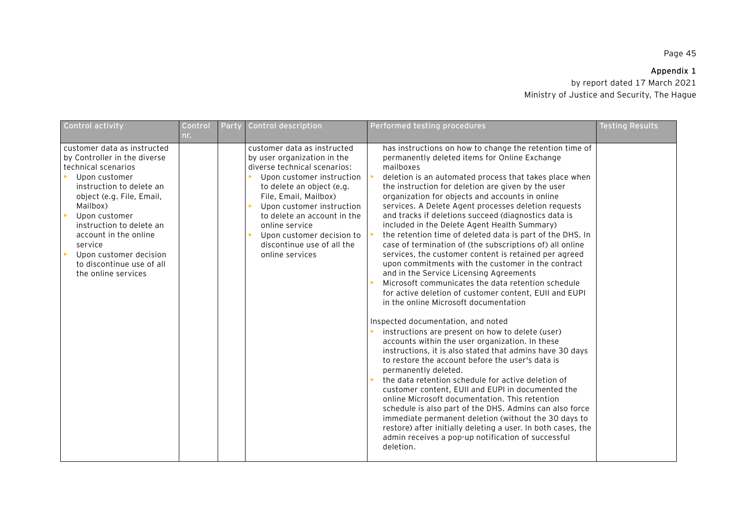| Control activity | Control nr. | Party | Control description | Performed testing procedures | Testing Results |
|---|---|---|---|---|---|
| customer data as instructed by Controller in the diverse technical scenarios<br>▸ Upon customer instruction to delete an object (e.g. File, Email, Mailbox)<br>▸ Upon customer instruction to delete an account in the online service<br>▸ Upon customer decision to discontinue use of all the online services | | | customer data as instructed by user organization in the diverse technical scenarios:<br>▸ Upon customer instruction to delete an object (e.g. File, Email, Mailbox)<br>▸ Upon customer instruction to delete an account in the online service<br>▸ Upon customer decision to discontinue use of all the online services | has instructions on how to change the retention time of permanently deleted items for Online Exchange mailboxes<br>▸ deletion is an automated process that takes place when the instruction for deletion are given by the user organization for objects and accounts in online services. A Delete Agent processes deletion requests and tracks if deletions succeed (diagnostics data is included in the Delete Agent Health Summary)<br>▸ the retention time of deleted data is part of the DHS. In case of termination of (the subscriptions of) all online services, the customer content is retained per agreed upon commitments with the customer in the contract and in the Service Licensing Agreements<br>▸ Microsoft communicates the data retention schedule for active deletion of customer content, EUII and EUPI in the online Microsoft documentation<br><br>Inspected documentation, and noted<br>▸ instructions are present on how to delete (user) accounts within the user organization. In these instructions, it is also stated that admins have 30 days to restore the account before the user's data is permanently deleted.<br>▸ the data retention schedule for active deletion of customer content, EUII and EUPI in documented the online Microsoft documentation. This retention schedule is also part of the DHS. Admins can also force immediate permanent deletion (without the 30 days to restore) after initially deleting a user. In both cases, the admin receives a pop-up notification of successful deletion. | |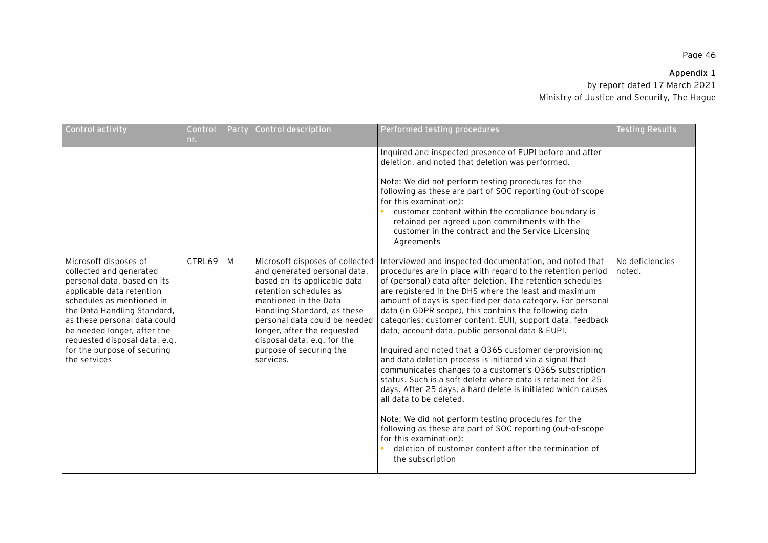**Appendix 1**

by report dated 17 March 2021

Ministry of Justice and Security, The Hague

| Control activity | Control nr. | Party | Control description | Performed testing procedures | Testing Results |
|---|---|---|---|---|---|
| | | | | Inquired and inspected presence of EUPI before and after deletion, and noted that deletion was performed.<br><br>Note: We did not perform testing procedures for the following as these are part of SOC reporting (out-of-scope for this examination):<br>▸ customer content within the compliance boundary is retained per agreed upon commitments with the customer in the contract and the Service Licensing Agreements | |
| Microsoft disposes of collected and generated personal data, based on its applicable data retention schedules as mentioned in the Data Handling Standard, as these personal data could be needed longer, after the requested disposal data, e.g. for the purpose of securing the services | CTRL69 | M | Microsoft disposes of collected and generated personal data, based on its applicable data retention schedules as mentioned in the Data Handling Standard, as these personal data could be needed longer, after the requested disposal data, e.g. for the purpose of securing the services. | Interviewed and inspected documentation, and noted that procedures are in place with regard to the retention period of (personal) data after deletion. The retention schedules are registered in the DHS where the least and maximum amount of days is specified per data category. For personal data (in GDPR scope), this contains the following data categories: customer content, EUII, support data, feedback data, account data, public personal data & EUPI.<br><br>Inquired and noted that a O365 customer de-provisioning and data deletion process is initiated via a signal that communicates changes to a customer's O365 subscription status. Such is a soft delete where data is retained for 25 days. After 25 days, a hard delete is initiated which causes all data to be deleted.<br><br>Note: We did not perform testing procedures for the following as these are part of SOC reporting (out-of-scope for this examination):<br>▸ deletion of customer content after the termination of the subscription | No deficiencies noted. |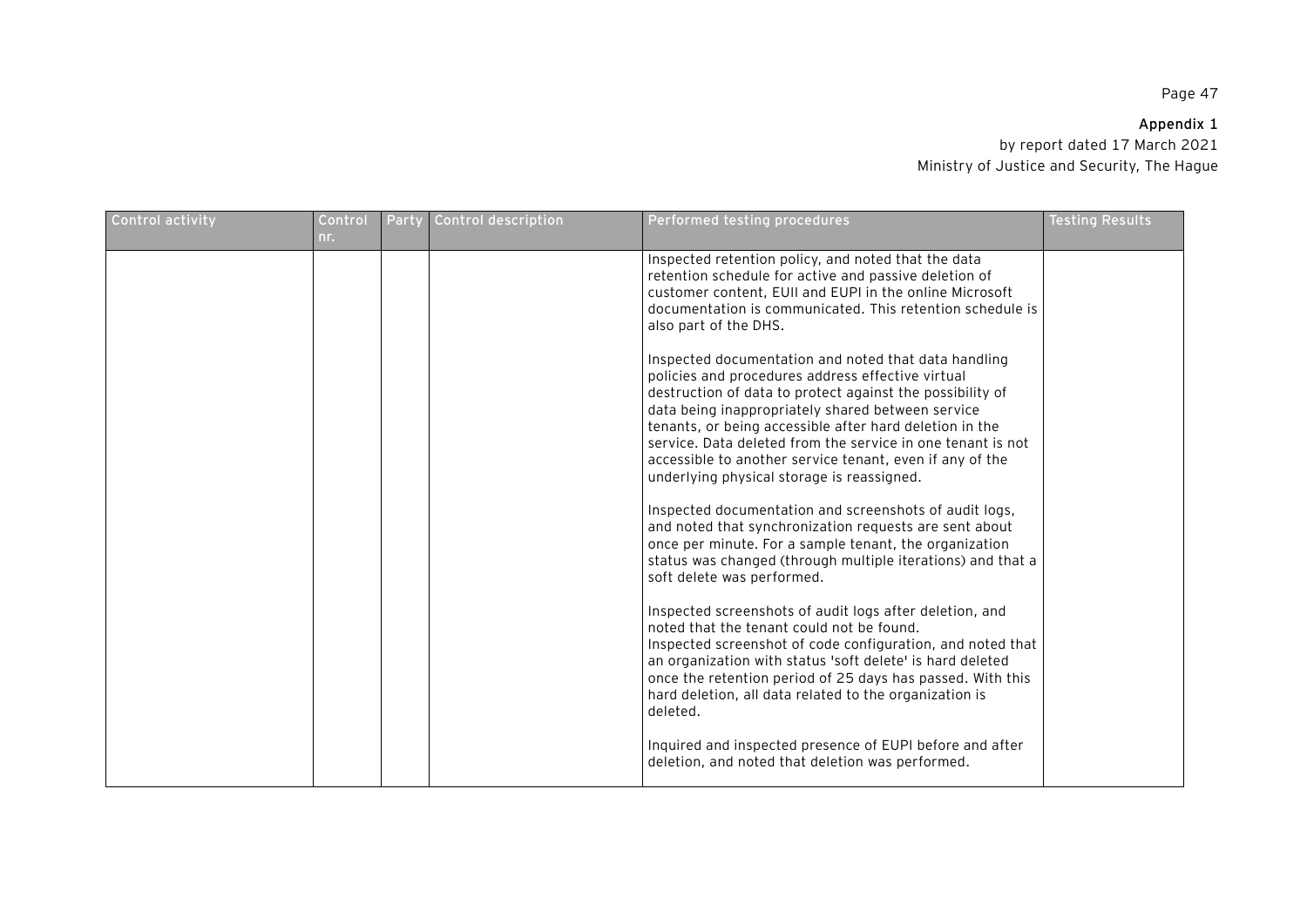| Control activity | Control nr. | Party | Control description | Performed testing procedures | Testing Results |
|---|---|---|---|---|---|
| | | | | Inspected retention policy, and noted that the data retention schedule for active and passive deletion of customer content, EUII and EUPI in the online Microsoft documentation is communicated. This retention schedule is also part of the DHS.<br><br>Inspected documentation and noted that data handling policies and procedures address effective virtual destruction of data to protect against the possibility of data being inappropriately shared between service tenants, or being accessible after hard deletion in the service. Data deleted from the service in one tenant is not accessible to another service tenant, even if any of the underlying physical storage is reassigned.<br><br>Inspected documentation and screenshots of audit logs, and noted that synchronization requests are sent about once per minute. For a sample tenant, the organization status was changed (through multiple iterations) and that a soft delete was performed.<br><br>Inspected screenshots of audit logs after deletion, and noted that the tenant could not be found.<br>Inspected screenshot of code configuration, and noted that an organization with status 'soft delete' is hard deleted once the retention period of 25 days has passed. With this hard deletion, all data related to the organization is deleted.<br><br>Inquired and inspected presence of EUPI before and after deletion, and noted that deletion was performed. | |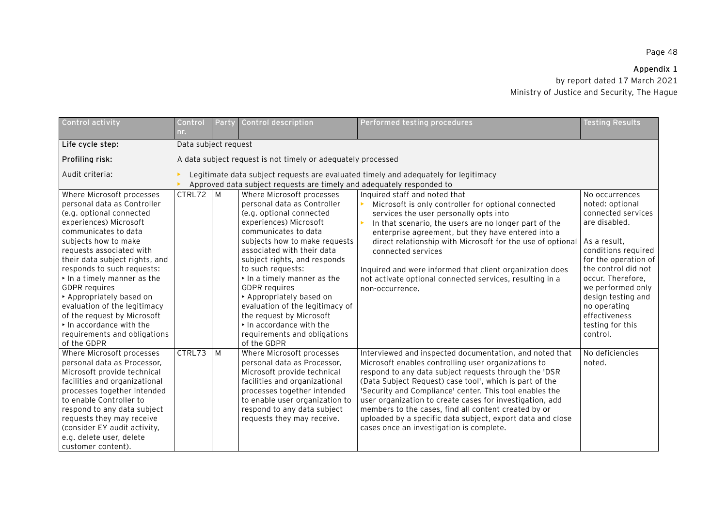**Appendix 1**

by report dated 17 March 2021

Ministry of Justice and Security, The Hague

| Control activity | Control nr. | Party | Control description | Performed testing procedures | Testing Results |
|---|---|---|---|---|---|
| **Life cycle step:** | Data subject request | | | | |
| **Profiling risk:** | A data subject request is not timely or adequately processed | | | | |
| Audit criteria: | ▸ Legitimate data subject requests are evaluated timely and adequately for legitimacy<br>▸ Approved data subject requests are timely and adequately responded to | | | | |
| Where Microsoft processes personal data as Controller (e.g. optional connected experiences) Microsoft communicates to data subjects how to make requests associated with their data subject rights, and responds to such requests:<br>‣ In a timely manner as the GDPR requires<br>‣ Appropriately based on evaluation of the legitimacy of the request by Microsoft<br>‣ In accordance with the requirements and obligations of the GDPR | CTRL72 | M | Where Microsoft processes personal data as Controller (e.g. optional connected experiences) Microsoft communicates to data subjects how to make requests associated with their data subject rights, and responds to such requests:<br>‣ In a timely manner as the GDPR requires<br>‣ Appropriately based on evaluation of the legitimacy of the request by Microsoft<br>‣ In accordance with the requirements and obligations of the GDPR | Inquired staff and noted that<br>▸ Microsoft is only controller for optional connected services the user personally opts into<br>▸ In that scenario, the users are no longer part of the enterprise agreement, but they have entered into a direct relationship with Microsoft for the use of optional connected services<br><br>Inquired and were informed that client organization does not activate optional connected services, resulting in a non-occurrence. | No occurrences noted: optional connected services are disabled.<br><br>As a result, conditions required for the operation of the control did not occur. Therefore, we performed only design testing and no operating effectiveness testing for this control. |
| Where Microsoft processes personal data as Processor, Microsoft provide technical facilities and organizational processes together intended to enable Controller to respond to any data subject requests they may receive (consider EY audit activity, e.g. delete user, delete customer content). | CTRL73 | M | Where Microsoft processes personal data as Processor, Microsoft provide technical facilities and organizational processes together intended to enable user organization to respond to any data subject requests they may receive. | Interviewed and inspected documentation, and noted that Microsoft enables controlling user organizations to respond to any data subject requests through the 'DSR (Data Subject Request) case tool', which is part of the 'Security and Compliance' center. This tool enables the user organization to create cases for investigation, add members to the cases, find all content created by or uploaded by a specific data subject, export data and close cases once an investigation is complete. | No deficiencies noted. |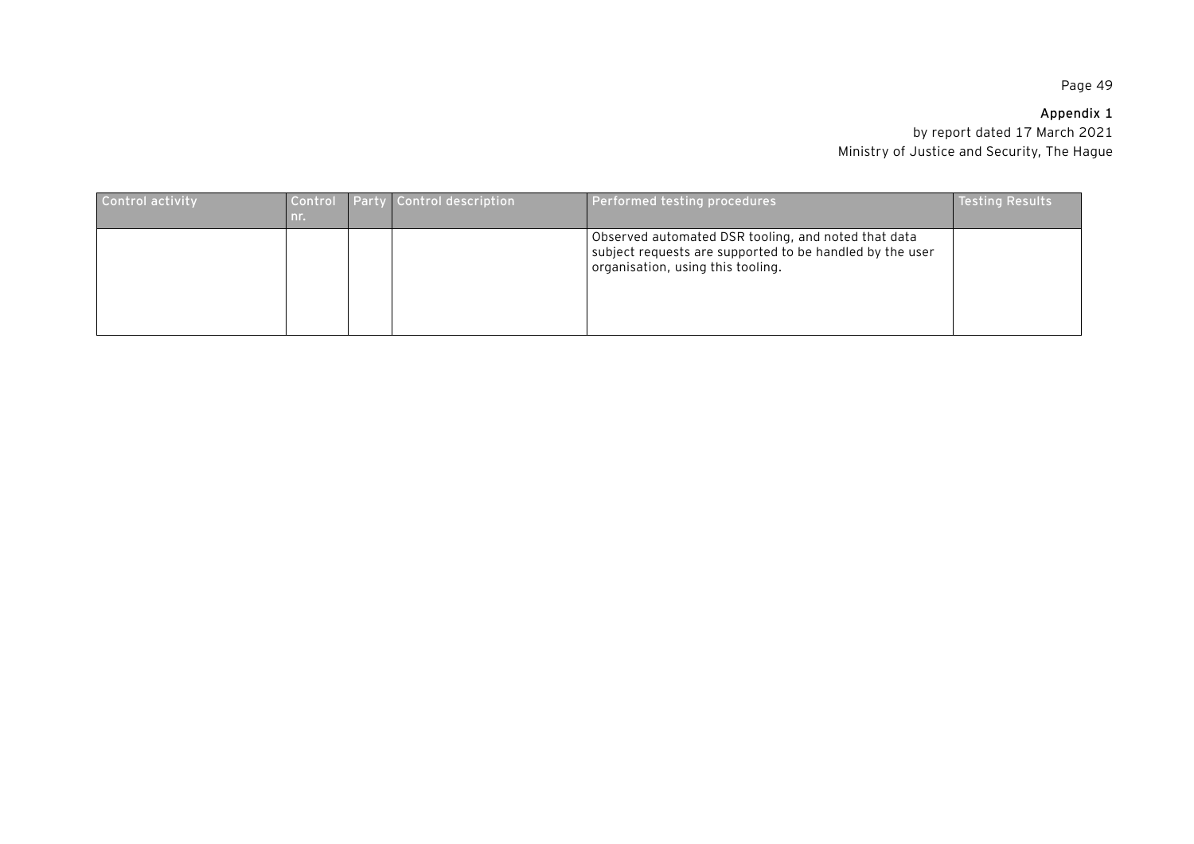| Control activity | Control nr. | Party | Control description | Performed testing procedures | Testing Results |
|---|---|---|---|---|---|
| | | | | Observed automated DSR tooling, and noted that data subject requests are supported to be handled by the user organisation, using this tooling. | |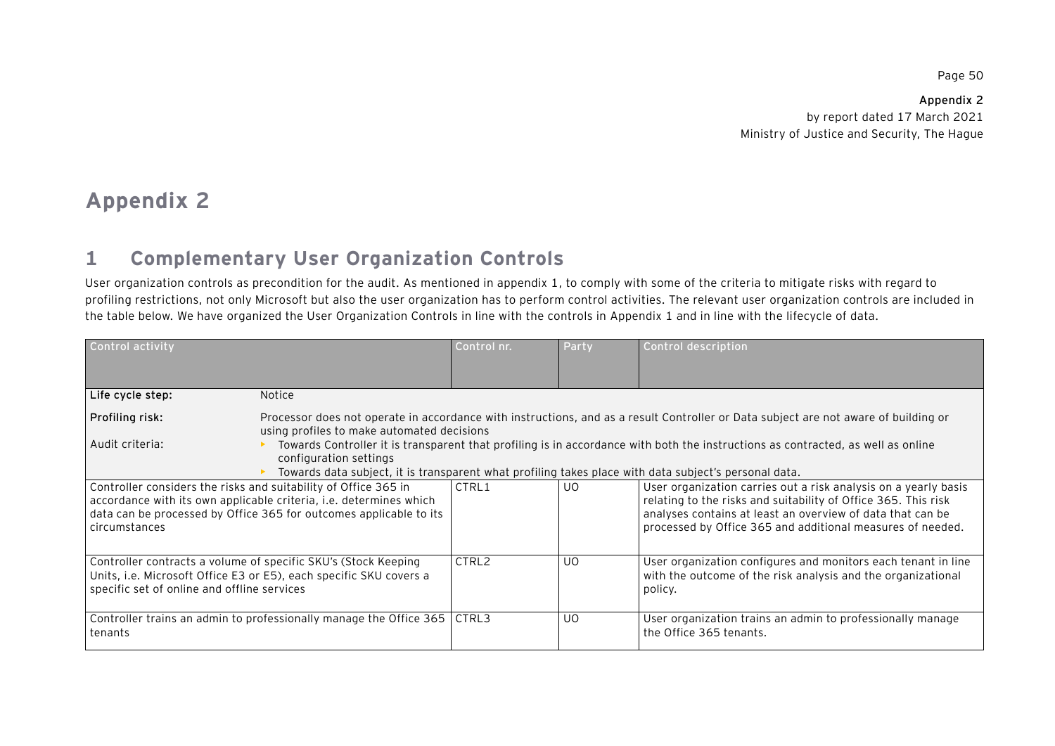# Appendix 2

## 1 Complementary User Organization Controls

User organization controls as precondition for the audit. As mentioned in appendix 1, to comply with some of the criteria to mitigate risks with regard to profiling restrictions, not only Microsoft but also the user organization has to perform control activities. The relevant user organization controls are included in the table below. We have organized the User Organization Controls in line with the controls in Appendix 1 and in line with the lifecycle of data.

| Control activity | Control nr. | Party | Control description |
|---|---|---|---|
| **Life cycle step:** Notice<br>**Profiling risk:** Processor does not operate in accordance with instructions, and as a result Controller or Data subject are not aware of building or using profiles to make automated decisions<br>Audit criteria:<br>▸ Towards Controller it is transparent that profiling is in accordance with both the instructions as contracted, as well as online configuration settings<br>▸ Towards data subject, it is transparent what profiling takes place with data subject's personal data. | | | |
| Controller considers the risks and suitability of Office 365 in accordance with its own applicable criteria, i.e. determines which data can be processed by Office 365 for outcomes applicable to its circumstances | CTRL1 | UO | User organization carries out a risk analysis on a yearly basis relating to the risks and suitability of Office 365. This risk analyses contains at least an overview of data that can be processed by Office 365 and additional measures of needed. |
| Controller contracts a volume of specific SKU's (Stock Keeping Units, i.e. Microsoft Office E3 or E5), each specific SKU covers a specific set of online and offline services | CTRL2 | UO | User organization configures and monitors each tenant in line with the outcome of the risk analysis and the organizational policy. |
| Controller trains an admin to professionally manage the Office 365 tenants | CTRL3 | UO | User organization trains an admin to professionally manage the Office 365 tenants. |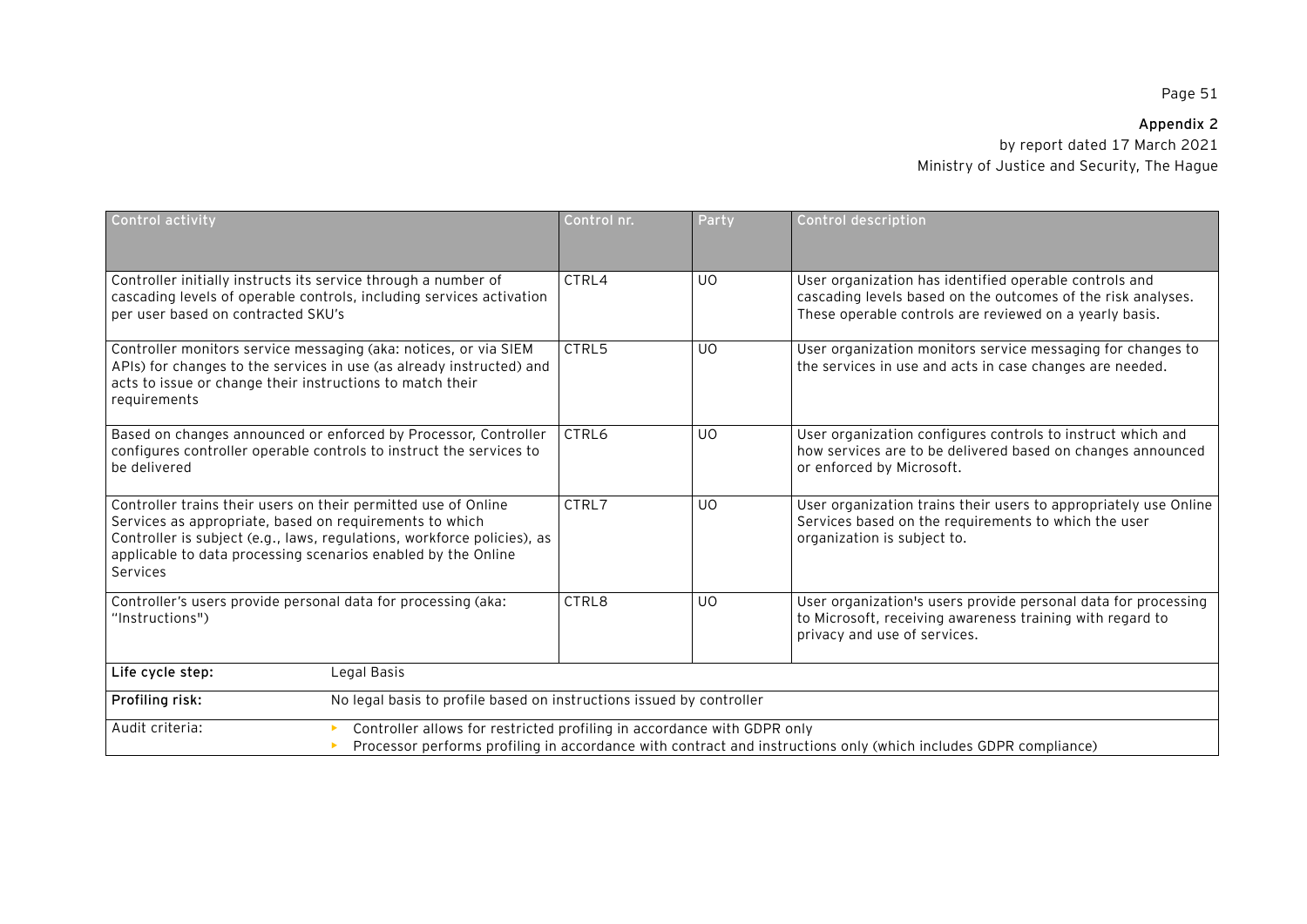**Appendix 2**
by report dated 17 March 2021
Ministry of Justice and Security, The Hague

| Control activity | Control nr. | Party | Control description |
| --- | --- | --- | --- |
| Controller initially instructs its service through a number of cascading levels of operable controls, including services activation per user based on contracted SKU's | CTRL4 | UO | User organization has identified operable controls and cascading levels based on the outcomes of the risk analyses. These operable controls are reviewed on a yearly basis. |
| Controller monitors service messaging (aka: notices, or via SIEM APIs) for changes to the services in use (as already instructed) and acts to issue or change their instructions to match their requirements | CTRL5 | UO | User organization monitors service messaging for changes to the services in use and acts in case changes are needed. |
| Based on changes announced or enforced by Processor, Controller configures controller operable controls to instruct the services to be delivered | CTRL6 | UO | User organization configures controls to instruct which and how services are to be delivered based on changes announced or enforced by Microsoft. |
| Controller trains their users on their permitted use of Online Services as appropriate, based on requirements to which Controller is subject (e.g., laws, regulations, workforce policies), as applicable to data processing scenarios enabled by the Online Services | CTRL7 | UO | User organization trains their users to appropriately use Online Services based on the requirements to which the user organization is subject to. |
| Controller's users provide personal data for processing (aka: "Instructions") | CTRL8 | UO | User organization's users provide personal data for processing to Microsoft, receiving awareness training with regard to privacy and use of services. |

| | |
| --- | --- |
| **Life cycle step:** | Legal Basis |
| **Profiling risk:** | No legal basis to profile based on instructions issued by controller |
| Audit criteria: | - Controller allows for restricted profiling in accordance with GDPR only<br>- Processor performs profiling in accordance with contract and instructions only (which includes GDPR compliance) |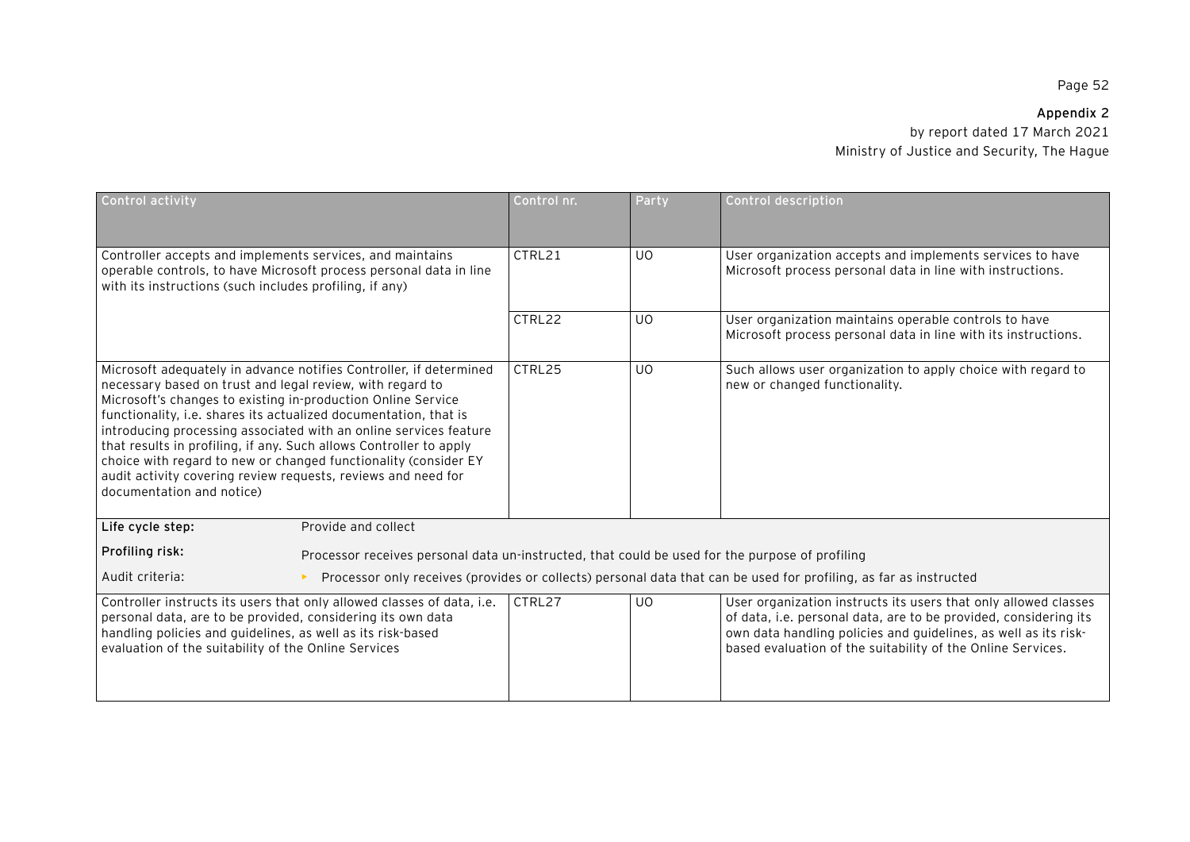**Appendix 2**
by report dated 17 March 2021
Ministry of Justice and Security, The Hague

| Control activity | Control nr. | Party | Control description |
|---|---|---|---|
| Controller accepts and implements services, and maintains operable controls, to have Microsoft process personal data in line with its instructions (such includes profiling, if any) | CTRL21 | UO | User organization accepts and implements services to have Microsoft process personal data in line with instructions. |
| | CTRL22 | UO | User organization maintains operable controls to have Microsoft process personal data in line with its instructions. |
| Microsoft adequately in advance notifies Controller, if determined necessary based on trust and legal review, with regard to Microsoft's changes to existing in-production Online Service functionality, i.e. shares its actualized documentation, that is introducing processing associated with an online services feature that results in profiling, if any. Such allows Controller to apply choice with regard to new or changed functionality (consider EY audit activity covering review requests, reviews and need for documentation and notice) | CTRL25 | UO | Such allows user organization to apply choice with regard to new or changed functionality. |
| **Life cycle step:** Provide and collect | | | |
| **Profiling risk:** Processor receives personal data un-instructed, that could be used for the purpose of profiling | | | |
| Audit criteria: ▸ Processor only receives (provides or collects) personal data that can be used for profiling, as far as instructed | | | |
| Controller instructs its users that only allowed classes of data, i.e. personal data, are to be provided, considering its own data handling policies and guidelines, as well as its risk-based evaluation of the suitability of the Online Services | CTRL27 | UO | User organization instructs its users that only allowed classes of data, i.e. personal data, are to be provided, considering its own data handling policies and guidelines, as well as its risk-based evaluation of the suitability of the Online Services. |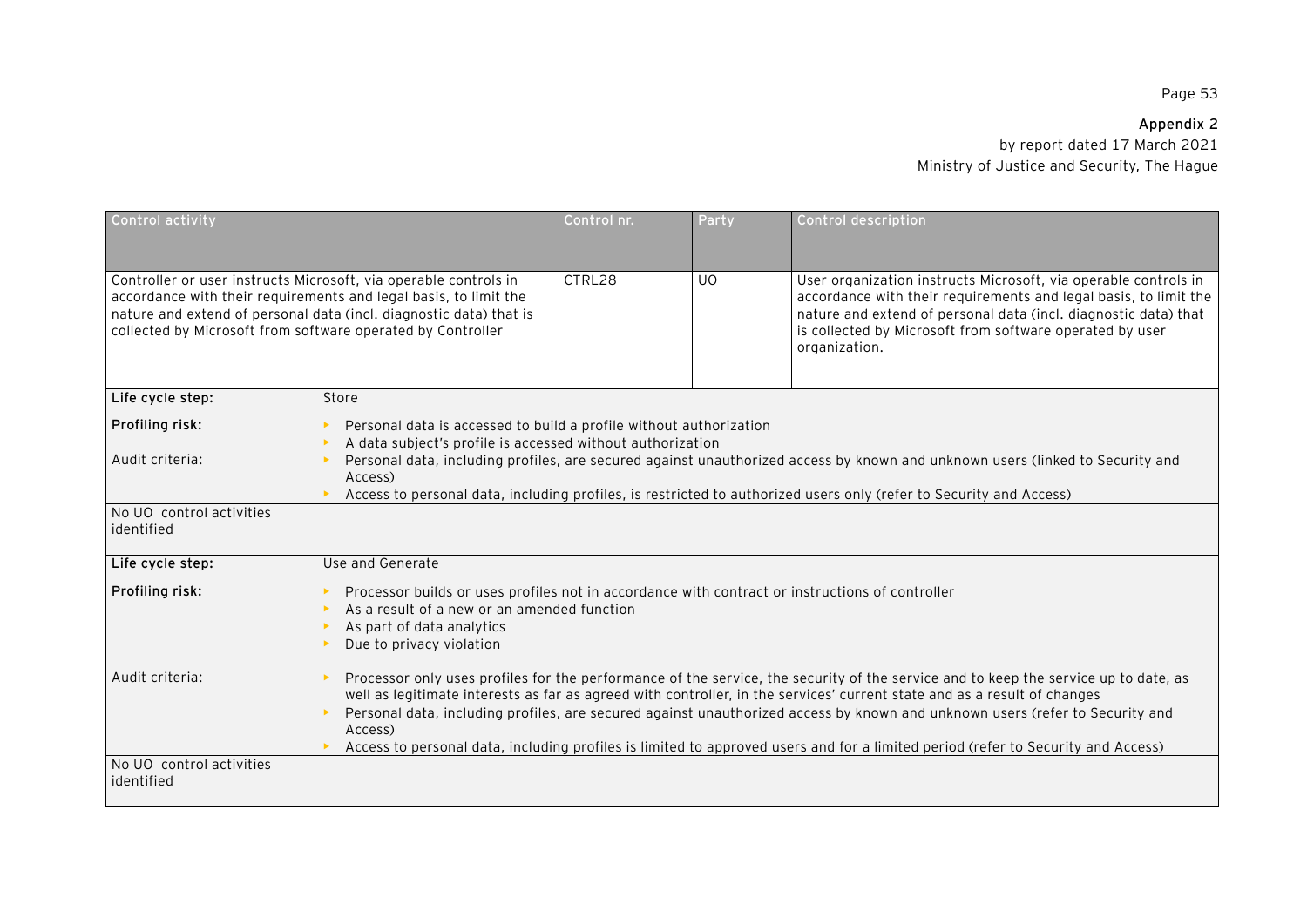| Control activity | Control nr. | Party | Control description |
|---|---|---|---|
| Controller or user instructs Microsoft, via operable controls in accordance with their requirements and legal basis, to limit the nature and extend of personal data (incl. diagnostic data) that is collected by Microsoft from software operated by Controller | CTRL28 | UO | User organization instructs Microsoft, via operable controls in accordance with their requirements and legal basis, to limit the nature and extend of personal data (incl. diagnostic data) that is collected by Microsoft from software operated by user organization. |

**Life cycle step:** Store

**Profiling risk:**

- Personal data is accessed to build a profile without authorization
- A data subject's profile is accessed without authorization

Audit criteria:

- Personal data, including profiles, are secured against unauthorized access by known and unknown users (linked to Security and Access)
- Access to personal data, including profiles, is restricted to authorized users only (refer to Security and Access)

No UO control activities identified

**Life cycle step:** Use and Generate

**Profiling risk:**

- Processor builds or uses profiles not in accordance with contract or instructions of controller
- As a result of a new or an amended function
- As part of data analytics
- Due to privacy violation

Audit criteria:

- Processor only uses profiles for the performance of the service, the security of the service and to keep the service up to date, as well as legitimate interests as far as agreed with controller, in the services' current state and as a result of changes
- Personal data, including profiles, are secured against unauthorized access by known and unknown users (refer to Security and Access)
- Access to personal data, including profiles is limited to approved users and for a limited period (refer to Security and Access)

No UO control activities identified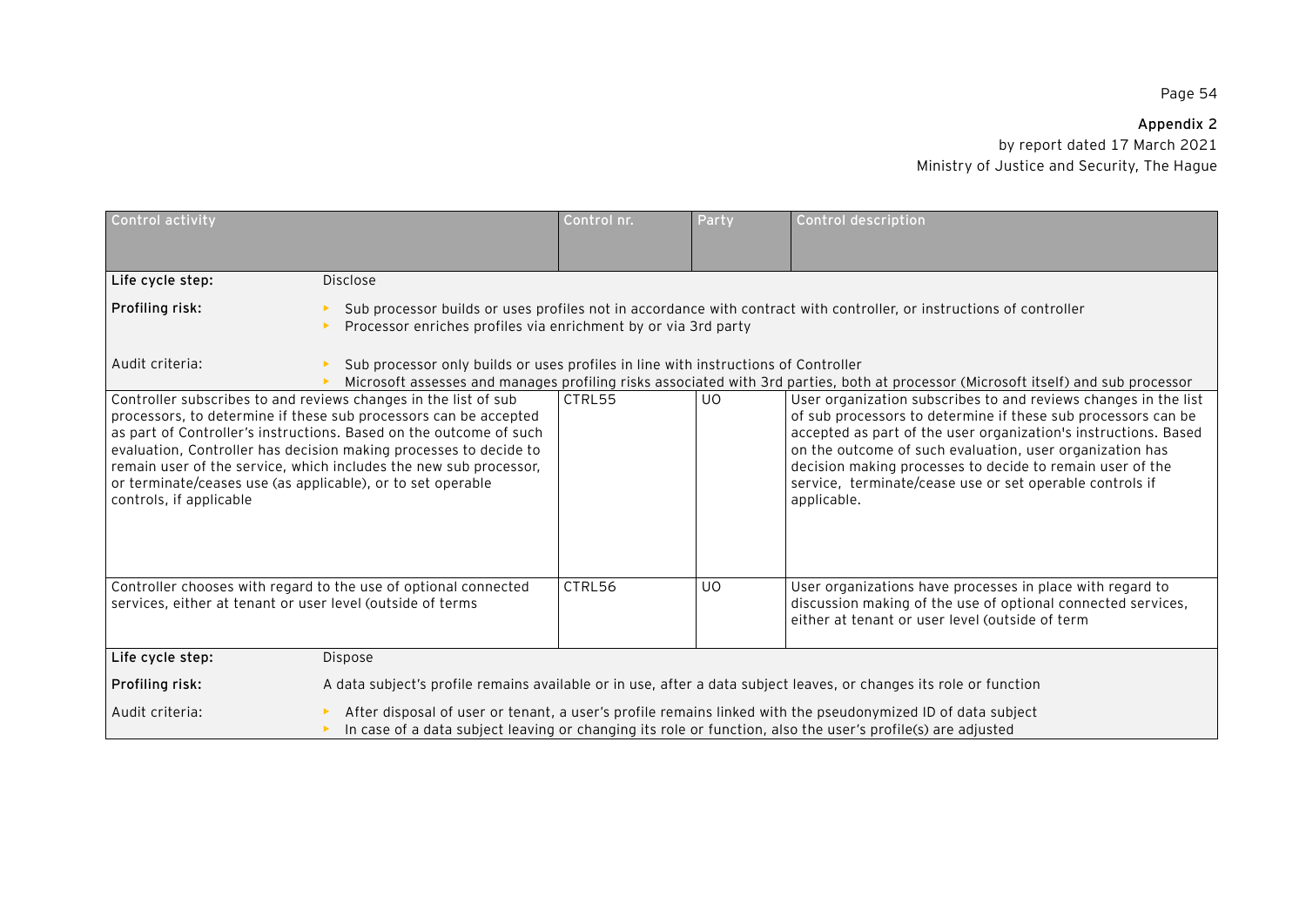**Appendix 2**
by report dated 17 March 2021
Ministry of Justice and Security, The Hague

| Control activity | | Control nr. | Party | Control description |
|---|---|---|---|---|
| **Life cycle step:** | Disclose | | | |
| **Profiling risk:** | • Sub processor builds or uses profiles not in accordance with contract with controller, or instructions of controller<br>• Processor enriches profiles via enrichment by or via 3rd party | | | |
| Audit criteria: | • Sub processor only builds or uses profiles in line with instructions of Controller<br>• Microsoft assesses and manages profiling risks associated with 3rd parties, both at processor (Microsoft itself) and sub processor | | | |
| Controller subscribes to and reviews changes in the list of sub processors, to determine if these sub processors can be accepted as part of Controller's instructions. Based on the outcome of such evaluation, Controller has decision making processes to decide to remain user of the service, which includes the new sub processor, or terminate/ceases use (as applicable), or to set operable controls, if applicable | | CTRL55 | UO | User organization subscribes to and reviews changes in the list of sub processors to determine if these sub processors can be accepted as part of the user organization's instructions. Based on the outcome of such evaluation, user organization has decision making processes to decide to remain user of the service, terminate/cease use or set operable controls if applicable. |
| Controller chooses with regard to the use of optional connected services, either at tenant or user level (outside of terms | | CTRL56 | UO | User organizations have processes in place with regard to discussion making of the use of optional connected services, either at tenant or user level (outside of term |
| **Life cycle step:** | Dispose | | | |
| **Profiling risk:** | A data subject's profile remains available or in use, after a data subject leaves, or changes its role or function | | | |
| Audit criteria: | • After disposal of user or tenant, a user's profile remains linked with the pseudonymized ID of data subject<br>• In case of a data subject leaving or changing its role or function, also the user's profile(s) are adjusted | | | |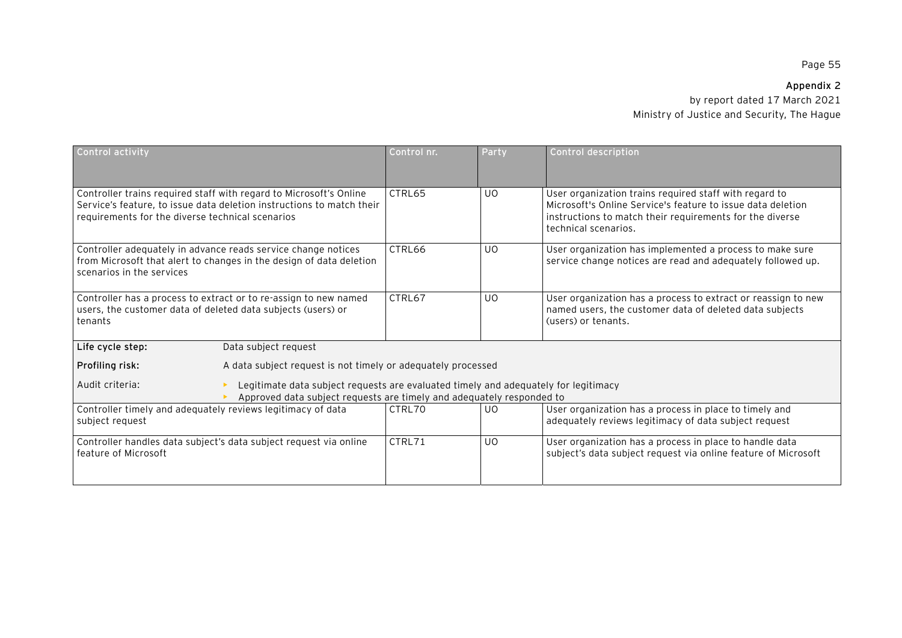**Appendix 2**
by report dated 17 March 2021
Ministry of Justice and Security, The Hague

| Control activity | Control nr. | Party | Control description |
|---|---|---|---|
| Controller trains required staff with regard to Microsoft's Online Service's feature, to issue data deletion instructions to match their requirements for the diverse technical scenarios | CTRL65 | UO | User organization trains required staff with regard to Microsoft's Online Service's feature to issue data deletion instructions to match their requirements for the diverse technical scenarios. |
| Controller adequately in advance reads service change notices from Microsoft that alert to changes in the design of data deletion scenarios in the services | CTRL66 | UO | User organization has implemented a process to make sure service change notices are read and adequately followed up. |
| Controller has a process to extract or to re-assign to new named users, the customer data of deleted data subjects (users) or tenants | CTRL67 | UO | User organization has a process to extract or reassign to new named users, the customer data of deleted data subjects (users) or tenants. |
| **Life cycle step:** Data subject request | | | |
| **Profiling risk:** A data subject request is not timely or adequately processed | | | |
| Audit criteria: <br>• Legitimate data subject requests are evaluated timely and adequately for legitimacy <br>• Approved data subject requests are timely and adequately responded to | | | |
| Controller timely and adequately reviews legitimacy of data subject request | CTRL70 | UO | User organization has a process in place to timely and adequately reviews legitimacy of data subject request |
| Controller handles data subject's data subject request via online feature of Microsoft | CTRL71 | UO | User organization has a process in place to handle data subject's data subject request via online feature of Microsoft |